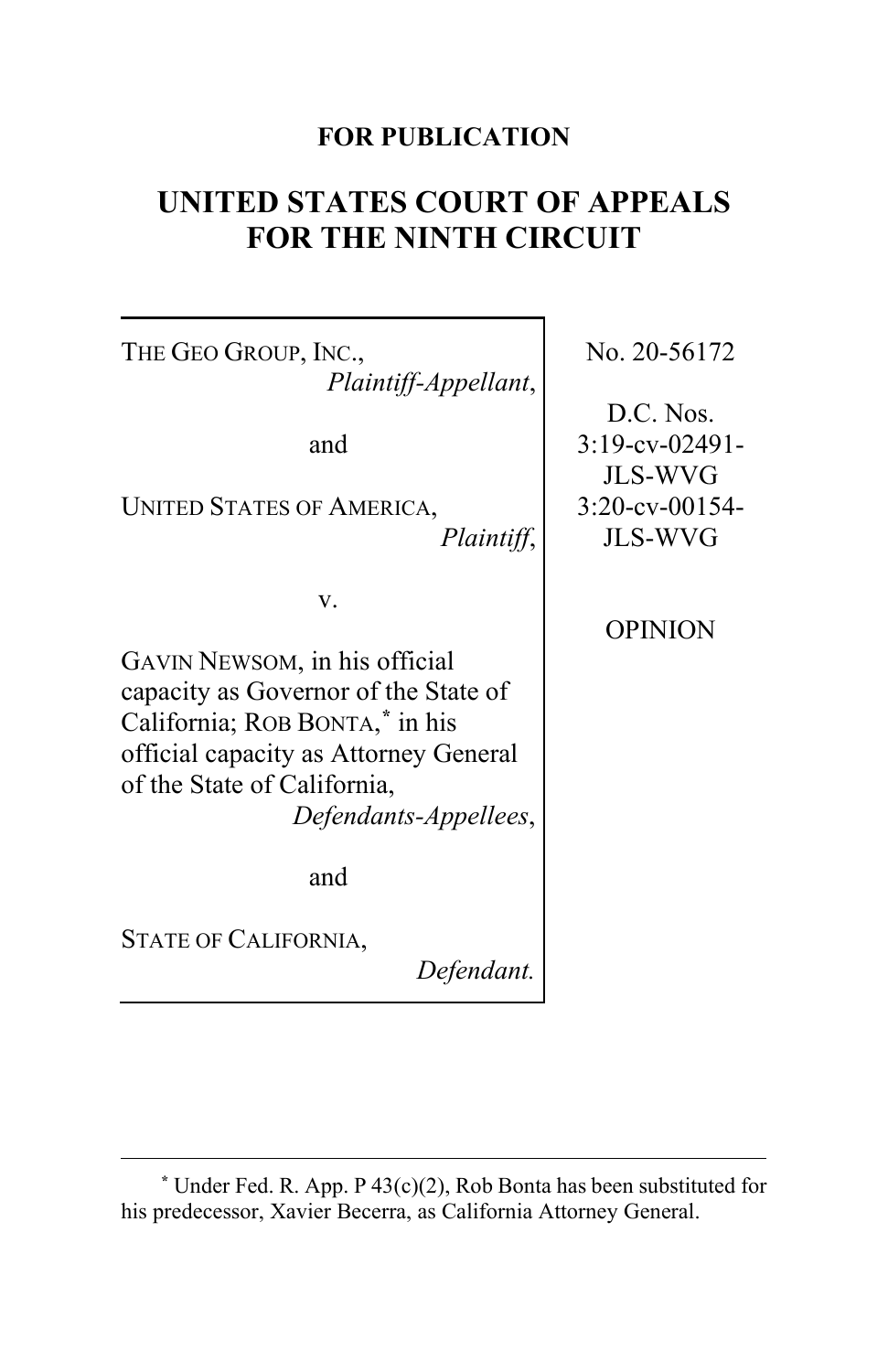**FOR PUBLICATION**

# UNITED STATES COURT OF APPEALS FOR THE NINTH CIRCUIT

| | |
|---|---|
| THE GEO GROUP, INC., *Plaintiff-Appellant*,<br><br>and<br><br>UNITED STATES OF AMERICA, *Plaintiff*,<br><br>v.<br><br>GAVIN NEWSOM, in his official capacity as Governor of the State of California; ROB BONTA,* in his official capacity as Attorney General of the State of California, *Defendants-Appellees*,<br><br>and<br><br>STATE OF CALIFORNIA, *Defendant.* | No. 20-56172<br><br>D.C. Nos. 3:19-cv-02491-JLS-WVG 3:20-cv-00154-JLS-WVG<br><br>OPINION |

---

\* Under Fed. R. App. P 43(c)(2), Rob Bonta has been substituted for his predecessor, Xavier Becerra, as California Attorney General.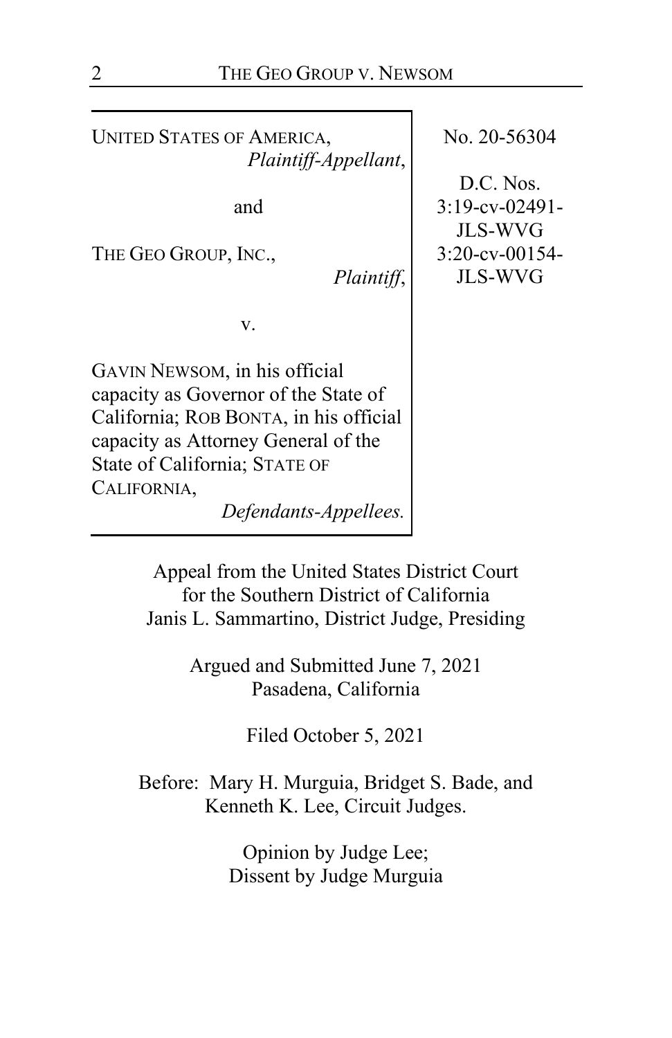UNITED STATES OF AMERICA,
*Plaintiff-Appellant*,

and

THE GEO GROUP, INC.,
*Plaintiff*,

v.

GAVIN NEWSOM, in his official capacity as Governor of the State of California; ROB BONTA, in his official capacity as Attorney General of the State of California; STATE OF CALIFORNIA,
*Defendants-Appellees.*

No. 20-56304

D.C. Nos.
3:19-cv-02491-JLS-WVG
3:20-cv-00154-JLS-WVG

Appeal from the United States District Court
for the Southern District of California
Janis L. Sammartino, District Judge, Presiding

Argued and Submitted June 7, 2021
Pasadena, California

Filed October 5, 2021

Before: Mary H. Murguia, Bridget S. Bade, and
Kenneth K. Lee, Circuit Judges.

Opinion by Judge Lee;
Dissent by Judge Murguia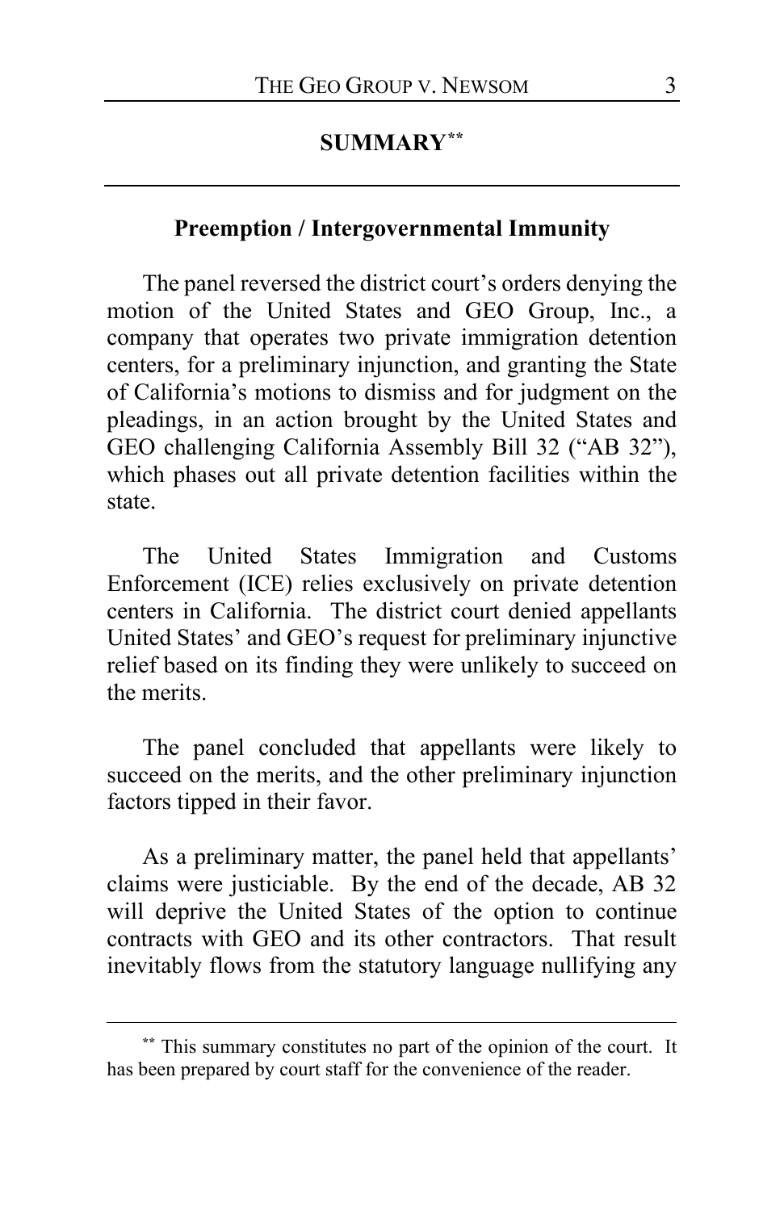## SUMMARY[**]

### Preemption / Intergovernmental Immunity

The panel reversed the district court's orders denying the motion of the United States and GEO Group, Inc., a company that operates two private immigration detention centers, for a preliminary injunction, and granting the State of California's motions to dismiss and for judgment on the pleadings, in an action brought by the United States and GEO challenging California Assembly Bill 32 ("AB 32"), which phases out all private detention facilities within the state.

The United States Immigration and Customs Enforcement (ICE) relies exclusively on private detention centers in California. The district court denied appellants United States' and GEO's request for preliminary injunctive relief based on its finding they were unlikely to succeed on the merits.

The panel concluded that appellants were likely to succeed on the merits, and the other preliminary injunction factors tipped in their favor.

As a preliminary matter, the panel held that appellants' claims were justiciable. By the end of the decade, AB 32 will deprive the United States of the option to continue contracts with GEO and its other contractors. That result inevitably flows from the statutory language nullifying any

[**] This summary constitutes no part of the opinion of the court. It has been prepared by court staff for the convenience of the reader.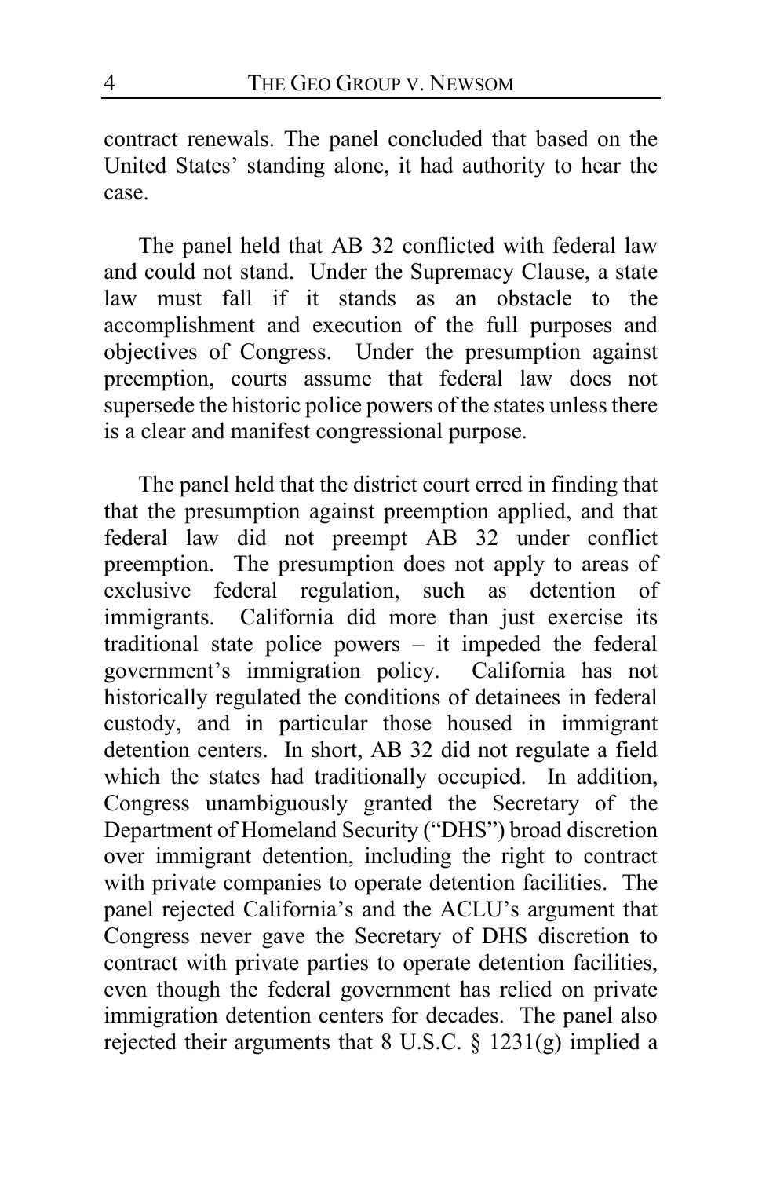contract renewals. The panel concluded that based on the United States' standing alone, it had authority to hear the case.

The panel held that AB 32 conflicted with federal law and could not stand. Under the Supremacy Clause, a state law must fall if it stands as an obstacle to the accomplishment and execution of the full purposes and objectives of Congress. Under the presumption against preemption, courts assume that federal law does not supersede the historic police powers of the states unless there is a clear and manifest congressional purpose.

The panel held that the district court erred in finding that that the presumption against preemption applied, and that federal law did not preempt AB 32 under conflict preemption. The presumption does not apply to areas of exclusive federal regulation, such as detention of immigrants. California did more than just exercise its traditional state police powers – it impeded the federal government's immigration policy. California has not historically regulated the conditions of detainees in federal custody, and in particular those housed in immigrant detention centers. In short, AB 32 did not regulate a field which the states had traditionally occupied. In addition, Congress unambiguously granted the Secretary of the Department of Homeland Security ("DHS") broad discretion over immigrant detention, including the right to contract with private companies to operate detention facilities. The panel rejected California's and the ACLU's argument that Congress never gave the Secretary of DHS discretion to contract with private parties to operate detention facilities, even though the federal government has relied on private immigration detention centers for decades. The panel also rejected their arguments that 8 U.S.C. § 1231(g) implied a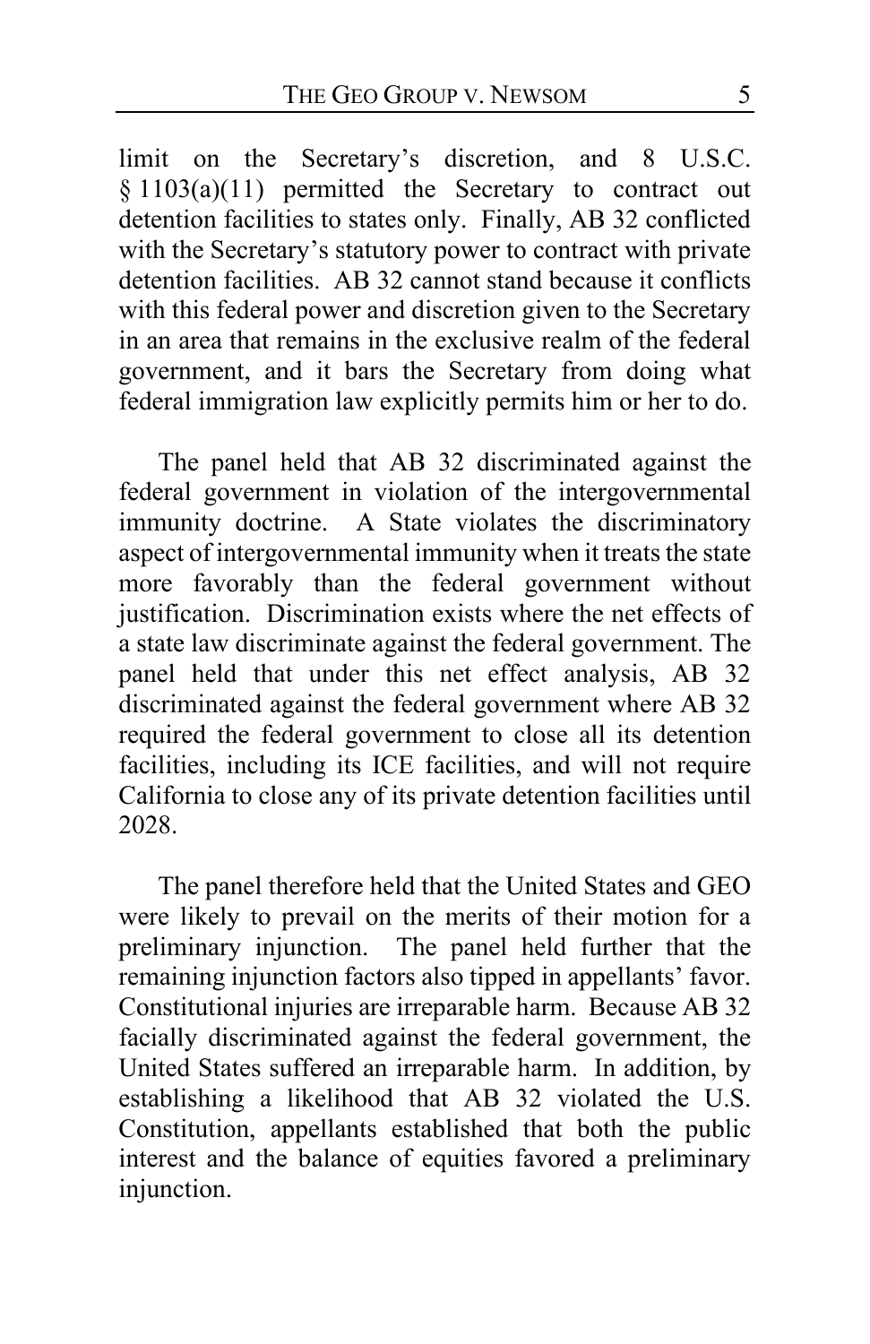limit on the Secretary's discretion, and 8 U.S.C. § 1103(a)(11) permitted the Secretary to contract out detention facilities to states only. Finally, AB 32 conflicted with the Secretary's statutory power to contract with private detention facilities. AB 32 cannot stand because it conflicts with this federal power and discretion given to the Secretary in an area that remains in the exclusive realm of the federal government, and it bars the Secretary from doing what federal immigration law explicitly permits him or her to do.

The panel held that AB 32 discriminated against the federal government in violation of the intergovernmental immunity doctrine. A State violates the discriminatory aspect of intergovernmental immunity when it treats the state more favorably than the federal government without justification. Discrimination exists where the net effects of a state law discriminate against the federal government. The panel held that under this net effect analysis, AB 32 discriminated against the federal government where AB 32 required the federal government to close all its detention facilities, including its ICE facilities, and will not require California to close any of its private detention facilities until 2028.

The panel therefore held that the United States and GEO were likely to prevail on the merits of their motion for a preliminary injunction. The panel held further that the remaining injunction factors also tipped in appellants' favor. Constitutional injuries are irreparable harm. Because AB 32 facially discriminated against the federal government, the United States suffered an irreparable harm. In addition, by establishing a likelihood that AB 32 violated the U.S. Constitution, appellants established that both the public interest and the balance of equities favored a preliminary injunction.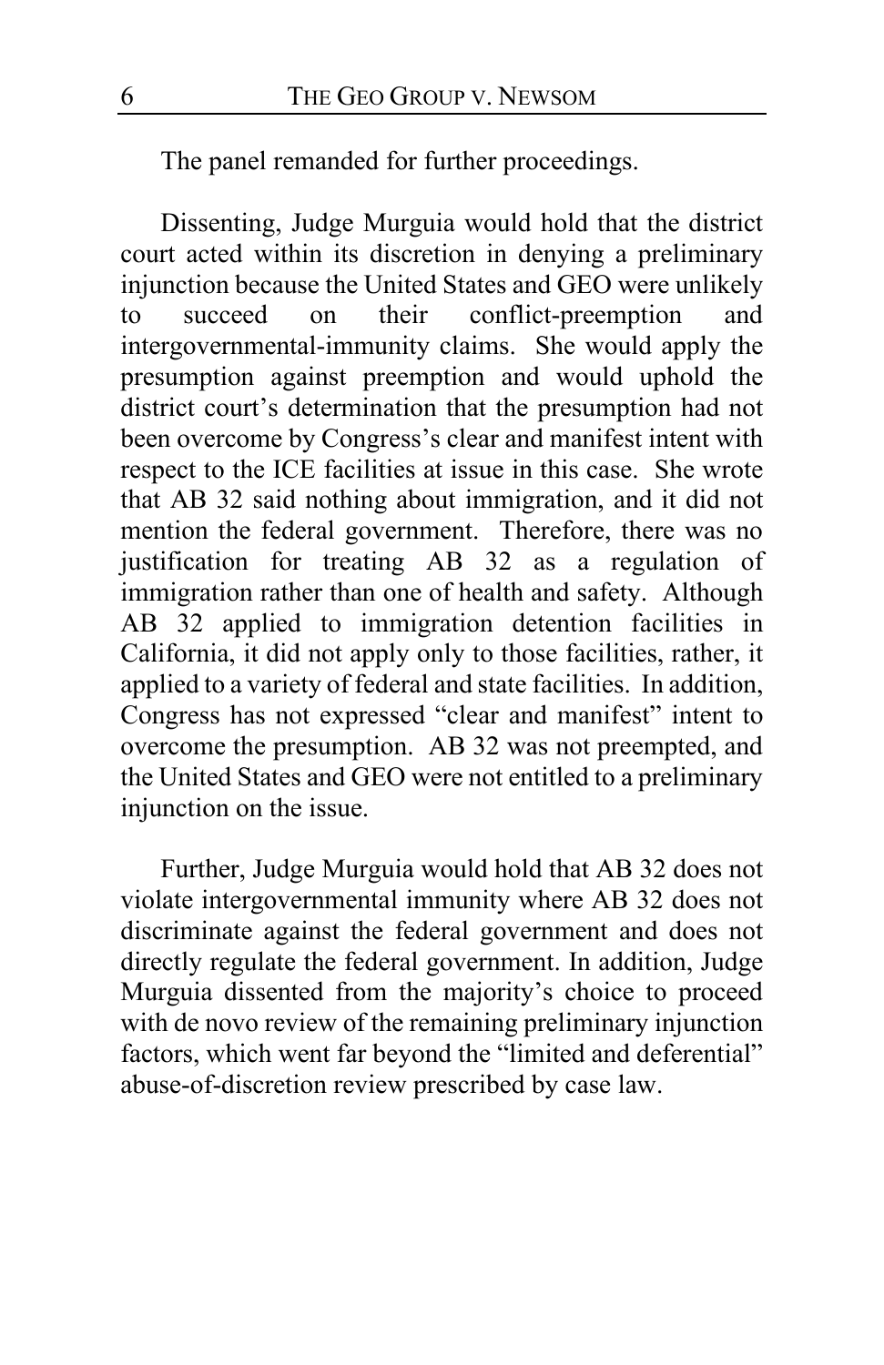The panel remanded for further proceedings.

Dissenting, Judge Murguia would hold that the district court acted within its discretion in denying a preliminary injunction because the United States and GEO were unlikely to succeed on their conflict-preemption and intergovernmental-immunity claims. She would apply the presumption against preemption and would uphold the district court's determination that the presumption had not been overcome by Congress's clear and manifest intent with respect to the ICE facilities at issue in this case. She wrote that AB 32 said nothing about immigration, and it did not mention the federal government. Therefore, there was no justification for treating AB 32 as a regulation of immigration rather than one of health and safety. Although AB 32 applied to immigration detention facilities in California, it did not apply only to those facilities, rather, it applied to a variety of federal and state facilities. In addition, Congress has not expressed "clear and manifest" intent to overcome the presumption. AB 32 was not preempted, and the United States and GEO were not entitled to a preliminary injunction on the issue.

Further, Judge Murguia would hold that AB 32 does not violate intergovernmental immunity where AB 32 does not discriminate against the federal government and does not directly regulate the federal government. In addition, Judge Murguia dissented from the majority's choice to proceed with de novo review of the remaining preliminary injunction factors, which went far beyond the "limited and deferential" abuse-of-discretion review prescribed by case law.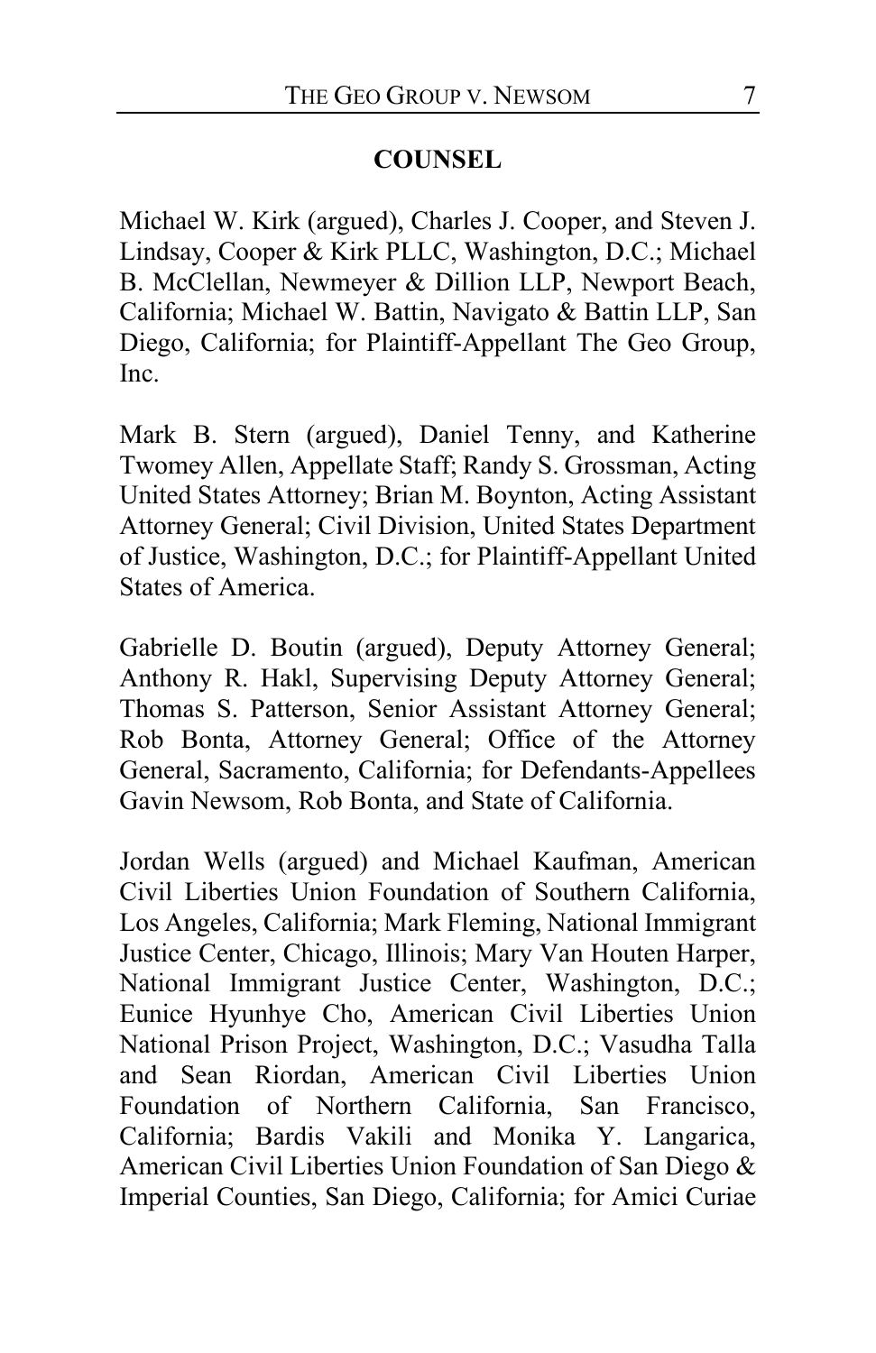**COUNSEL**

Michael W. Kirk (argued), Charles J. Cooper, and Steven J. Lindsay, Cooper & Kirk PLLC, Washington, D.C.; Michael B. McClellan, Newmeyer & Dillion LLP, Newport Beach, California; Michael W. Battin, Navigato & Battin LLP, San Diego, California; for Plaintiff-Appellant The Geo Group, Inc.

Mark B. Stern (argued), Daniel Tenny, and Katherine Twomey Allen, Appellate Staff; Randy S. Grossman, Acting United States Attorney; Brian M. Boynton, Acting Assistant Attorney General; Civil Division, United States Department of Justice, Washington, D.C.; for Plaintiff-Appellant United States of America.

Gabrielle D. Boutin (argued), Deputy Attorney General; Anthony R. Hakl, Supervising Deputy Attorney General; Thomas S. Patterson, Senior Assistant Attorney General; Rob Bonta, Attorney General; Office of the Attorney General, Sacramento, California; for Defendants-Appellees Gavin Newsom, Rob Bonta, and State of California.

Jordan Wells (argued) and Michael Kaufman, American Civil Liberties Union Foundation of Southern California, Los Angeles, California; Mark Fleming, National Immigrant Justice Center, Chicago, Illinois; Mary Van Houten Harper, National Immigrant Justice Center, Washington, D.C.; Eunice Hyunhye Cho, American Civil Liberties Union National Prison Project, Washington, D.C.; Vasudha Talla and Sean Riordan, American Civil Liberties Union Foundation of Northern California, San Francisco, California; Bardis Vakili and Monika Y. Langarica, American Civil Liberties Union Foundation of San Diego & Imperial Counties, San Diego, California; for Amici Curiae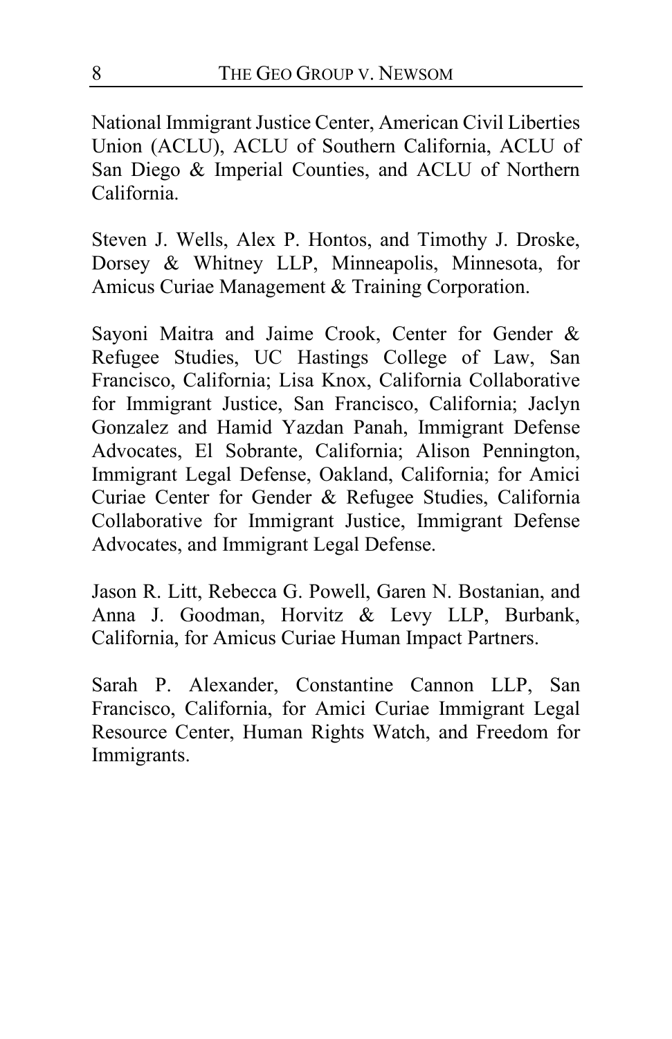National Immigrant Justice Center, American Civil Liberties Union (ACLU), ACLU of Southern California, ACLU of San Diego & Imperial Counties, and ACLU of Northern California.

Steven J. Wells, Alex P. Hontos, and Timothy J. Droske, Dorsey & Whitney LLP, Minneapolis, Minnesota, for Amicus Curiae Management & Training Corporation.

Sayoni Maitra and Jaime Crook, Center for Gender & Refugee Studies, UC Hastings College of Law, San Francisco, California; Lisa Knox, California Collaborative for Immigrant Justice, San Francisco, California; Jaclyn Gonzalez and Hamid Yazdan Panah, Immigrant Defense Advocates, El Sobrante, California; Alison Pennington, Immigrant Legal Defense, Oakland, California; for Amici Curiae Center for Gender & Refugee Studies, California Collaborative for Immigrant Justice, Immigrant Defense Advocates, and Immigrant Legal Defense.

Jason R. Litt, Rebecca G. Powell, Garen N. Bostanian, and Anna J. Goodman, Horvitz & Levy LLP, Burbank, California, for Amicus Curiae Human Impact Partners.

Sarah P. Alexander, Constantine Cannon LLP, San Francisco, California, for Amici Curiae Immigrant Legal Resource Center, Human Rights Watch, and Freedom for Immigrants.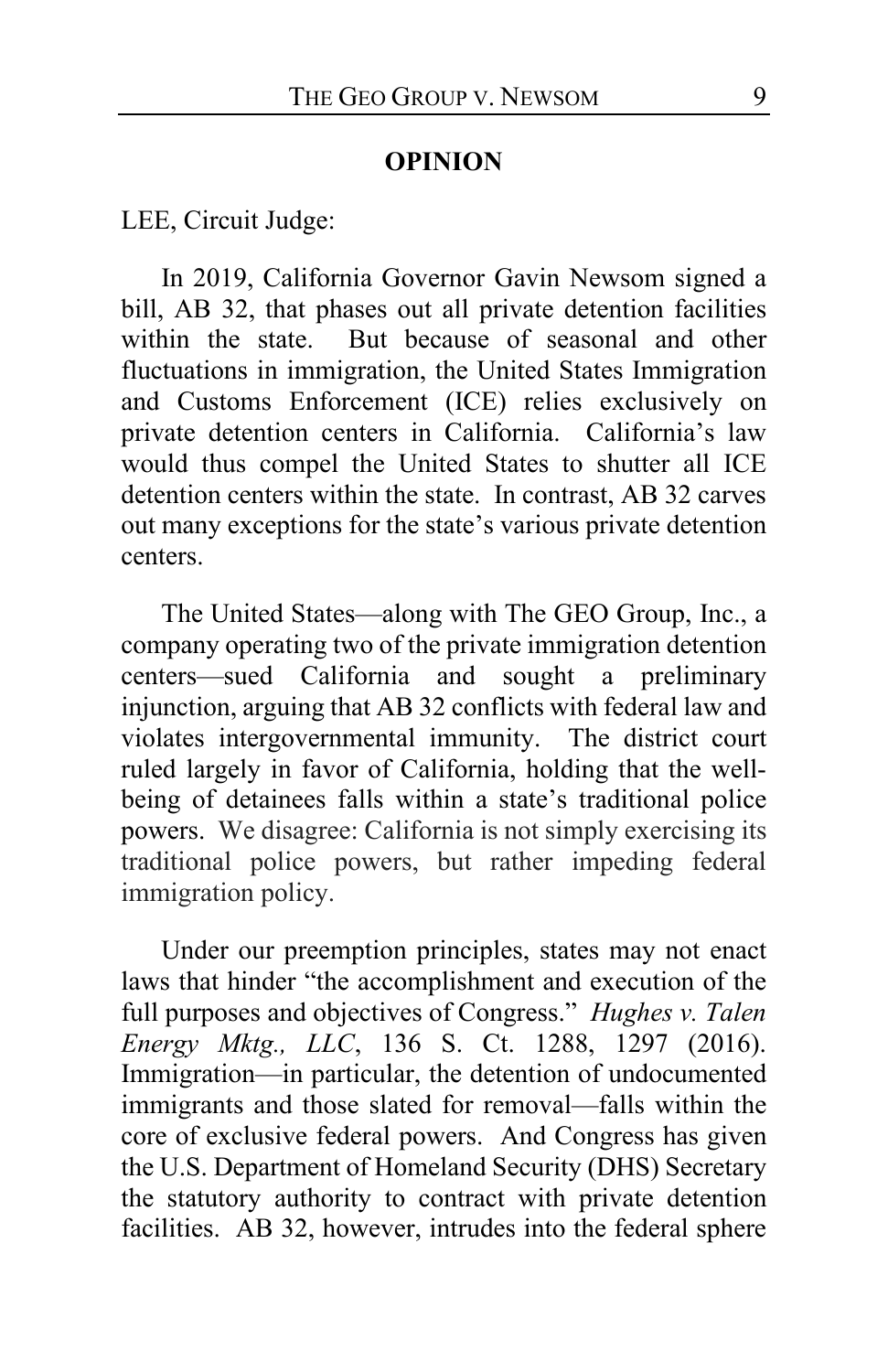## OPINION

LEE, Circuit Judge:

In 2019, California Governor Gavin Newsom signed a bill, AB 32, that phases out all private detention facilities within the state. But because of seasonal and other fluctuations in immigration, the United States Immigration and Customs Enforcement (ICE) relies exclusively on private detention centers in California. California's law would thus compel the United States to shutter all ICE detention centers within the state. In contrast, AB 32 carves out many exceptions for the state's various private detention centers.

The United States—along with The GEO Group, Inc., a company operating two of the private immigration detention centers—sued California and sought a preliminary injunction, arguing that AB 32 conflicts with federal law and violates intergovernmental immunity. The district court ruled largely in favor of California, holding that the well-being of detainees falls within a state's traditional police powers. We disagree: California is not simply exercising its traditional police powers, but rather impeding federal immigration policy.

Under our preemption principles, states may not enact laws that hinder "the accomplishment and execution of the full purposes and objectives of Congress." *Hughes v. Talen Energy Mktg., LLC*, 136 S. Ct. 1288, 1297 (2016). Immigration—in particular, the detention of undocumented immigrants and those slated for removal—falls within the core of exclusive federal powers. And Congress has given the U.S. Department of Homeland Security (DHS) Secretary the statutory authority to contract with private detention facilities. AB 32, however, intrudes into the federal sphere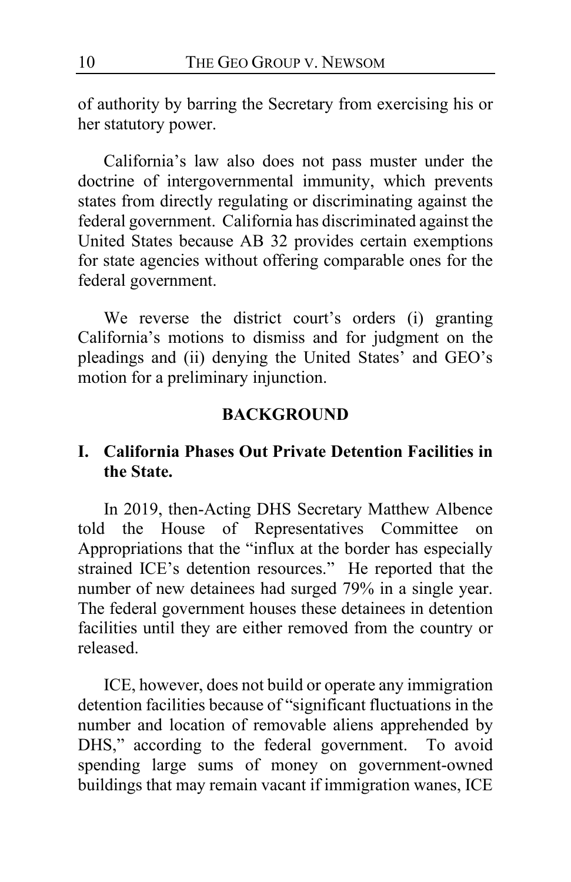of authority by barring the Secretary from exercising his or her statutory power.

California's law also does not pass muster under the doctrine of intergovernmental immunity, which prevents states from directly regulating or discriminating against the federal government. California has discriminated against the United States because AB 32 provides certain exemptions for state agencies without offering comparable ones for the federal government.

We reverse the district court's orders (i) granting California's motions to dismiss and for judgment on the pleadings and (ii) denying the United States' and GEO's motion for a preliminary injunction.

## BACKGROUND

### I. California Phases Out Private Detention Facilities in the State.

In 2019, then-Acting DHS Secretary Matthew Albence told the House of Representatives Committee on Appropriations that the "influx at the border has especially strained ICE's detention resources." He reported that the number of new detainees had surged 79% in a single year. The federal government houses these detainees in detention facilities until they are either removed from the country or released.

ICE, however, does not build or operate any immigration detention facilities because of "significant fluctuations in the number and location of removable aliens apprehended by DHS," according to the federal government. To avoid spending large sums of money on government-owned buildings that may remain vacant if immigration wanes, ICE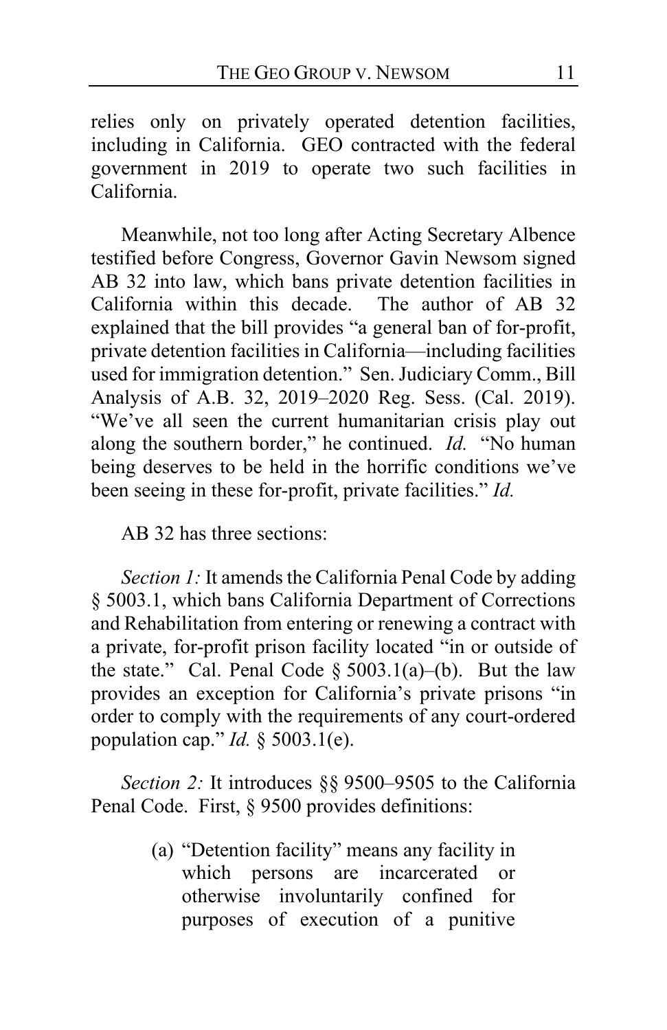relies only on privately operated detention facilities, including in California. GEO contracted with the federal government in 2019 to operate two such facilities in California.

Meanwhile, not too long after Acting Secretary Albence testified before Congress, Governor Gavin Newsom signed AB 32 into law, which bans private detention facilities in California within this decade. The author of AB 32 explained that the bill provides "a general ban of for-profit, private detention facilities in California—including facilities used for immigration detention." Sen. Judiciary Comm., Bill Analysis of A.B. 32, 2019–2020 Reg. Sess. (Cal. 2019). "We've all seen the current humanitarian crisis play out along the southern border," he continued. *Id.* "No human being deserves to be held in the horrific conditions we've been seeing in these for-profit, private facilities." *Id.*

AB 32 has three sections:

*Section 1:* It amends the California Penal Code by adding § 5003.1, which bans California Department of Corrections and Rehabilitation from entering or renewing a contract with a private, for-profit prison facility located "in or outside of the state." Cal. Penal Code § 5003.1(a)–(b). But the law provides an exception for California's private prisons "in order to comply with the requirements of any court-ordered population cap." *Id.* § 5003.1(e).

*Section 2:* It introduces §§ 9500–9505 to the California Penal Code. First, § 9500 provides definitions:

> (a) "Detention facility" means any facility in which persons are incarcerated or otherwise involuntarily confined for purposes of execution of a punitive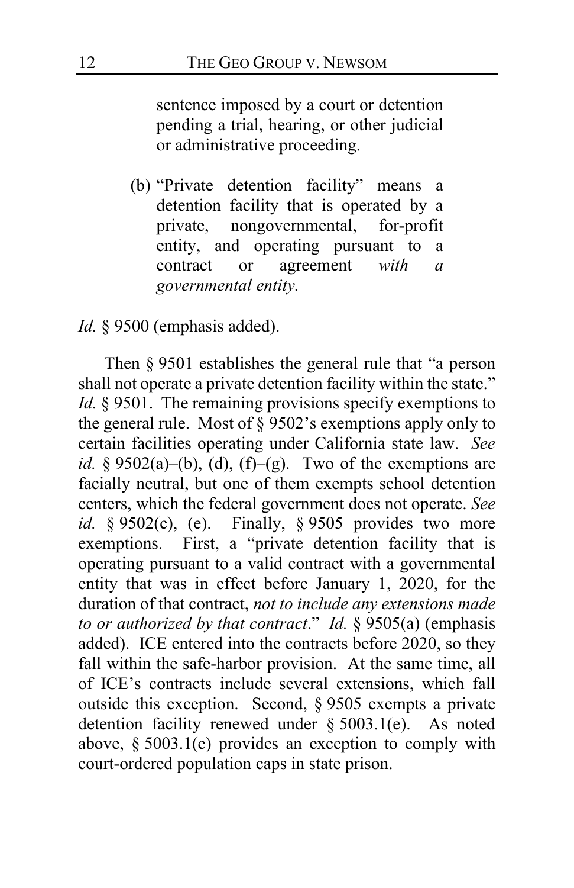sentence imposed by a court or detention pending a trial, hearing, or other judicial or administrative proceeding.

> (b) "Private detention facility" means a detention facility that is operated by a private, nongovernmental, for-profit entity, and operating pursuant to a contract or agreement *with a governmental entity.*

*Id.* § 9500 (emphasis added).

Then § 9501 establishes the general rule that "a person shall not operate a private detention facility within the state." *Id.* § 9501. The remaining provisions specify exemptions to the general rule. Most of § 9502's exemptions apply only to certain facilities operating under California state law. *See id.* § 9502(a)–(b), (d), (f)–(g). Two of the exemptions are facially neutral, but one of them exempts school detention centers, which the federal government does not operate. *See id.* § 9502(c), (e). Finally, § 9505 provides two more exemptions. First, a "private detention facility that is operating pursuant to a valid contract with a governmental entity that was in effect before January 1, 2020, for the duration of that contract, *not to include any extensions made to or authorized by that contract*." *Id.* § 9505(a) (emphasis added). ICE entered into the contracts before 2020, so they fall within the safe-harbor provision. At the same time, all of ICE's contracts include several extensions, which fall outside this exception. Second, § 9505 exempts a private detention facility renewed under § 5003.1(e). As noted above, § 5003.1(e) provides an exception to comply with court-ordered population caps in state prison.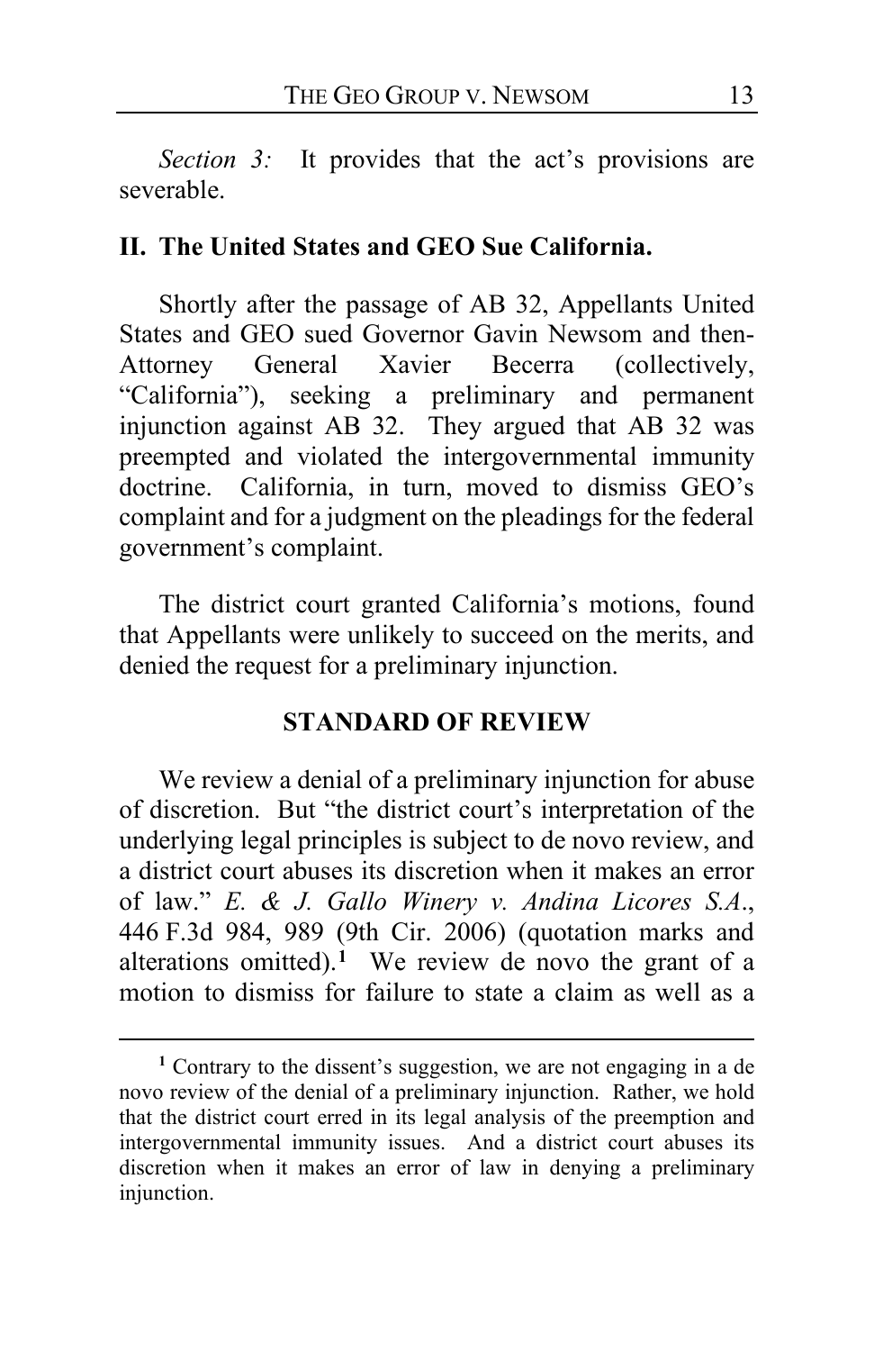*Section 3:* It provides that the act's provisions are severable.

## II. The United States and GEO Sue California.

Shortly after the passage of AB 32, Appellants United States and GEO sued Governor Gavin Newsom and then-Attorney General Xavier Becerra (collectively, "California"), seeking a preliminary and permanent injunction against AB 32. They argued that AB 32 was preempted and violated the intergovernmental immunity doctrine. California, in turn, moved to dismiss GEO's complaint and for a judgment on the pleadings for the federal government's complaint.

The district court granted California's motions, found that Appellants were unlikely to succeed on the merits, and denied the request for a preliminary injunction.

## STANDARD OF REVIEW

We review a denial of a preliminary injunction for abuse of discretion. But "the district court's interpretation of the underlying legal principles is subject to de novo review, and a district court abuses its discretion when it makes an error of law." *E. & J. Gallo Winery v. Andina Licores S.A.*, 446 F.3d 984, 989 (9th Cir. 2006) (quotation marks and alterations omitted).[1] We review de novo the grant of a motion to dismiss for failure to state a claim as well as a

---

[1] Contrary to the dissent's suggestion, we are not engaging in a de novo review of the denial of a preliminary injunction. Rather, we hold that the district court erred in its legal analysis of the preemption and intergovernmental immunity issues. And a district court abuses its discretion when it makes an error of law in denying a preliminary injunction.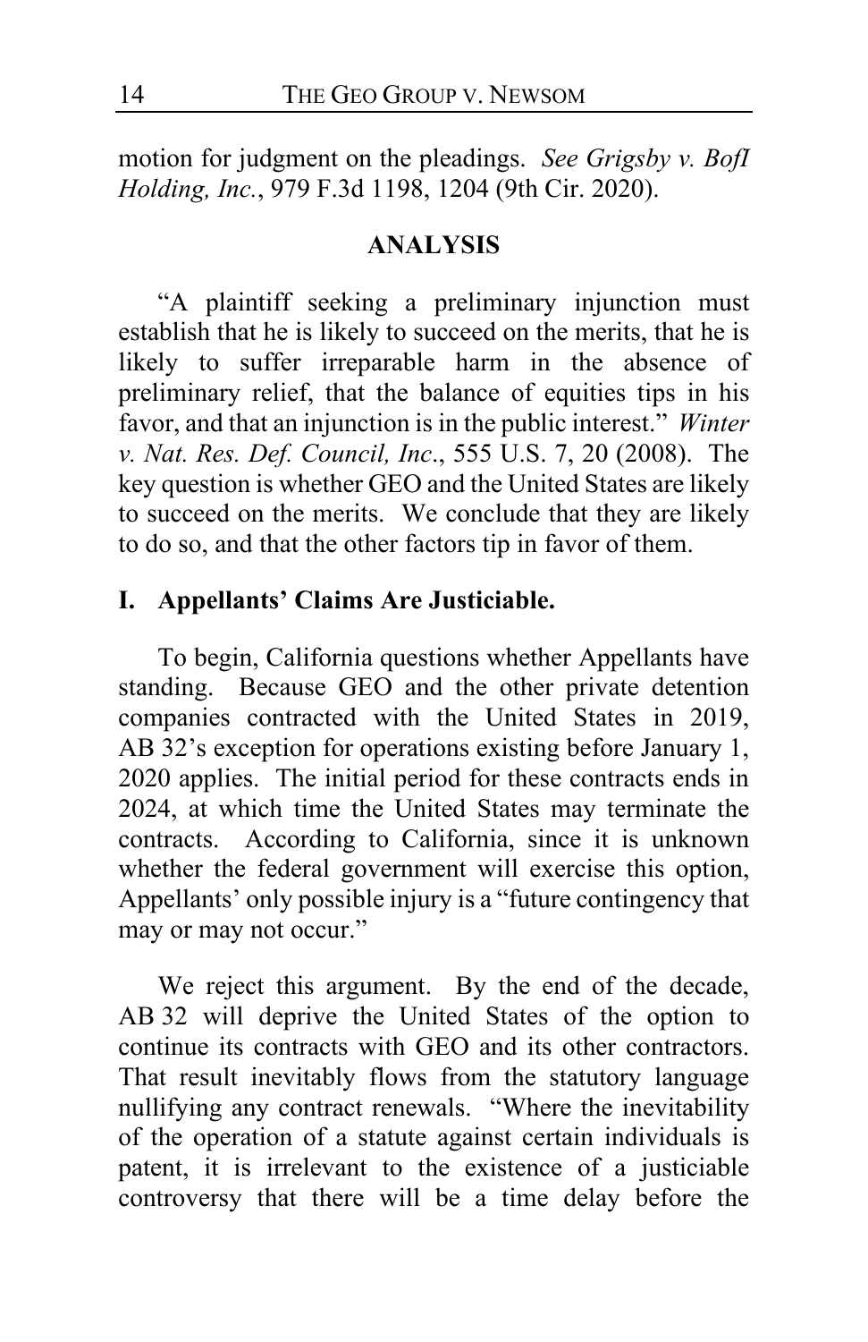motion for judgment on the pleadings. *See Grigsby v. BofI Holding, Inc.*, 979 F.3d 1198, 1204 (9th Cir. 2020).

## ANALYSIS

"A plaintiff seeking a preliminary injunction must establish that he is likely to succeed on the merits, that he is likely to suffer irreparable harm in the absence of preliminary relief, that the balance of equities tips in his favor, and that an injunction is in the public interest." *Winter v. Nat. Res. Def. Council, Inc*., 555 U.S. 7, 20 (2008). The key question is whether GEO and the United States are likely to succeed on the merits. We conclude that they are likely to do so, and that the other factors tip in favor of them.

### I. Appellants' Claims Are Justiciable.

To begin, California questions whether Appellants have standing. Because GEO and the other private detention companies contracted with the United States in 2019, AB 32's exception for operations existing before January 1, 2020 applies. The initial period for these contracts ends in 2024, at which time the United States may terminate the contracts. According to California, since it is unknown whether the federal government will exercise this option, Appellants' only possible injury is a "future contingency that may or may not occur."

We reject this argument. By the end of the decade, AB 32 will deprive the United States of the option to continue its contracts with GEO and its other contractors. That result inevitably flows from the statutory language nullifying any contract renewals. "Where the inevitability of the operation of a statute against certain individuals is patent, it is irrelevant to the existence of a justiciable controversy that there will be a time delay before the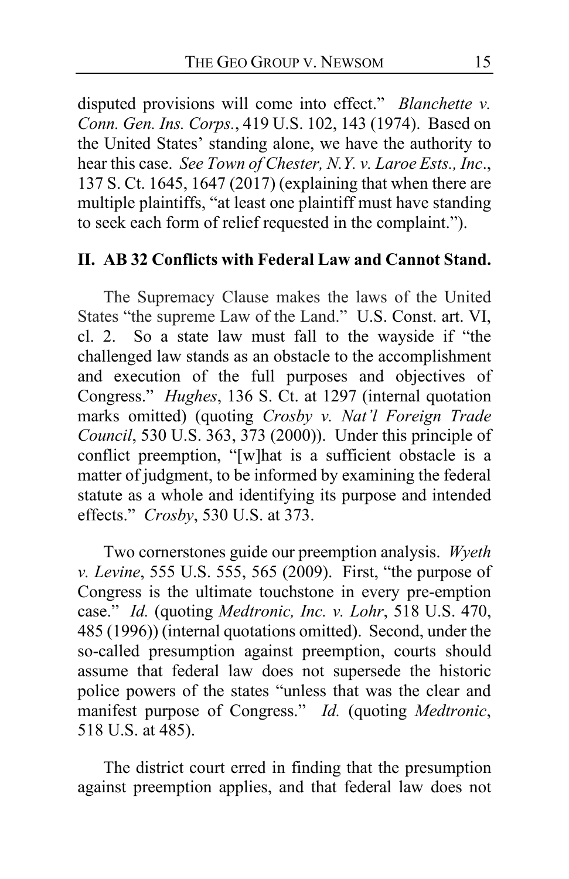disputed provisions will come into effect." *Blanchette v. Conn. Gen. Ins. Corps.*, 419 U.S. 102, 143 (1974). Based on the United States' standing alone, we have the authority to hear this case. *See Town of Chester, N.Y. v. Laroe Ests., Inc*., 137 S. Ct. 1645, 1647 (2017) (explaining that when there are multiple plaintiffs, "at least one plaintiff must have standing to seek each form of relief requested in the complaint.").

## II. AB 32 Conflicts with Federal Law and Cannot Stand.

The Supremacy Clause makes the laws of the United States "the supreme Law of the Land." U.S. Const. art. VI, cl. 2. So a state law must fall to the wayside if "the challenged law stands as an obstacle to the accomplishment and execution of the full purposes and objectives of Congress." *Hughes*, 136 S. Ct. at 1297 (internal quotation marks omitted) (quoting *Crosby v. Nat'l Foreign Trade Council*, 530 U.S. 363, 373 (2000)). Under this principle of conflict preemption, "[w]hat is a sufficient obstacle is a matter of judgment, to be informed by examining the federal statute as a whole and identifying its purpose and intended effects." *Crosby*, 530 U.S. at 373.

Two cornerstones guide our preemption analysis. *Wyeth v. Levine*, 555 U.S. 555, 565 (2009). First, "the purpose of Congress is the ultimate touchstone in every pre-emption case." *Id.* (quoting *Medtronic, Inc. v. Lohr*, 518 U.S. 470, 485 (1996)) (internal quotations omitted). Second, under the so-called presumption against preemption, courts should assume that federal law does not supersede the historic police powers of the states "unless that was the clear and manifest purpose of Congress." *Id.* (quoting *Medtronic*, 518 U.S. at 485).

The district court erred in finding that the presumption against preemption applies, and that federal law does not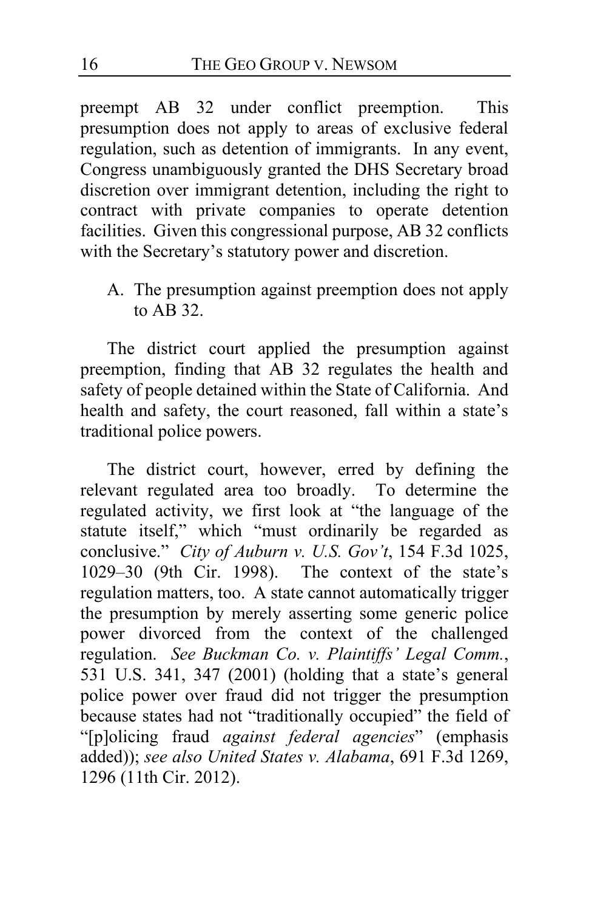preempt AB 32 under conflict preemption. This presumption does not apply to areas of exclusive federal regulation, such as detention of immigrants. In any event, Congress unambiguously granted the DHS Secretary broad discretion over immigrant detention, including the right to contract with private companies to operate detention facilities. Given this congressional purpose, AB 32 conflicts with the Secretary's statutory power and discretion.

A. The presumption against preemption does not apply to AB 32.

The district court applied the presumption against preemption, finding that AB 32 regulates the health and safety of people detained within the State of California. And health and safety, the court reasoned, fall within a state's traditional police powers.

The district court, however, erred by defining the relevant regulated area too broadly. To determine the regulated activity, we first look at "the language of the statute itself," which "must ordinarily be regarded as conclusive." *City of Auburn v. U.S. Gov't*, 154 F.3d 1025, 1029–30 (9th Cir. 1998). The context of the state's regulation matters, too. A state cannot automatically trigger the presumption by merely asserting some generic police power divorced from the context of the challenged regulation. *See Buckman Co. v. Plaintiffs' Legal Comm.*, 531 U.S. 341, 347 (2001) (holding that a state's general police power over fraud did not trigger the presumption because states had not "traditionally occupied" the field of "[p]olicing fraud *against federal agencies*" (emphasis added)); *see also United States v. Alabama*, 691 F.3d 1269, 1296 (11th Cir. 2012).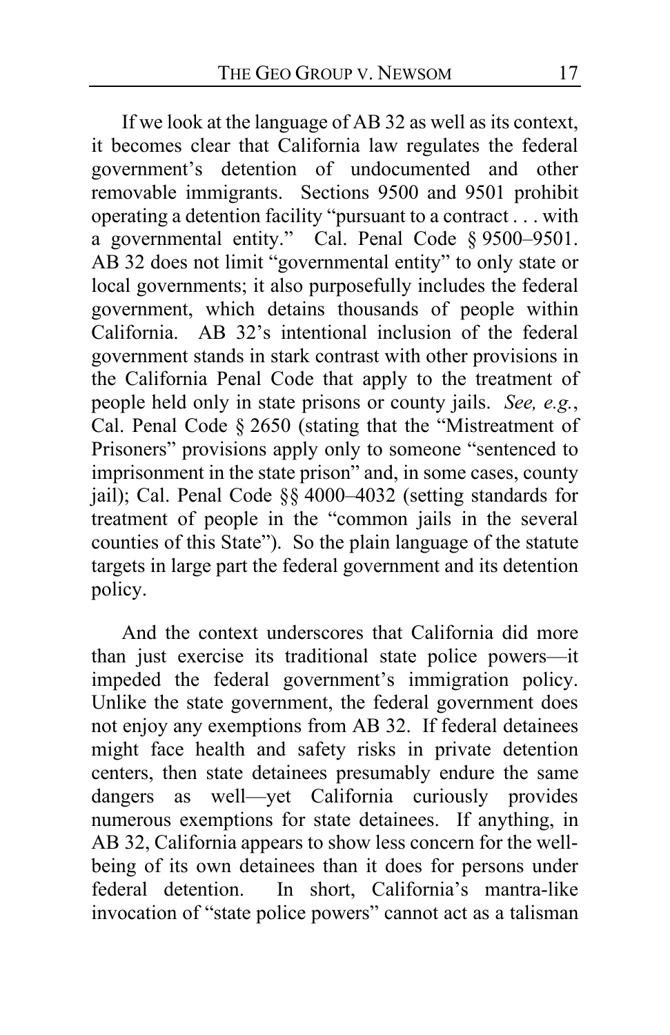If we look at the language of AB 32 as well as its context, it becomes clear that California law regulates the federal government's detention of undocumented and other removable immigrants. Sections 9500 and 9501 prohibit operating a detention facility "pursuant to a contract . . . with a governmental entity." Cal. Penal Code § 9500–9501. AB 32 does not limit "governmental entity" to only state or local governments; it also purposefully includes the federal government, which detains thousands of people within California. AB 32's intentional inclusion of the federal government stands in stark contrast with other provisions in the California Penal Code that apply to the treatment of people held only in state prisons or county jails. *See, e.g.*, Cal. Penal Code § 2650 (stating that the "Mistreatment of Prisoners" provisions apply only to someone "sentenced to imprisonment in the state prison" and, in some cases, county jail); Cal. Penal Code §§ 4000–4032 (setting standards for treatment of people in the "common jails in the several counties of this State"). So the plain language of the statute targets in large part the federal government and its detention policy.

And the context underscores that California did more than just exercise its traditional state police powers—it impeded the federal government's immigration policy. Unlike the state government, the federal government does not enjoy any exemptions from AB 32. If federal detainees might face health and safety risks in private detention centers, then state detainees presumably endure the same dangers as well—yet California curiously provides numerous exemptions for state detainees. If anything, in AB 32, California appears to show less concern for the well-being of its own detainees than it does for persons under federal detention. In short, California's mantra-like invocation of "state police powers" cannot act as a talisman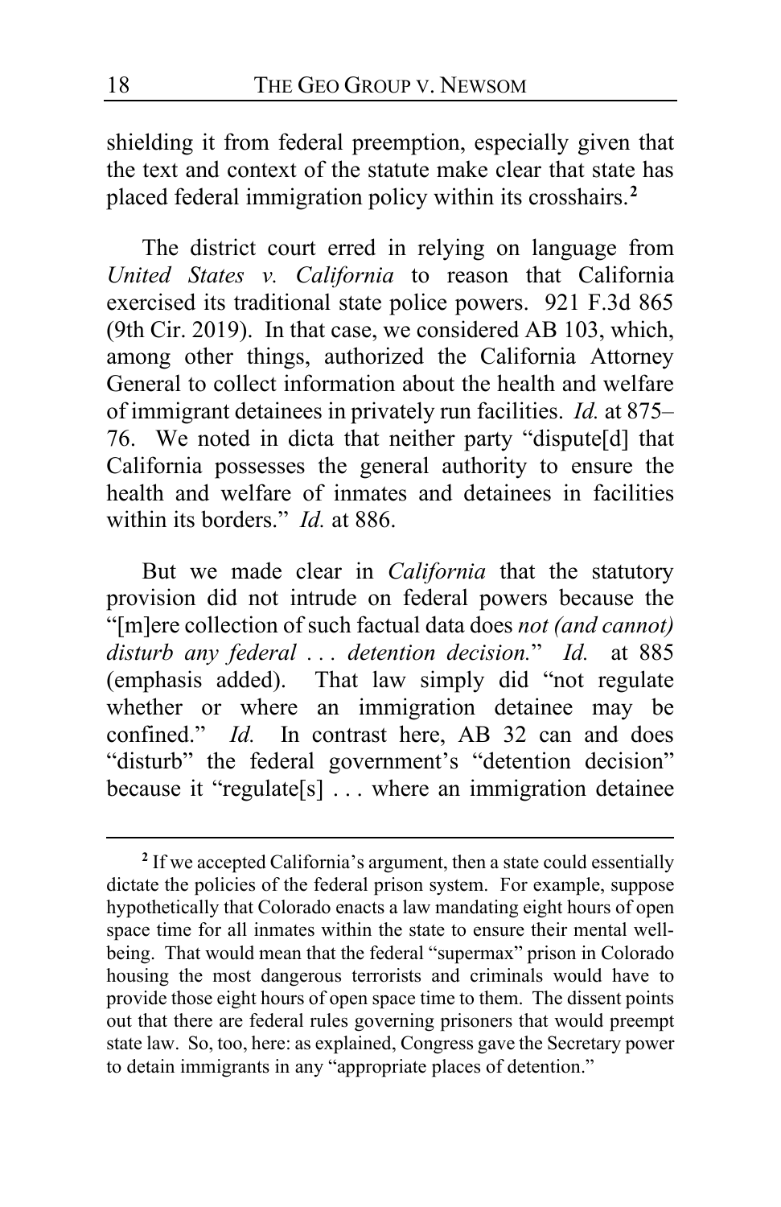shielding it from federal preemption, especially given that the text and context of the statute make clear that state has placed federal immigration policy within its crosshairs.[2]

The district court erred in relying on language from *United States v. California* to reason that California exercised its traditional state police powers. 921 F.3d 865 (9th Cir. 2019). In that case, we considered AB 103, which, among other things, authorized the California Attorney General to collect information about the health and welfare of immigrant detainees in privately run facilities. *Id.* at 875–76. We noted in dicta that neither party "dispute[d] that California possesses the general authority to ensure the health and welfare of inmates and detainees in facilities within its borders." *Id.* at 886.

But we made clear in *California* that the statutory provision did not intrude on federal powers because the "[m]ere collection of such factual data does *not (and cannot) disturb any federal . . . detention decision.*" *Id.* at 885 (emphasis added). That law simply did "not regulate whether or where an immigration detainee may be confined." *Id.* In contrast here, AB 32 can and does "disturb" the federal government's "detention decision" because it "regulate[s] . . . where an immigration detainee

---

[2] If we accepted California's argument, then a state could essentially dictate the policies of the federal prison system. For example, suppose hypothetically that Colorado enacts a law mandating eight hours of open space time for all inmates within the state to ensure their mental well-being. That would mean that the federal "supermax" prison in Colorado housing the most dangerous terrorists and criminals would have to provide those eight hours of open space time to them. The dissent points out that there are federal rules governing prisoners that would preempt state law. So, too, here: as explained, Congress gave the Secretary power to detain immigrants in any "appropriate places of detention."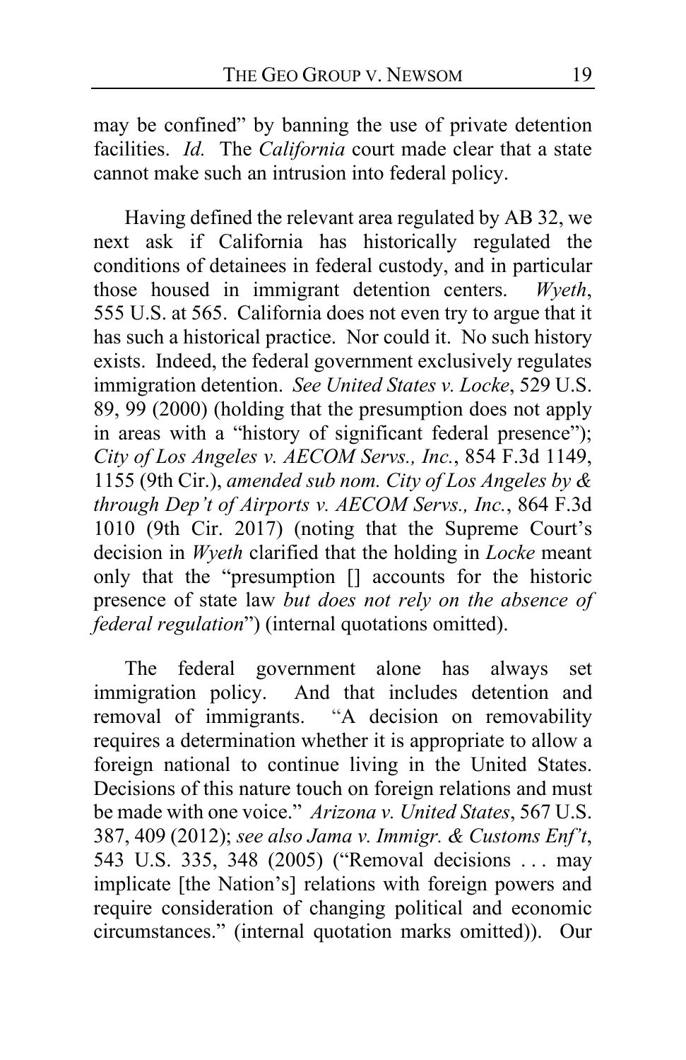may be confined" by banning the use of private detention facilities. *Id.* The *California* court made clear that a state cannot make such an intrusion into federal policy.

Having defined the relevant area regulated by AB 32, we next ask if California has historically regulated the conditions of detainees in federal custody, and in particular those housed in immigrant detention centers. *Wyeth*, 555 U.S. at 565. California does not even try to argue that it has such a historical practice. Nor could it. No such history exists. Indeed, the federal government exclusively regulates immigration detention. *See United States v. Locke*, 529 U.S. 89, 99 (2000) (holding that the presumption does not apply in areas with a "history of significant federal presence"); *City of Los Angeles v. AECOM Servs., Inc.*, 854 F.3d 1149, 1155 (9th Cir.), *amended sub nom. City of Los Angeles by & through Dep't of Airports v. AECOM Servs., Inc.*, 864 F.3d 1010 (9th Cir. 2017) (noting that the Supreme Court's decision in *Wyeth* clarified that the holding in *Locke* meant only that the "presumption [] accounts for the historic presence of state law *but does not rely on the absence of federal regulation*") (internal quotations omitted).

The federal government alone has always set immigration policy. And that includes detention and removal of immigrants. "A decision on removability requires a determination whether it is appropriate to allow a foreign national to continue living in the United States. Decisions of this nature touch on foreign relations and must be made with one voice." *Arizona v. United States*, 567 U.S. 387, 409 (2012); *see also Jama v. Immigr. & Customs Enf't*, 543 U.S. 335, 348 (2005) ("Removal decisions . . . may implicate [the Nation's] relations with foreign powers and require consideration of changing political and economic circumstances." (internal quotation marks omitted)). Our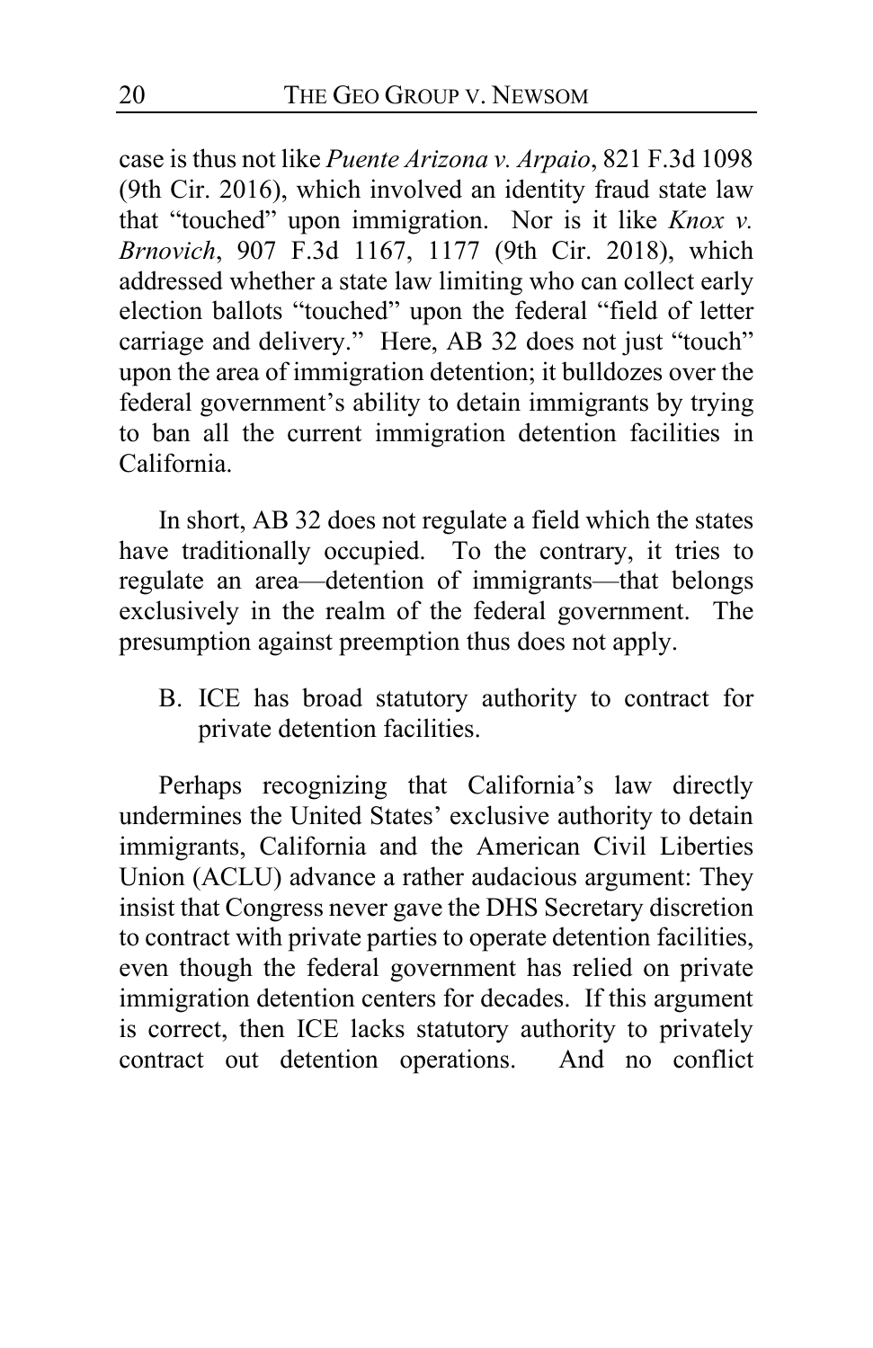case is thus not like *Puente Arizona v. Arpaio*, 821 F.3d 1098 (9th Cir. 2016), which involved an identity fraud state law that "touched" upon immigration. Nor is it like *Knox v. Brnovich*, 907 F.3d 1167, 1177 (9th Cir. 2018), which addressed whether a state law limiting who can collect early election ballots "touched" upon the federal "field of letter carriage and delivery." Here, AB 32 does not just "touch" upon the area of immigration detention; it bulldozes over the federal government's ability to detain immigrants by trying to ban all the current immigration detention facilities in California.

In short, AB 32 does not regulate a field which the states have traditionally occupied. To the contrary, it tries to regulate an area—detention of immigrants—that belongs exclusively in the realm of the federal government. The presumption against preemption thus does not apply.

B. ICE has broad statutory authority to contract for private detention facilities.

Perhaps recognizing that California's law directly undermines the United States' exclusive authority to detain immigrants, California and the American Civil Liberties Union (ACLU) advance a rather audacious argument: They insist that Congress never gave the DHS Secretary discretion to contract with private parties to operate detention facilities, even though the federal government has relied on private immigration detention centers for decades. If this argument is correct, then ICE lacks statutory authority to privately contract out detention operations. And no conflict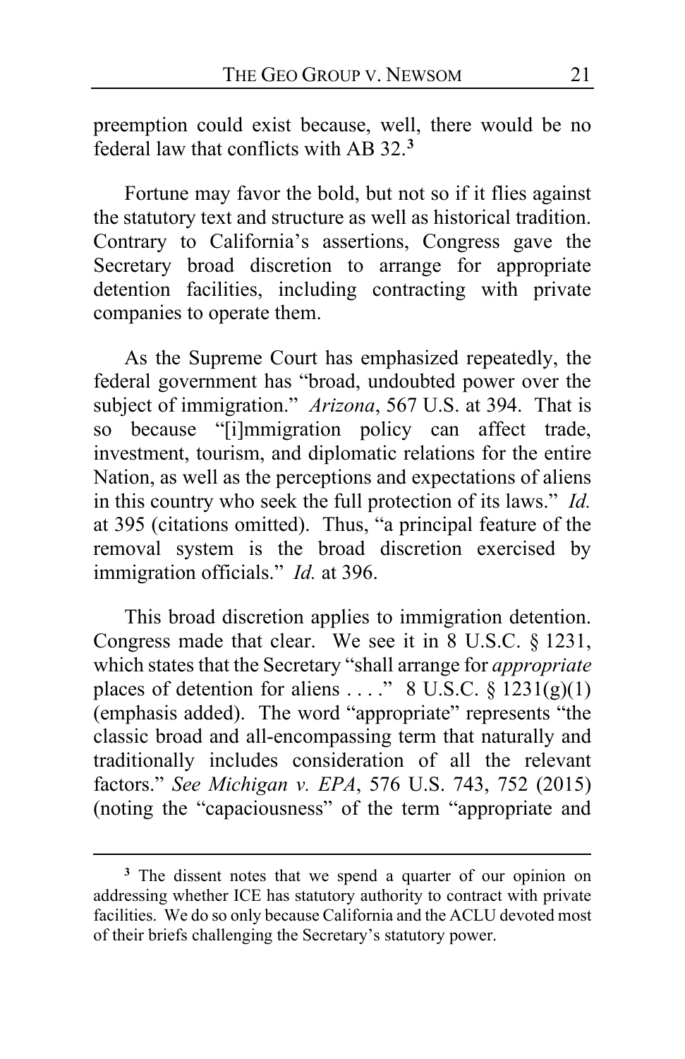preemption could exist because, well, there would be no federal law that conflicts with AB 32.[3]

Fortune may favor the bold, but not so if it flies against the statutory text and structure as well as historical tradition. Contrary to California's assertions, Congress gave the Secretary broad discretion to arrange for appropriate detention facilities, including contracting with private companies to operate them.

As the Supreme Court has emphasized repeatedly, the federal government has "broad, undoubted power over the subject of immigration." *Arizona*, 567 U.S. at 394. That is so because "[i]mmigration policy can affect trade, investment, tourism, and diplomatic relations for the entire Nation, as well as the perceptions and expectations of aliens in this country who seek the full protection of its laws." *Id.* at 395 (citations omitted). Thus, "a principal feature of the removal system is the broad discretion exercised by immigration officials." *Id.* at 396.

This broad discretion applies to immigration detention. Congress made that clear. We see it in 8 U.S.C. § 1231, which states that the Secretary "shall arrange for *appropriate* places of detention for aliens . . . ." 8 U.S.C. § 1231(g)(1) (emphasis added). The word "appropriate" represents "the classic broad and all-encompassing term that naturally and traditionally includes consideration of all the relevant factors." *See Michigan v. EPA*, 576 U.S. 743, 752 (2015) (noting the "capaciousness" of the term "appropriate and

---

[3] The dissent notes that we spend a quarter of our opinion on addressing whether ICE has statutory authority to contract with private facilities. We do so only because California and the ACLU devoted most of their briefs challenging the Secretary's statutory power.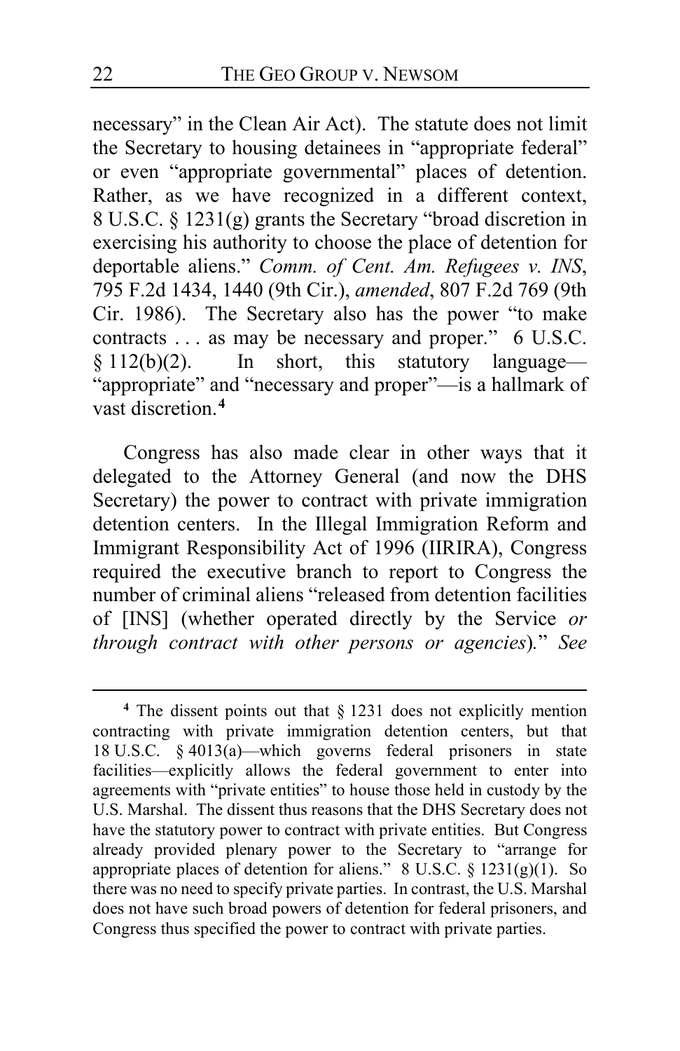necessary" in the Clean Air Act). The statute does not limit the Secretary to housing detainees in "appropriate federal" or even "appropriate governmental" places of detention. Rather, as we have recognized in a different context, 8 U.S.C. § 1231(g) grants the Secretary "broad discretion in exercising his authority to choose the place of detention for deportable aliens." *Comm. of Cent. Am. Refugees v. INS*, 795 F.2d 1434, 1440 (9th Cir.), *amended*, 807 F.2d 769 (9th Cir. 1986). The Secretary also has the power "to make contracts . . . as may be necessary and proper." 6 U.S.C. § 112(b)(2). In short, this statutory language—"appropriate" and "necessary and proper"—is a hallmark of vast discretion.[4]

Congress has also made clear in other ways that it delegated to the Attorney General (and now the DHS Secretary) the power to contract with private immigration detention centers. In the Illegal Immigration Reform and Immigrant Responsibility Act of 1996 (IIRIRA), Congress required the executive branch to report to Congress the number of criminal aliens "released from detention facilities of [INS] (whether operated directly by the Service *or through contract with other persons or agencies*)." *See*

---

[4] The dissent points out that § 1231 does not explicitly mention contracting with private immigration detention centers, but that 18 U.S.C. § 4013(a)—which governs federal prisoners in state facilities—explicitly allows the federal government to enter into agreements with "private entities" to house those held in custody by the U.S. Marshal. The dissent thus reasons that the DHS Secretary does not have the statutory power to contract with private entities. But Congress already provided plenary power to the Secretary to "arrange for appropriate places of detention for aliens." 8 U.S.C. § 1231(g)(1). So there was no need to specify private parties. In contrast, the U.S. Marshal does not have such broad powers of detention for federal prisoners, and Congress thus specified the power to contract with private parties.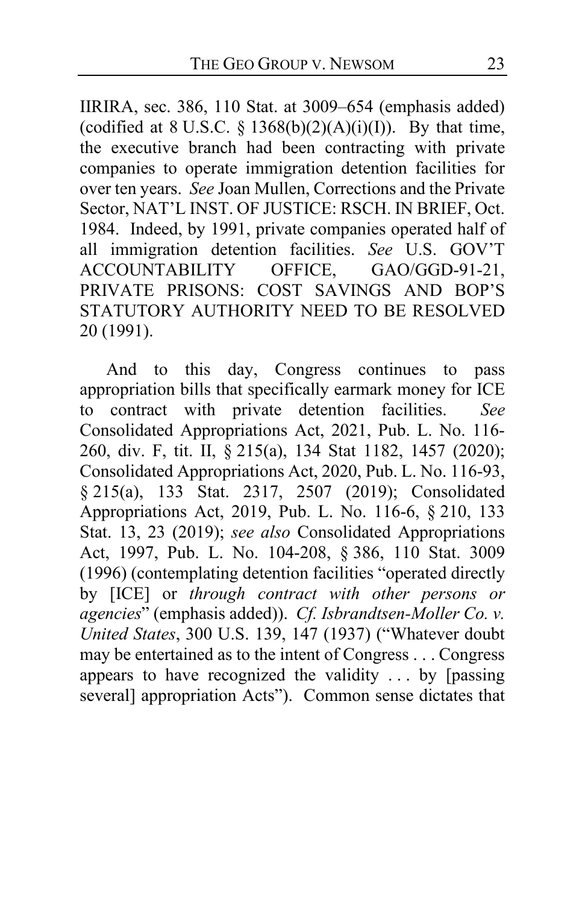IIRIRA, sec. 386, 110 Stat. at 3009–654 (emphasis added) (codified at 8 U.S.C. § 1368(b)(2)(A)(i)(I)). By that time, the executive branch had been contracting with private companies to operate immigration detention facilities for over ten years. *See* Joan Mullen, Corrections and the Private Sector, NAT'L INST. OF JUSTICE: RSCH. IN BRIEF, Oct. 1984. Indeed, by 1991, private companies operated half of all immigration detention facilities. *See* U.S. GOV'T ACCOUNTABILITY OFFICE, GAO/GGD-91-21, PRIVATE PRISONS: COST SAVINGS AND BOP'S STATUTORY AUTHORITY NEED TO BE RESOLVED 20 (1991).

And to this day, Congress continues to pass appropriation bills that specifically earmark money for ICE to contract with private detention facilities. *See* Consolidated Appropriations Act, 2021, Pub. L. No. 116-260, div. F, tit. II, § 215(a), 134 Stat 1182, 1457 (2020); Consolidated Appropriations Act, 2020, Pub. L. No. 116-93, § 215(a), 133 Stat. 2317, 2507 (2019); Consolidated Appropriations Act, 2019, Pub. L. No. 116-6, § 210, 133 Stat. 13, 23 (2019); *see also* Consolidated Appropriations Act, 1997, Pub. L. No. 104-208, § 386, 110 Stat. 3009 (1996) (contemplating detention facilities "operated directly by [ICE] or *through contract with other persons or agencies*" (emphasis added)). *Cf. Isbrandtsen-Moller Co. v. United States*, 300 U.S. 139, 147 (1937) ("Whatever doubt may be entertained as to the intent of Congress . . . Congress appears to have recognized the validity . . . by [passing several] appropriation Acts"). Common sense dictates that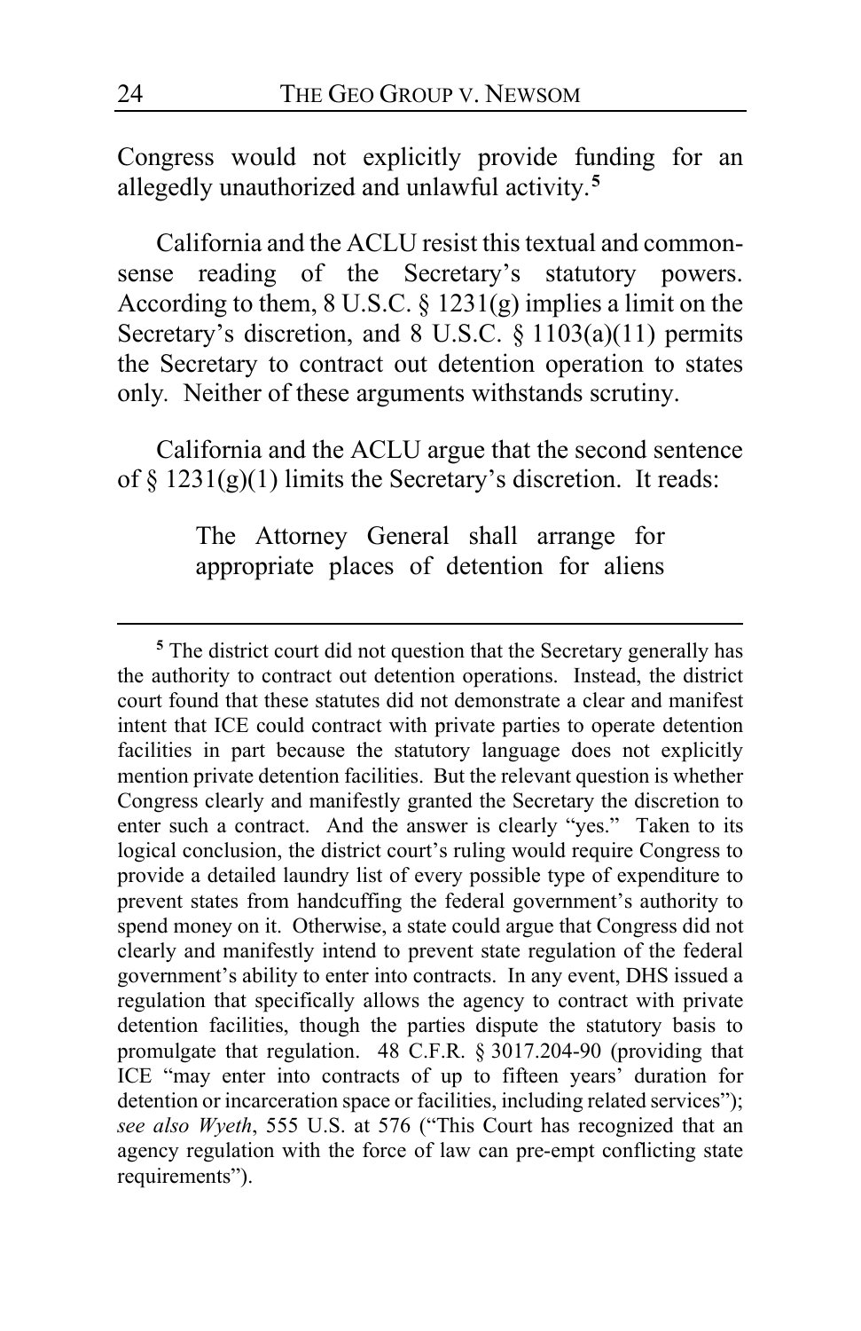Congress would not explicitly provide funding for an allegedly unauthorized and unlawful activity.[5]

California and the ACLU resist this textual and common-sense reading of the Secretary's statutory powers. According to them, 8 U.S.C. § 1231(g) implies a limit on the Secretary's discretion, and 8 U.S.C. § 1103(a)(11) permits the Secretary to contract out detention operation to states only. Neither of these arguments withstands scrutiny.

California and the ACLU argue that the second sentence of § 1231(g)(1) limits the Secretary's discretion. It reads:

> The Attorney General shall arrange for appropriate places of detention for aliens

---

[5] The district court did not question that the Secretary generally has the authority to contract out detention operations. Instead, the district court found that these statutes did not demonstrate a clear and manifest intent that ICE could contract with private parties to operate detention facilities in part because the statutory language does not explicitly mention private detention facilities. But the relevant question is whether Congress clearly and manifestly granted the Secretary the discretion to enter such a contract. And the answer is clearly "yes." Taken to its logical conclusion, the district court's ruling would require Congress to provide a detailed laundry list of every possible type of expenditure to prevent states from handcuffing the federal government's authority to spend money on it. Otherwise, a state could argue that Congress did not clearly and manifestly intend to prevent state regulation of the federal government's ability to enter into contracts. In any event, DHS issued a regulation that specifically allows the agency to contract with private detention facilities, though the parties dispute the statutory basis to promulgate that regulation. 48 C.F.R. § 3017.204-90 (providing that ICE "may enter into contracts of up to fifteen years' duration for detention or incarceration space or facilities, including related services"); *see also Wyeth*, 555 U.S. at 576 ("This Court has recognized that an agency regulation with the force of law can pre-empt conflicting state requirements").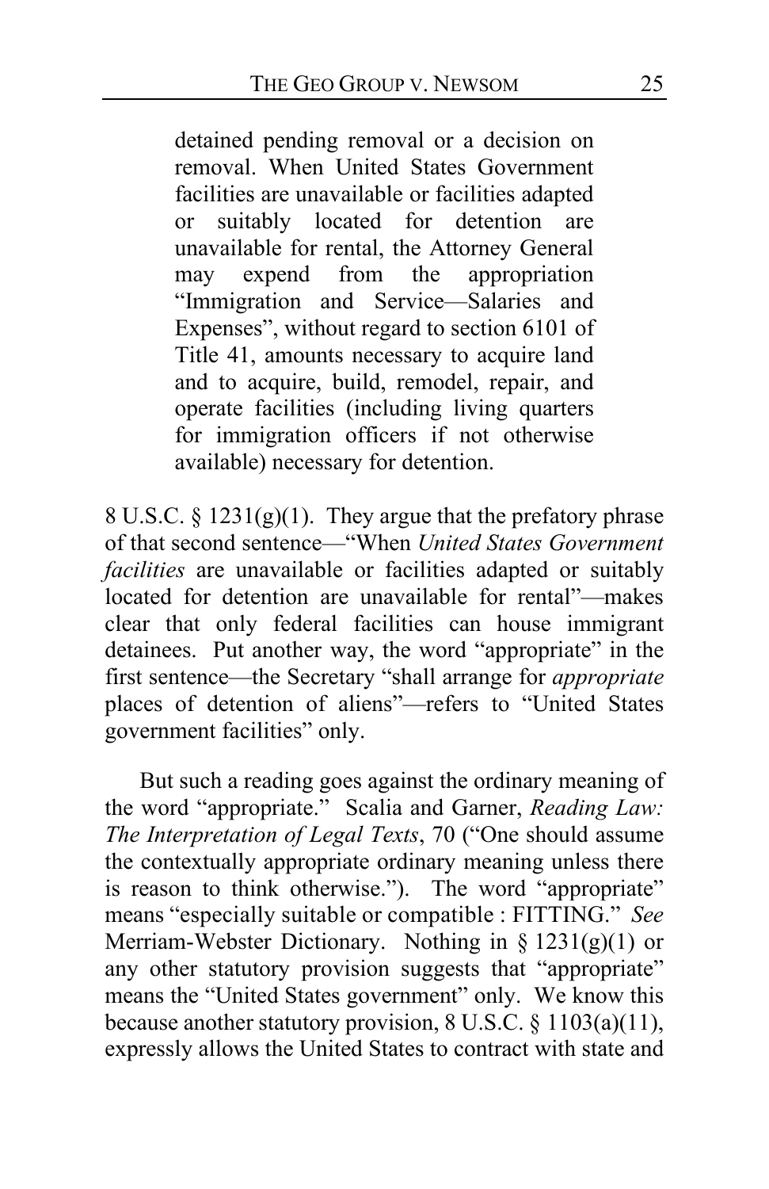> detained pending removal or a decision on removal. When United States Government facilities are unavailable or facilities adapted or suitably located for detention are unavailable for rental, the Attorney General may expend from the appropriation "Immigration and Service—Salaries and Expenses", without regard to section 6101 of Title 41, amounts necessary to acquire land and to acquire, build, remodel, repair, and operate facilities (including living quarters for immigration officers if not otherwise available) necessary for detention.

8 U.S.C. § 1231(g)(1). They argue that the prefatory phrase of that second sentence—"When *United States Government facilities* are unavailable or facilities adapted or suitably located for detention are unavailable for rental"—makes clear that only federal facilities can house immigrant detainees. Put another way, the word "appropriate" in the first sentence—the Secretary "shall arrange for *appropriate* places of detention of aliens"—refers to "United States government facilities" only.

But such a reading goes against the ordinary meaning of the word "appropriate." Scalia and Garner, *Reading Law: The Interpretation of Legal Texts*, 70 ("One should assume the contextually appropriate ordinary meaning unless there is reason to think otherwise."). The word "appropriate" means "especially suitable or compatible : FITTING." *See* Merriam-Webster Dictionary. Nothing in § 1231(g)(1) or any other statutory provision suggests that "appropriate" means the "United States government" only. We know this because another statutory provision, 8 U.S.C. § 1103(a)(11), expressly allows the United States to contract with state and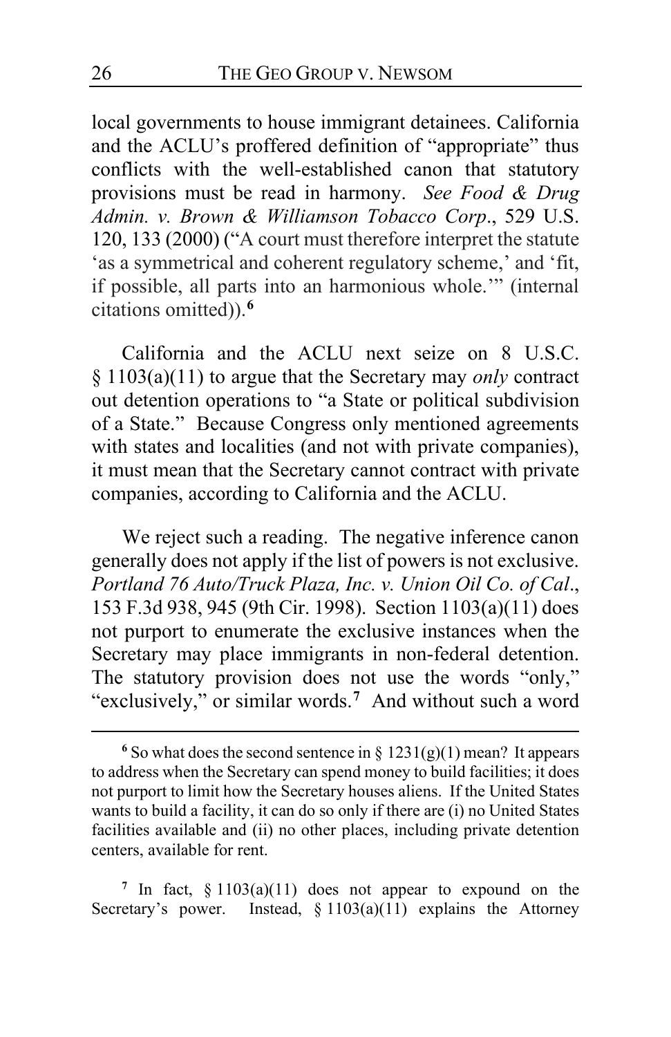local governments to house immigrant detainees. California and the ACLU's proffered definition of "appropriate" thus conflicts with the well-established canon that statutory provisions must be read in harmony. *See Food & Drug Admin. v. Brown & Williamson Tobacco Corp.*, 529 U.S. 120, 133 (2000) ("A court must therefore interpret the statute 'as a symmetrical and coherent regulatory scheme,' and 'fit, if possible, all parts into an harmonious whole.'" (internal citations omitted)).[6]

California and the ACLU next seize on 8 U.S.C. § 1103(a)(11) to argue that the Secretary may *only* contract out detention operations to "a State or political subdivision of a State." Because Congress only mentioned agreements with states and localities (and not with private companies), it must mean that the Secretary cannot contract with private companies, according to California and the ACLU.

We reject such a reading. The negative inference canon generally does not apply if the list of powers is not exclusive. *Portland 76 Auto/Truck Plaza, Inc. v. Union Oil Co. of Cal.*, 153 F.3d 938, 945 (9th Cir. 1998). Section 1103(a)(11) does not purport to enumerate the exclusive instances when the Secretary may place immigrants in non-federal detention. The statutory provision does not use the words "only," "exclusively," or similar words.[7] And without such a word

---

[6] So what does the second sentence in § 1231(g)(1) mean? It appears to address when the Secretary can spend money to build facilities; it does not purport to limit how the Secretary houses aliens. If the United States wants to build a facility, it can do so only if there are (i) no United States facilities available and (ii) no other places, including private detention centers, available for rent.

[7] In fact, § 1103(a)(11) does not appear to expound on the Secretary's power. Instead, § 1103(a)(11) explains the Attorney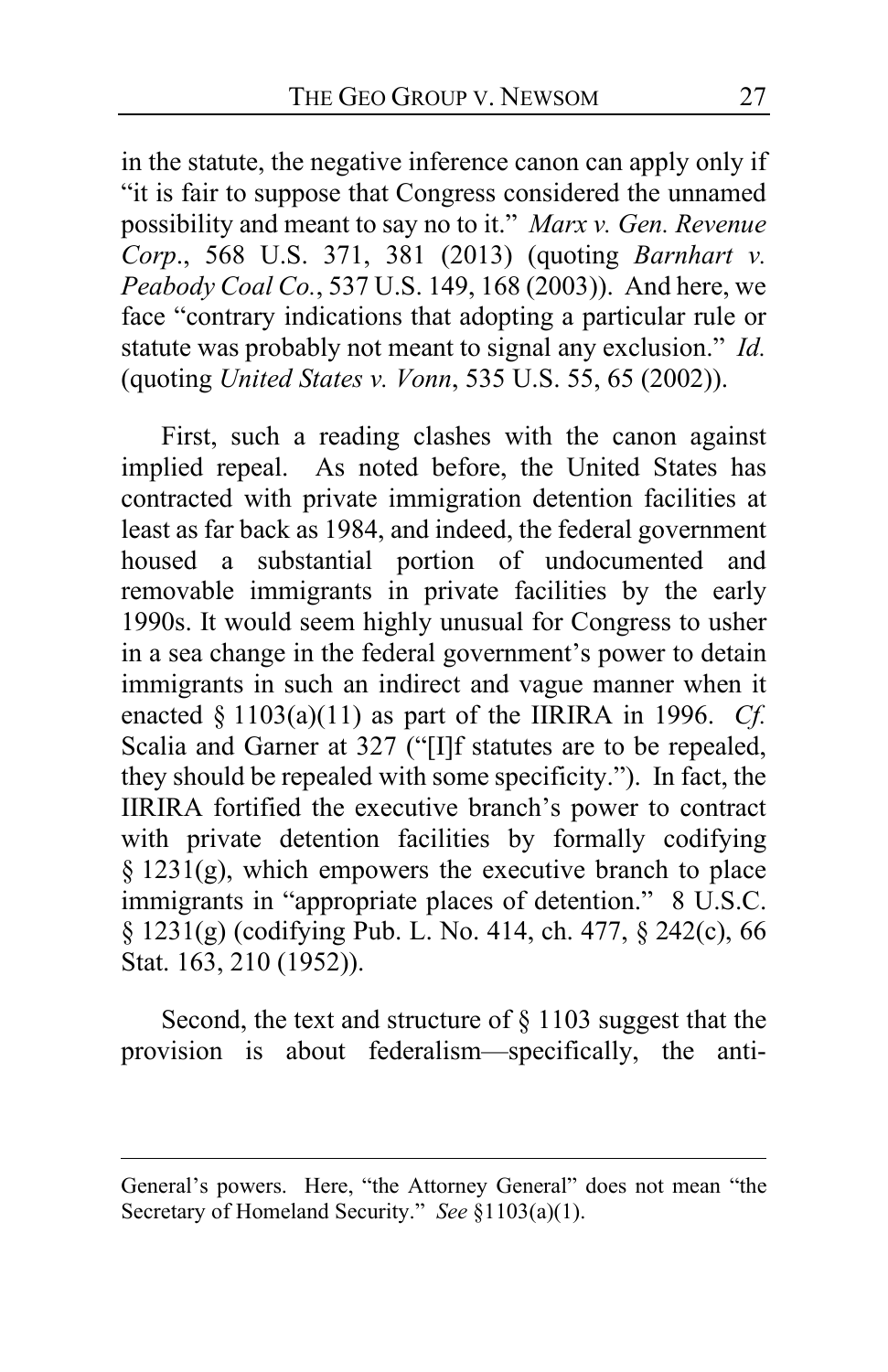in the statute, the negative inference canon can apply only if "it is fair to suppose that Congress considered the unnamed possibility and meant to say no to it." *Marx v. Gen. Revenue Corp*., 568 U.S. 371, 381 (2013) (quoting *Barnhart v. Peabody Coal Co.*, 537 U.S. 149, 168 (2003)). And here, we face "contrary indications that adopting a particular rule or statute was probably not meant to signal any exclusion." *Id.* (quoting *United States v. Vonn*, 535 U.S. 55, 65 (2002)).

First, such a reading clashes with the canon against implied repeal. As noted before, the United States has contracted with private immigration detention facilities at least as far back as 1984, and indeed, the federal government housed a substantial portion of undocumented and removable immigrants in private facilities by the early 1990s. It would seem highly unusual for Congress to usher in a sea change in the federal government's power to detain immigrants in such an indirect and vague manner when it enacted § 1103(a)(11) as part of the IIRIRA in 1996. *Cf.* Scalia and Garner at 327 ("[I]f statutes are to be repealed, they should be repealed with some specificity."). In fact, the IIRIRA fortified the executive branch's power to contract with private detention facilities by formally codifying § 1231(g), which empowers the executive branch to place immigrants in "appropriate places of detention." 8 U.S.C. § 1231(g) (codifying Pub. L. No. 414, ch. 477, § 242(c), 66 Stat. 163, 210 (1952)).

Second, the text and structure of § 1103 suggest that the provision is about federalism—specifically, the anti-

---

General's powers. Here, "the Attorney General" does not mean "the Secretary of Homeland Security." *See* §1103(a)(1).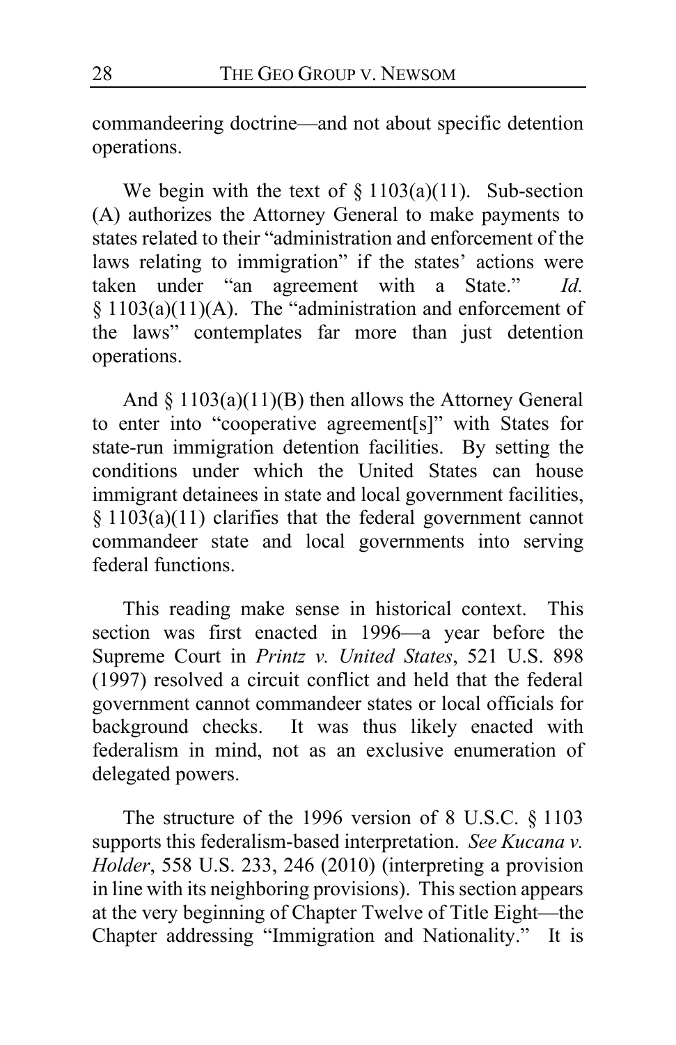commandeering doctrine—and not about specific detention operations.

We begin with the text of § 1103(a)(11). Sub-section (A) authorizes the Attorney General to make payments to states related to their "administration and enforcement of the laws relating to immigration" if the states' actions were taken under "an agreement with a State." *Id.* § 1103(a)(11)(A). The "administration and enforcement of the laws" contemplates far more than just detention operations.

And § 1103(a)(11)(B) then allows the Attorney General to enter into "cooperative agreement[s]" with States for state-run immigration detention facilities. By setting the conditions under which the United States can house immigrant detainees in state and local government facilities, § 1103(a)(11) clarifies that the federal government cannot commandeer state and local governments into serving federal functions.

This reading make sense in historical context. This section was first enacted in 1996—a year before the Supreme Court in *Printz v. United States*, 521 U.S. 898 (1997) resolved a circuit conflict and held that the federal government cannot commandeer states or local officials for background checks. It was thus likely enacted with federalism in mind, not as an exclusive enumeration of delegated powers.

The structure of the 1996 version of 8 U.S.C. § 1103 supports this federalism-based interpretation. *See Kucana v. Holder*, 558 U.S. 233, 246 (2010) (interpreting a provision in line with its neighboring provisions). This section appears at the very beginning of Chapter Twelve of Title Eight—the Chapter addressing "Immigration and Nationality." It is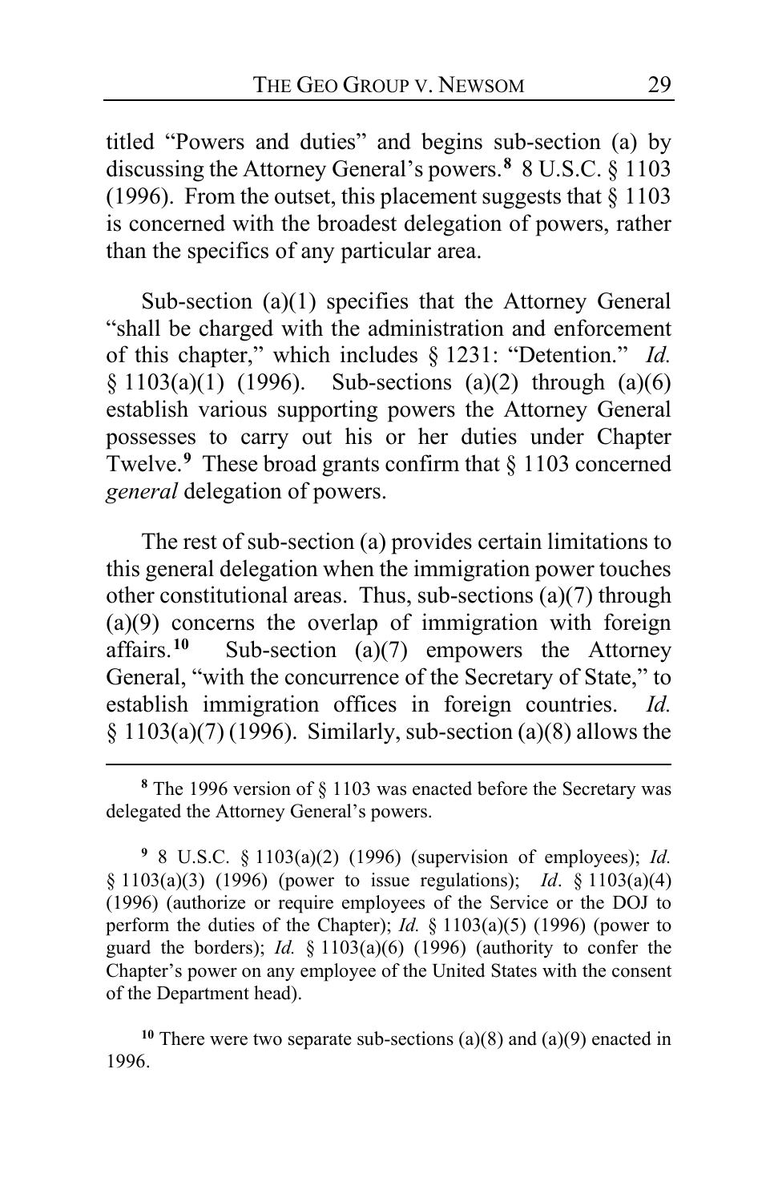titled "Powers and duties" and begins sub-section (a) by discussing the Attorney General's powers.[8] 8 U.S.C. § 1103 (1996). From the outset, this placement suggests that § 1103 is concerned with the broadest delegation of powers, rather than the specifics of any particular area.

Sub-section (a)(1) specifies that the Attorney General "shall be charged with the administration and enforcement of this chapter," which includes § 1231: "Detention." *Id.* § 1103(a)(1) (1996). Sub-sections (a)(2) through (a)(6) establish various supporting powers the Attorney General possesses to carry out his or her duties under Chapter Twelve.[9] These broad grants confirm that § 1103 concerned *general* delegation of powers.

The rest of sub-section (a) provides certain limitations to this general delegation when the immigration power touches other constitutional areas. Thus, sub-sections (a)(7) through (a)(9) concerns the overlap of immigration with foreign affairs.[10] Sub-section (a)(7) empowers the Attorney General, "with the concurrence of the Secretary of State," to establish immigration offices in foreign countries. *Id.* § 1103(a)(7) (1996). Similarly, sub-section (a)(8) allows the

---

[8] The 1996 version of § 1103 was enacted before the Secretary was delegated the Attorney General's powers.

[9] 8 U.S.C. § 1103(a)(2) (1996) (supervision of employees); *Id.* § 1103(a)(3) (1996) (power to issue regulations); *Id*. § 1103(a)(4) (1996) (authorize or require employees of the Service or the DOJ to perform the duties of the Chapter); *Id.* § 1103(a)(5) (1996) (power to guard the borders); *Id.* § 1103(a)(6) (1996) (authority to confer the Chapter's power on any employee of the United States with the consent of the Department head).

[10] There were two separate sub-sections (a)(8) and (a)(9) enacted in 1996.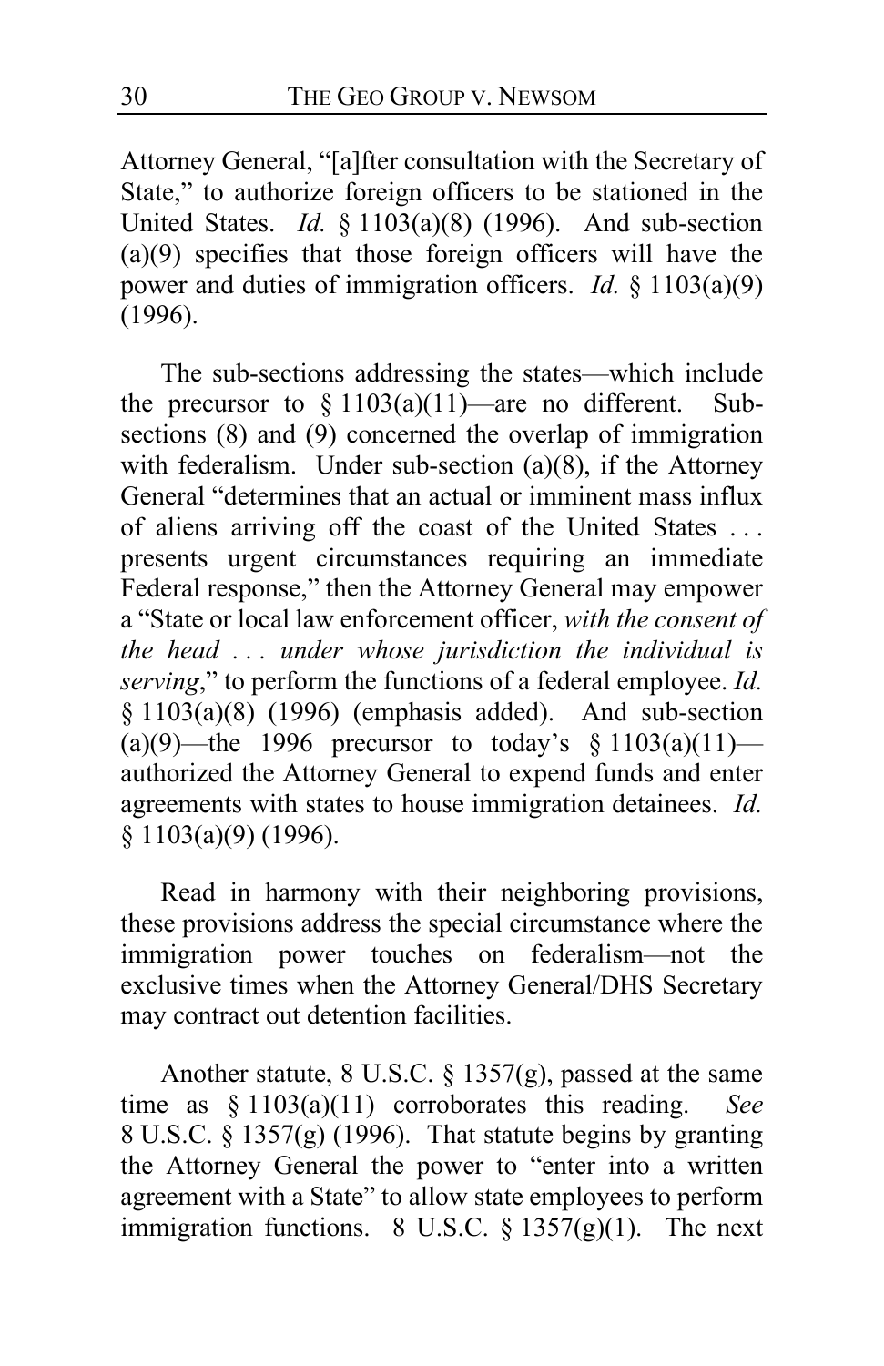Attorney General, "[a]fter consultation with the Secretary of State," to authorize foreign officers to be stationed in the United States. *Id.* § 1103(a)(8) (1996). And sub-section (a)(9) specifies that those foreign officers will have the power and duties of immigration officers. *Id.* § 1103(a)(9) (1996).

The sub-sections addressing the states—which include the precursor to § 1103(a)(11)—are no different. Sub-sections (8) and (9) concerned the overlap of immigration with federalism. Under sub-section (a)(8), if the Attorney General "determines that an actual or imminent mass influx of aliens arriving off the coast of the United States . . . presents urgent circumstances requiring an immediate Federal response," then the Attorney General may empower a "State or local law enforcement officer, *with the consent of the head . . . under whose jurisdiction the individual is serving*," to perform the functions of a federal employee. *Id.* § 1103(a)(8) (1996) (emphasis added). And sub-section (a)(9)—the 1996 precursor to today's § 1103(a)(11)—authorized the Attorney General to expend funds and enter agreements with states to house immigration detainees. *Id.* § 1103(a)(9) (1996).

Read in harmony with their neighboring provisions, these provisions address the special circumstance where the immigration power touches on federalism—not the exclusive times when the Attorney General/DHS Secretary may contract out detention facilities.

Another statute, 8 U.S.C. § 1357(g), passed at the same time as § 1103(a)(11) corroborates this reading. *See* 8 U.S.C. § 1357(g) (1996). That statute begins by granting the Attorney General the power to "enter into a written agreement with a State" to allow state employees to perform immigration functions. 8 U.S.C. § 1357(g)(1). The next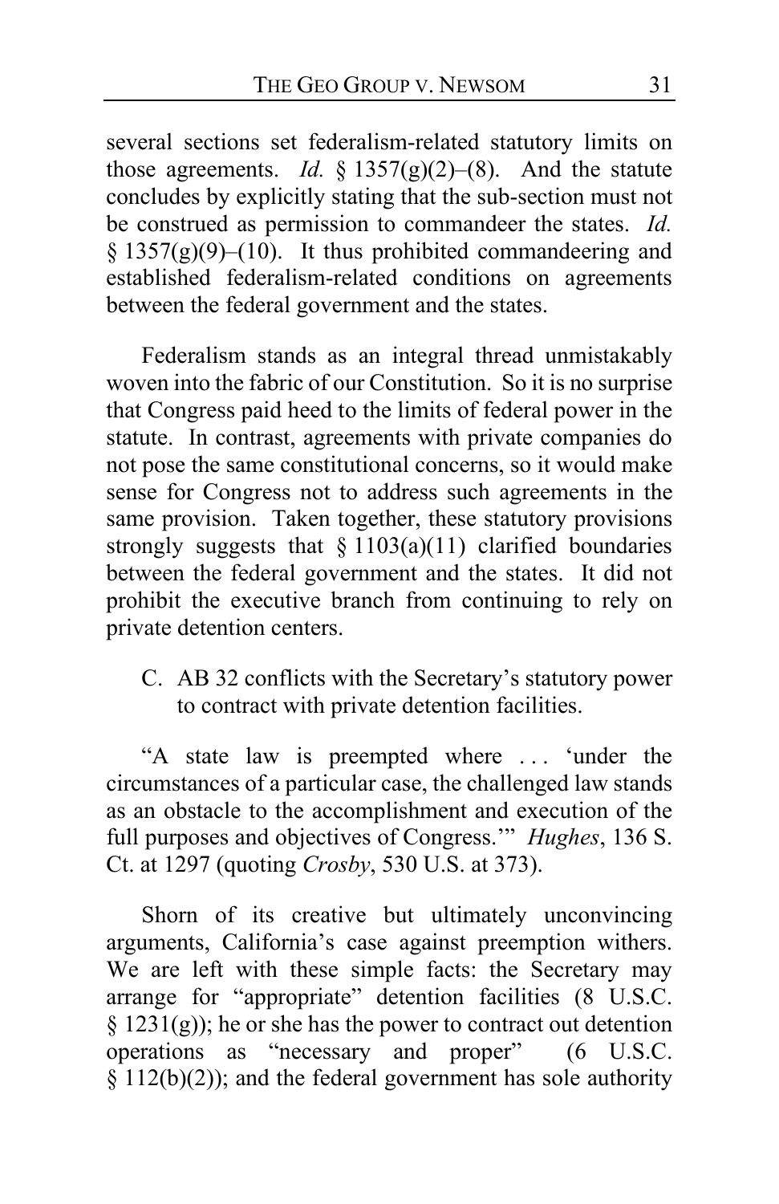several sections set federalism-related statutory limits on those agreements. *Id.* § 1357(g)(2)–(8). And the statute concludes by explicitly stating that the sub-section must not be construed as permission to commandeer the states. *Id.* § 1357(g)(9)–(10). It thus prohibited commandeering and established federalism-related conditions on agreements between the federal government and the states.

Federalism stands as an integral thread unmistakably woven into the fabric of our Constitution. So it is no surprise that Congress paid heed to the limits of federal power in the statute. In contrast, agreements with private companies do not pose the same constitutional concerns, so it would make sense for Congress not to address such agreements in the same provision. Taken together, these statutory provisions strongly suggests that § 1103(a)(11) clarified boundaries between the federal government and the states. It did not prohibit the executive branch from continuing to rely on private detention centers.

C. AB 32 conflicts with the Secretary's statutory power to contract with private detention facilities.

"A state law is preempted where . . . 'under the circumstances of a particular case, the challenged law stands as an obstacle to the accomplishment and execution of the full purposes and objectives of Congress.'" *Hughes*, 136 S. Ct. at 1297 (quoting *Crosby*, 530 U.S. at 373).

Shorn of its creative but ultimately unconvincing arguments, California's case against preemption withers. We are left with these simple facts: the Secretary may arrange for "appropriate" detention facilities (8 U.S.C. § 1231(g)); he or she has the power to contract out detention operations as "necessary and proper" (6 U.S.C. § 112(b)(2)); and the federal government has sole authority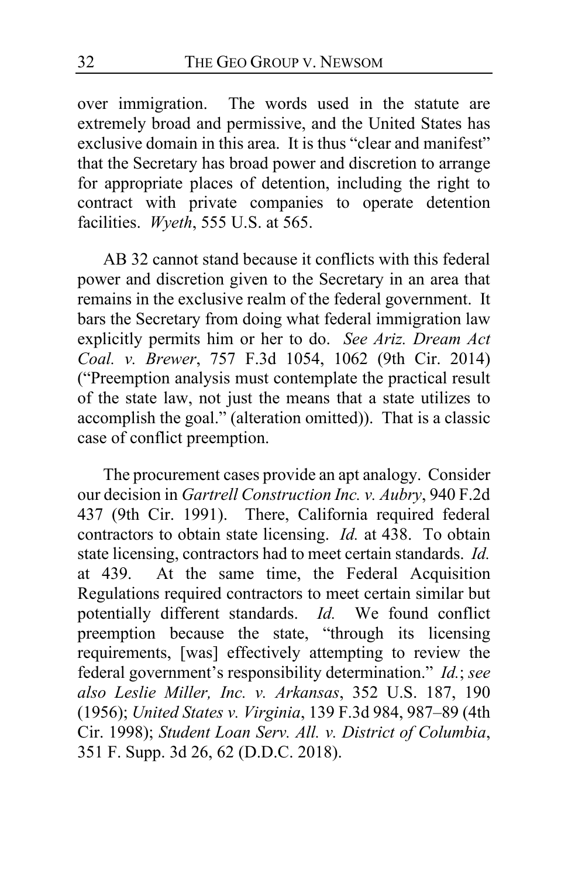over immigration. The words used in the statute are extremely broad and permissive, and the United States has exclusive domain in this area. It is thus "clear and manifest" that the Secretary has broad power and discretion to arrange for appropriate places of detention, including the right to contract with private companies to operate detention facilities. *Wyeth*, 555 U.S. at 565.

AB 32 cannot stand because it conflicts with this federal power and discretion given to the Secretary in an area that remains in the exclusive realm of the federal government. It bars the Secretary from doing what federal immigration law explicitly permits him or her to do. *See Ariz. Dream Act Coal. v. Brewer*, 757 F.3d 1054, 1062 (9th Cir. 2014) ("Preemption analysis must contemplate the practical result of the state law, not just the means that a state utilizes to accomplish the goal." (alteration omitted)). That is a classic case of conflict preemption.

The procurement cases provide an apt analogy. Consider our decision in *Gartrell Construction Inc. v. Aubry*, 940 F.2d 437 (9th Cir. 1991). There, California required federal contractors to obtain state licensing. *Id.* at 438. To obtain state licensing, contractors had to meet certain standards. *Id.* at 439. At the same time, the Federal Acquisition Regulations required contractors to meet certain similar but potentially different standards. *Id.* We found conflict preemption because the state, "through its licensing requirements, [was] effectively attempting to review the federal government's responsibility determination." *Id.*; *see also Leslie Miller, Inc. v. Arkansas*, 352 U.S. 187, 190 (1956); *United States v. Virginia*, 139 F.3d 984, 987–89 (4th Cir. 1998); *Student Loan Serv. All. v. District of Columbia*, 351 F. Supp. 3d 26, 62 (D.D.C. 2018).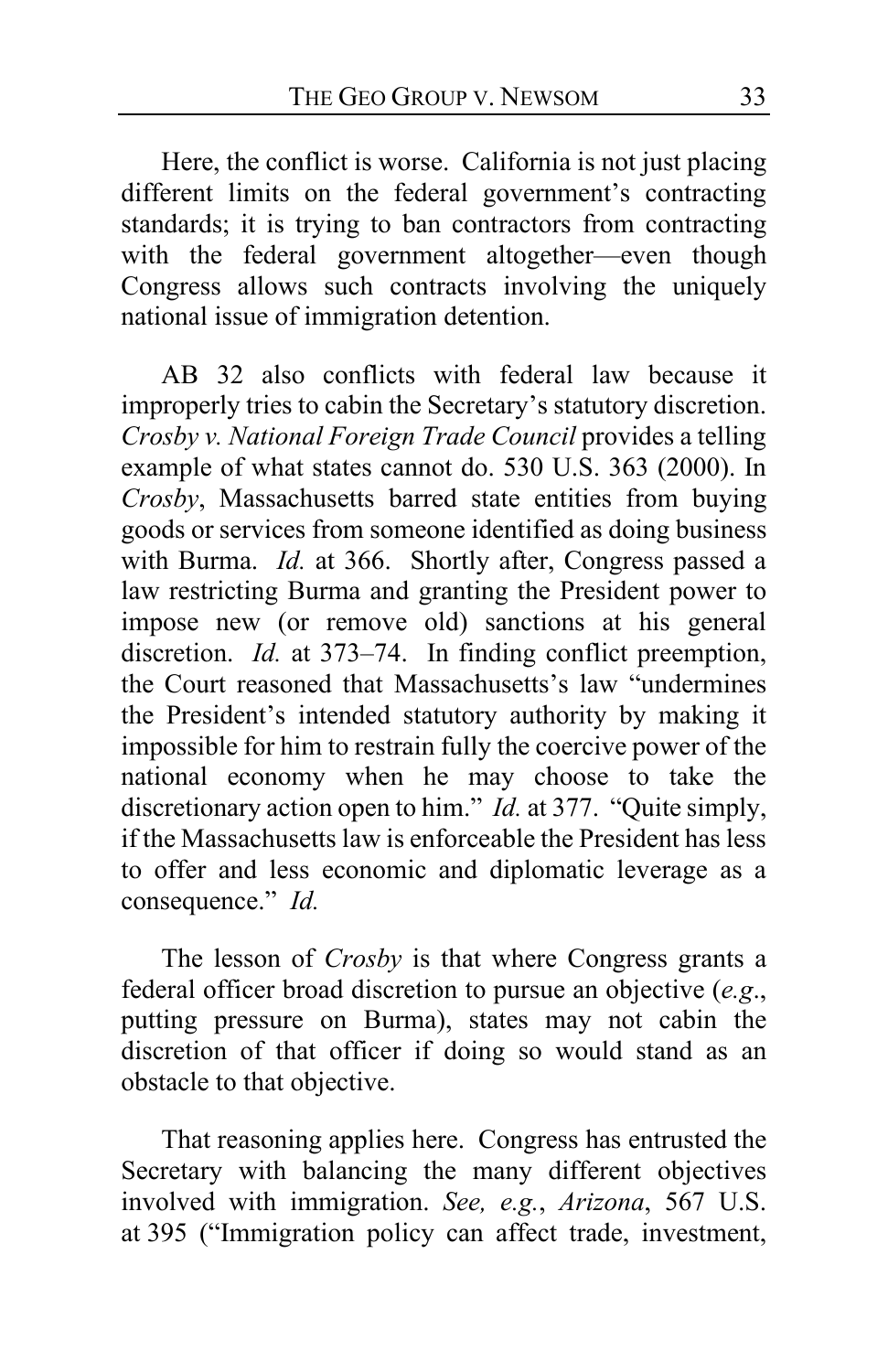Here, the conflict is worse. California is not just placing different limits on the federal government's contracting standards; it is trying to ban contractors from contracting with the federal government altogether—even though Congress allows such contracts involving the uniquely national issue of immigration detention.

AB 32 also conflicts with federal law because it improperly tries to cabin the Secretary's statutory discretion. *Crosby v. National Foreign Trade Council* provides a telling example of what states cannot do. 530 U.S. 363 (2000). In *Crosby*, Massachusetts barred state entities from buying goods or services from someone identified as doing business with Burma. *Id.* at 366. Shortly after, Congress passed a law restricting Burma and granting the President power to impose new (or remove old) sanctions at his general discretion. *Id.* at 373–74. In finding conflict preemption, the Court reasoned that Massachusetts's law "undermines the President's intended statutory authority by making it impossible for him to restrain fully the coercive power of the national economy when he may choose to take the discretionary action open to him." *Id.* at 377. "Quite simply, if the Massachusetts law is enforceable the President has less to offer and less economic and diplomatic leverage as a consequence." *Id.*

The lesson of *Crosby* is that where Congress grants a federal officer broad discretion to pursue an objective (*e.g.*, putting pressure on Burma), states may not cabin the discretion of that officer if doing so would stand as an obstacle to that objective.

That reasoning applies here. Congress has entrusted the Secretary with balancing the many different objectives involved with immigration. *See, e.g.*, *Arizona*, 567 U.S. at 395 ("Immigration policy can affect trade, investment,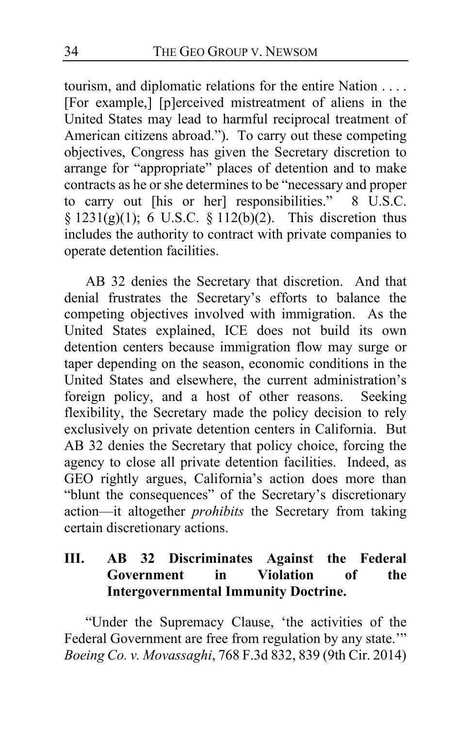tourism, and diplomatic relations for the entire Nation . . . . [For example,] [p]erceived mistreatment of aliens in the United States may lead to harmful reciprocal treatment of American citizens abroad."). To carry out these competing objectives, Congress has given the Secretary discretion to arrange for "appropriate" places of detention and to make contracts as he or she determines to be "necessary and proper to carry out [his or her] responsibilities." 8 U.S.C. § 1231(g)(1); 6 U.S.C. § 112(b)(2). This discretion thus includes the authority to contract with private companies to operate detention facilities.

AB 32 denies the Secretary that discretion. And that denial frustrates the Secretary's efforts to balance the competing objectives involved with immigration. As the United States explained, ICE does not build its own detention centers because immigration flow may surge or taper depending on the season, economic conditions in the United States and elsewhere, the current administration's foreign policy, and a host of other reasons. Seeking flexibility, the Secretary made the policy decision to rely exclusively on private detention centers in California. But AB 32 denies the Secretary that policy choice, forcing the agency to close all private detention facilities. Indeed, as GEO rightly argues, California's action does more than "blunt the consequences" of the Secretary's discretionary action—it altogether *prohibits* the Secretary from taking certain discretionary actions.

## III. AB 32 Discriminates Against the Federal Government in Violation of the Intergovernmental Immunity Doctrine.

"Under the Supremacy Clause, 'the activities of the Federal Government are free from regulation by any state.'" *Boeing Co. v. Movassaghi*, 768 F.3d 832, 839 (9th Cir. 2014)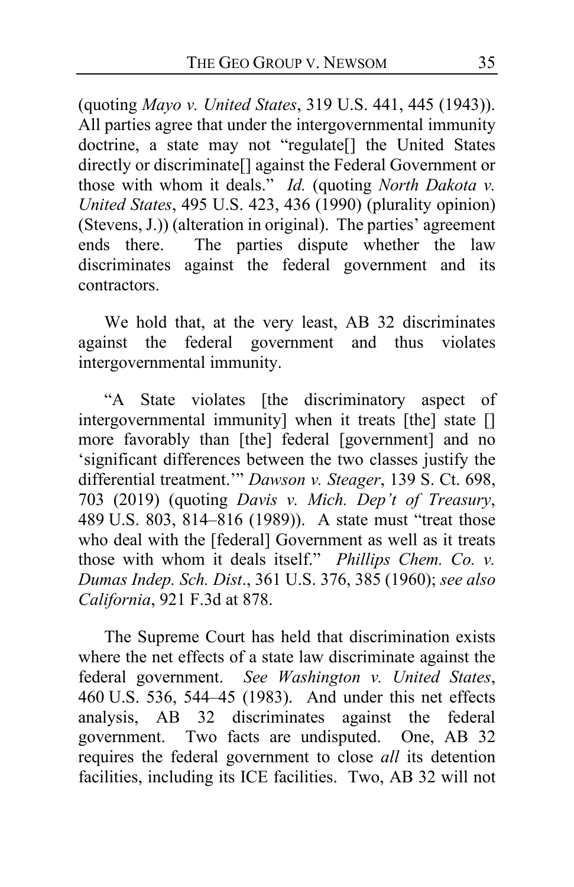(quoting *Mayo v. United States*, 319 U.S. 441, 445 (1943)). All parties agree that under the intergovernmental immunity doctrine, a state may not "regulate[] the United States directly or discriminate[] against the Federal Government or those with whom it deals." *Id.* (quoting *North Dakota v. United States*, 495 U.S. 423, 436 (1990) (plurality opinion) (Stevens, J.)) (alteration in original). The parties' agreement ends there. The parties dispute whether the law discriminates against the federal government and its contractors.

We hold that, at the very least, AB 32 discriminates against the federal government and thus violates intergovernmental immunity.

"A State violates [the discriminatory aspect of intergovernmental immunity] when it treats [the] state [] more favorably than [the] federal [government] and no 'significant differences between the two classes justify the differential treatment.'" *Dawson v. Steager*, 139 S. Ct. 698, 703 (2019) (quoting *Davis v. Mich. Dep't of Treasury*, 489 U.S. 803, 814–816 (1989)). A state must "treat those who deal with the [federal] Government as well as it treats those with whom it deals itself." *Phillips Chem. Co. v. Dumas Indep. Sch. Dist.*, 361 U.S. 376, 385 (1960); *see also California*, 921 F.3d at 878.

The Supreme Court has held that discrimination exists where the net effects of a state law discriminate against the federal government. *See Washington v. United States*, 460 U.S. 536, 544–45 (1983). And under this net effects analysis, AB 32 discriminates against the federal government. Two facts are undisputed. One, AB 32 requires the federal government to close *all* its detention facilities, including its ICE facilities. Two, AB 32 will not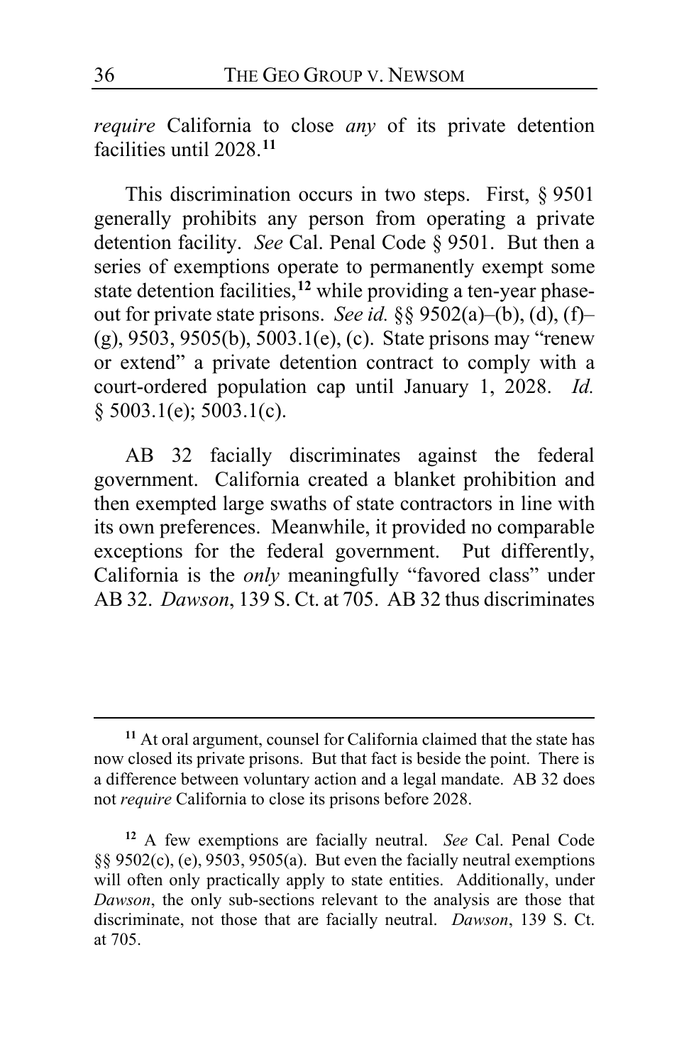*require* California to close *any* of its private detention facilities until 2028.[11]

This discrimination occurs in two steps. First, § 9501 generally prohibits any person from operating a private detention facility. *See* Cal. Penal Code § 9501. But then a series of exemptions operate to permanently exempt some state detention facilities,[12] while providing a ten-year phase-out for private state prisons. *See id.* §§ 9502(a)–(b), (d), (f)–(g), 9503, 9505(b), 5003.1(e), (c). State prisons may "renew or extend" a private detention contract to comply with a court-ordered population cap until January 1, 2028. *Id.* § 5003.1(e); 5003.1(c).

AB 32 facially discriminates against the federal government. California created a blanket prohibition and then exempted large swaths of state contractors in line with its own preferences. Meanwhile, it provided no comparable exceptions for the federal government. Put differently, California is the *only* meaningfully "favored class" under AB 32. *Dawson*, 139 S. Ct. at 705. AB 32 thus discriminates

---

[11] At oral argument, counsel for California claimed that the state has now closed its private prisons. But that fact is beside the point. There is a difference between voluntary action and a legal mandate. AB 32 does not *require* California to close its prisons before 2028.

[12] A few exemptions are facially neutral. *See* Cal. Penal Code §§ 9502(c), (e), 9503, 9505(a). But even the facially neutral exemptions will often only practically apply to state entities. Additionally, under *Dawson*, the only sub-sections relevant to the analysis are those that discriminate, not those that are facially neutral. *Dawson*, 139 S. Ct. at 705.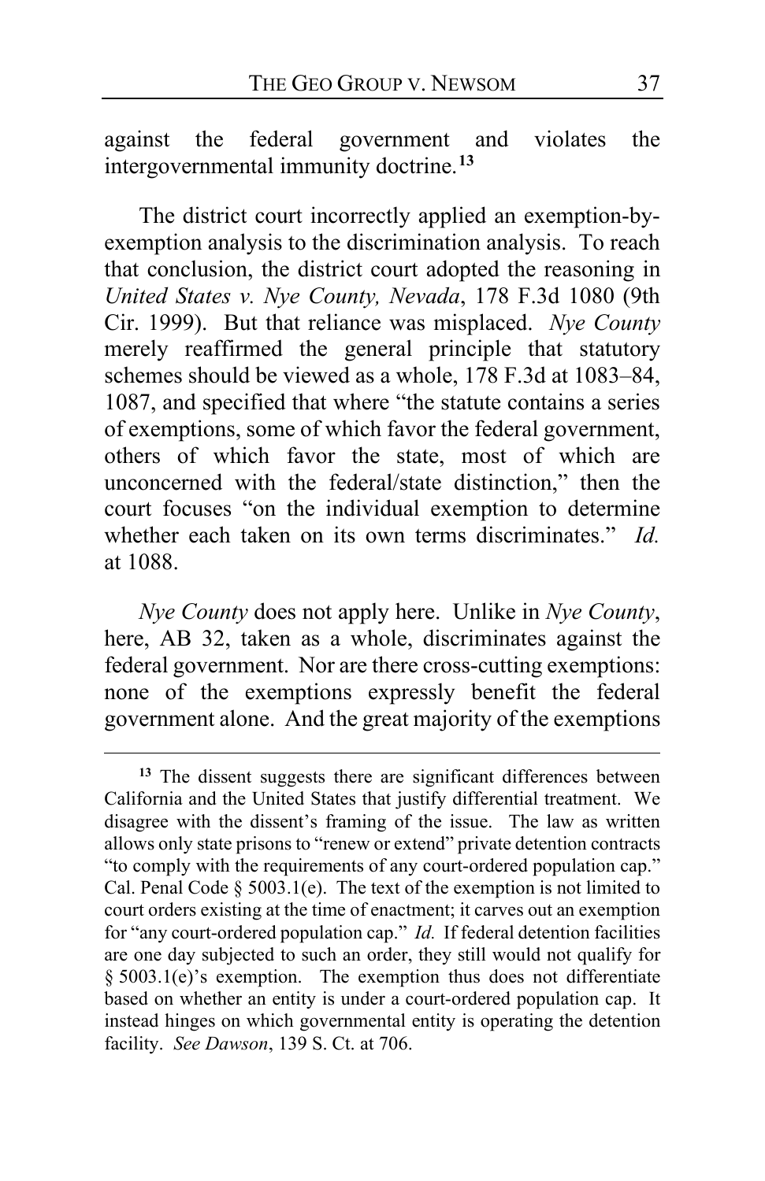against the federal government and violates the intergovernmental immunity doctrine.[13]

The district court incorrectly applied an exemption-by-exemption analysis to the discrimination analysis. To reach that conclusion, the district court adopted the reasoning in *United States v. Nye County, Nevada*, 178 F.3d 1080 (9th Cir. 1999). But that reliance was misplaced. *Nye County* merely reaffirmed the general principle that statutory schemes should be viewed as a whole, 178 F.3d at 1083–84, 1087, and specified that where "the statute contains a series of exemptions, some of which favor the federal government, others of which favor the state, most of which are unconcerned with the federal/state distinction," then the court focuses "on the individual exemption to determine whether each taken on its own terms discriminates." *Id.* at 1088.

*Nye County* does not apply here. Unlike in *Nye County*, here, AB 32, taken as a whole, discriminates against the federal government. Nor are there cross-cutting exemptions: none of the exemptions expressly benefit the federal government alone. And the great majority of the exemptions

---

[13] The dissent suggests there are significant differences between California and the United States that justify differential treatment. We disagree with the dissent's framing of the issue. The law as written allows only state prisons to "renew or extend" private detention contracts "to comply with the requirements of any court-ordered population cap." Cal. Penal Code § 5003.1(e). The text of the exemption is not limited to court orders existing at the time of enactment; it carves out an exemption for "any court-ordered population cap." *Id.* If federal detention facilities are one day subjected to such an order, they still would not qualify for § 5003.1(e)'s exemption. The exemption thus does not differentiate based on whether an entity is under a court-ordered population cap. It instead hinges on which governmental entity is operating the detention facility. *See Dawson*, 139 S. Ct. at 706.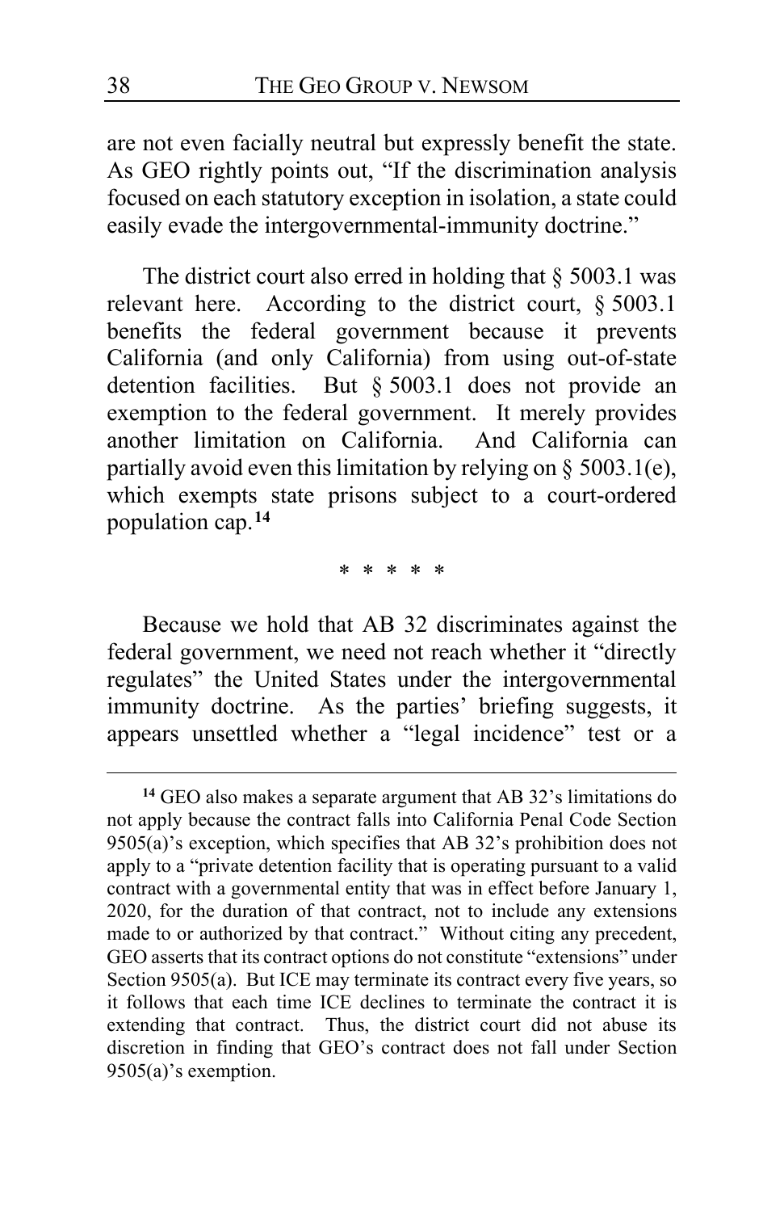are not even facially neutral but expressly benefit the state. As GEO rightly points out, "If the discrimination analysis focused on each statutory exception in isolation, a state could easily evade the intergovernmental-immunity doctrine."

The district court also erred in holding that § 5003.1 was relevant here. According to the district court, § 5003.1 benefits the federal government because it prevents California (and only California) from using out-of-state detention facilities. But § 5003.1 does not provide an exemption to the federal government. It merely provides another limitation on California. And California can partially avoid even this limitation by relying on § 5003.1(e), which exempts state prisons subject to a court-ordered population cap.[14]

\* \* \* \* \*

Because we hold that AB 32 discriminates against the federal government, we need not reach whether it "directly regulates" the United States under the intergovernmental immunity doctrine. As the parties' briefing suggests, it appears unsettled whether a "legal incidence" test or a

[14] GEO also makes a separate argument that AB 32's limitations do not apply because the contract falls into California Penal Code Section 9505(a)'s exception, which specifies that AB 32's prohibition does not apply to a "private detention facility that is operating pursuant to a valid contract with a governmental entity that was in effect before January 1, 2020, for the duration of that contract, not to include any extensions made to or authorized by that contract." Without citing any precedent, GEO asserts that its contract options do not constitute "extensions" under Section 9505(a). But ICE may terminate its contract every five years, so it follows that each time ICE declines to terminate the contract it is extending that contract. Thus, the district court did not abuse its discretion in finding that GEO's contract does not fall under Section 9505(a)'s exemption.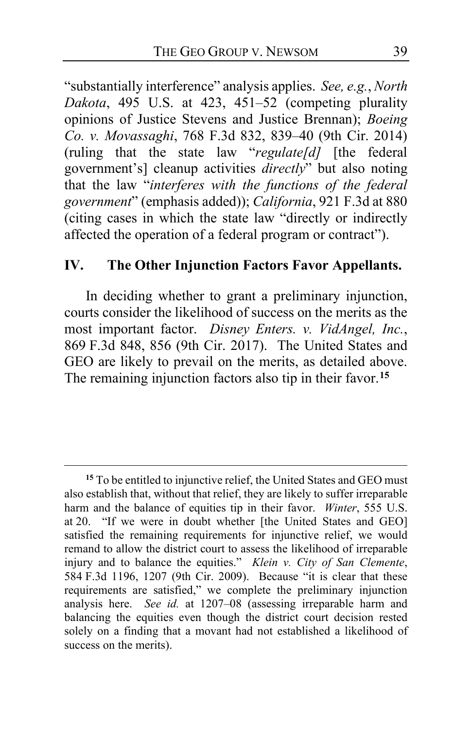"substantially interference" analysis applies. *See, e.g.*, *North Dakota*, 495 U.S. at 423, 451–52 (competing plurality opinions of Justice Stevens and Justice Brennan); *Boeing Co. v. Movassaghi*, 768 F.3d 832, 839–40 (9th Cir. 2014) (ruling that the state law "*regulate[d]* [the federal government's] cleanup activities *directly*" but also noting that the law "*interferes with the functions of the federal government*" (emphasis added)); *California*, 921 F.3d at 880 (citing cases in which the state law "directly or indirectly affected the operation of a federal program or contract").

## IV. The Other Injunction Factors Favor Appellants.

In deciding whether to grant a preliminary injunction, courts consider the likelihood of success on the merits as the most important factor. *Disney Enters. v. VidAngel, Inc.*, 869 F.3d 848, 856 (9th Cir. 2017). The United States and GEO are likely to prevail on the merits, as detailed above. The remaining injunction factors also tip in their favor.[15]

---

[15] To be entitled to injunctive relief, the United States and GEO must also establish that, without that relief, they are likely to suffer irreparable harm and the balance of equities tip in their favor. *Winter*, 555 U.S. at 20. "If we were in doubt whether [the United States and GEO] satisfied the remaining requirements for injunctive relief, we would remand to allow the district court to assess the likelihood of irreparable injury and to balance the equities." *Klein v. City of San Clemente*, 584 F.3d 1196, 1207 (9th Cir. 2009). Because "it is clear that these requirements are satisfied," we complete the preliminary injunction analysis here. *See id.* at 1207–08 (assessing irreparable harm and balancing the equities even though the district court decision rested solely on a finding that a movant had not established a likelihood of success on the merits).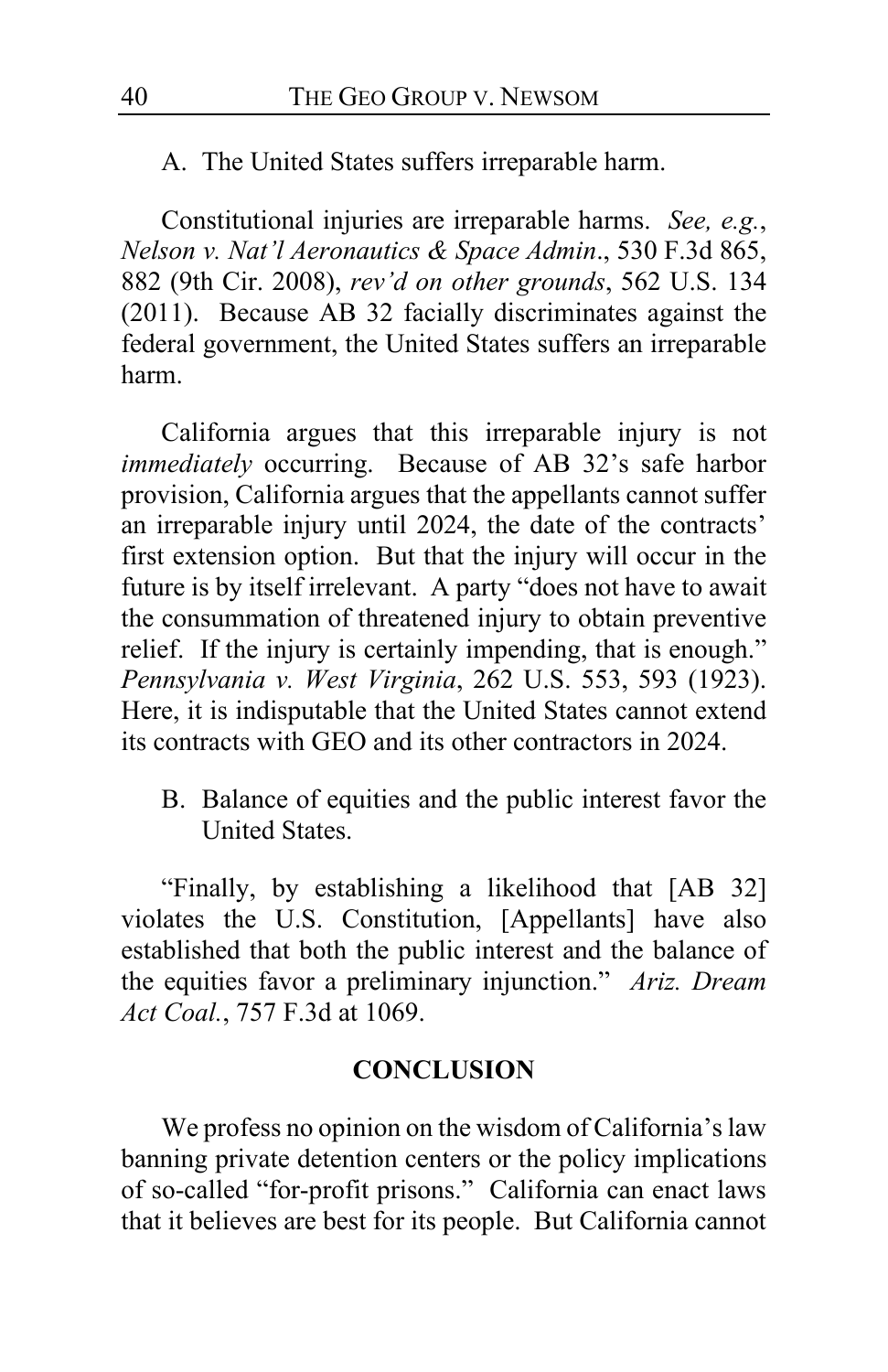A. The United States suffers irreparable harm.

Constitutional injuries are irreparable harms. *See, e.g.*, *Nelson v. Nat'l Aeronautics & Space Admin*., 530 F.3d 865, 882 (9th Cir. 2008), *rev'd on other grounds*, 562 U.S. 134 (2011). Because AB 32 facially discriminates against the federal government, the United States suffers an irreparable harm.

California argues that this irreparable injury is not *immediately* occurring. Because of AB 32's safe harbor provision, California argues that the appellants cannot suffer an irreparable injury until 2024, the date of the contracts' first extension option. But that the injury will occur in the future is by itself irrelevant. A party "does not have to await the consummation of threatened injury to obtain preventive relief. If the injury is certainly impending, that is enough." *Pennsylvania v. West Virginia*, 262 U.S. 553, 593 (1923). Here, it is indisputable that the United States cannot extend its contracts with GEO and its other contractors in 2024.

B. Balance of equities and the public interest favor the United States.

"Finally, by establishing a likelihood that [AB 32] violates the U.S. Constitution, [Appellants] have also established that both the public interest and the balance of the equities favor a preliminary injunction." *Ariz. Dream Act Coal.*, 757 F.3d at 1069.

## CONCLUSION

We profess no opinion on the wisdom of California's law banning private detention centers or the policy implications of so-called "for-profit prisons." California can enact laws that it believes are best for its people. But California cannot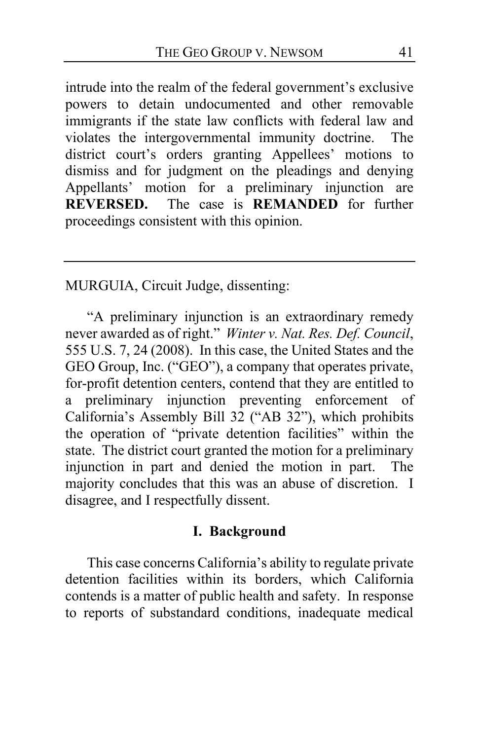intrude into the realm of the federal government's exclusive powers to detain undocumented and other removable immigrants if the state law conflicts with federal law and violates the intergovernmental immunity doctrine. The district court's orders granting Appellees' motions to dismiss and for judgment on the pleadings and denying Appellants' motion for a preliminary injunction are **REVERSED.** The case is **REMANDED** for further proceedings consistent with this opinion.

---

MURGUIA, Circuit Judge, dissenting:

"A preliminary injunction is an extraordinary remedy never awarded as of right." *Winter v. Nat. Res. Def. Council*, 555 U.S. 7, 24 (2008). In this case, the United States and the GEO Group, Inc. ("GEO"), a company that operates private, for-profit detention centers, contend that they are entitled to a preliminary injunction preventing enforcement of California's Assembly Bill 32 ("AB 32"), which prohibits the operation of "private detention facilities" within the state. The district court granted the motion for a preliminary injunction in part and denied the motion in part. The majority concludes that this was an abuse of discretion. I disagree, and I respectfully dissent.

## I. Background

This case concerns California's ability to regulate private detention facilities within its borders, which California contends is a matter of public health and safety. In response to reports of substandard conditions, inadequate medical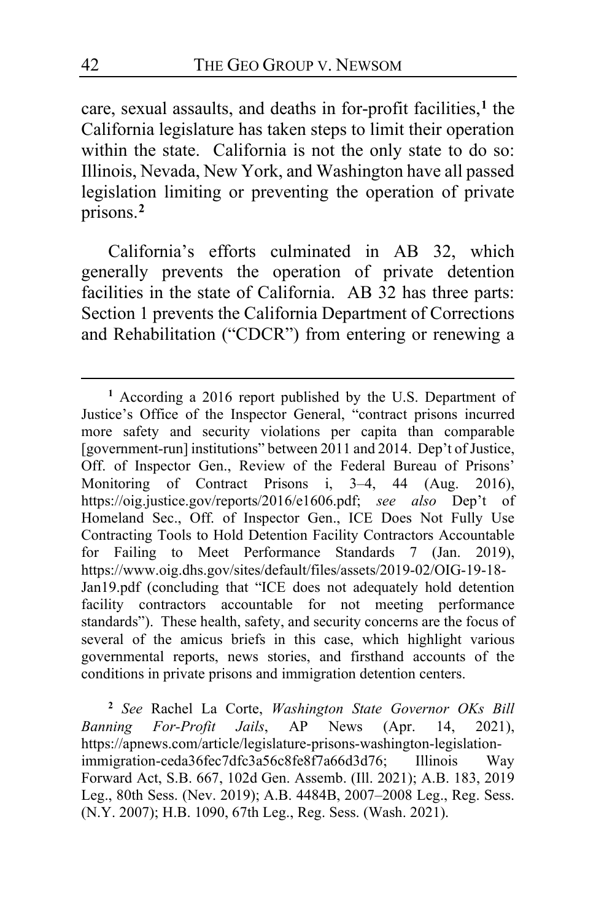care, sexual assaults, and deaths in for-profit facilities,[1] the California legislature has taken steps to limit their operation within the state. California is not the only state to do so: Illinois, Nevada, New York, and Washington have all passed legislation limiting or preventing the operation of private prisons.[2]

California's efforts culminated in AB 32, which generally prevents the operation of private detention facilities in the state of California. AB 32 has three parts: Section 1 prevents the California Department of Corrections and Rehabilitation ("CDCR") from entering or renewing a

---

[1] According a 2016 report published by the U.S. Department of Justice's Office of the Inspector General, "contract prisons incurred more safety and security violations per capita than comparable [government-run] institutions" between 2011 and 2014. Dep't of Justice, Off. of Inspector Gen., Review of the Federal Bureau of Prisons' Monitoring of Contract Prisons i, 3–4, 44 (Aug. 2016), https://oig.justice.gov/reports/2016/e1606.pdf; *see also* Dep't of Homeland Sec., Off. of Inspector Gen., ICE Does Not Fully Use Contracting Tools to Hold Detention Facility Contractors Accountable for Failing to Meet Performance Standards 7 (Jan. 2019), https://www.oig.dhs.gov/sites/default/files/assets/2019-02/OIG-19-18-Jan19.pdf (concluding that "ICE does not adequately hold detention facility contractors accountable for not meeting performance standards"). These health, safety, and security concerns are the focus of several of the amicus briefs in this case, which highlight various governmental reports, news stories, and firsthand accounts of the conditions in private prisons and immigration detention centers.

[2] *See* Rachel La Corte, *Washington State Governor OKs Bill Banning For-Profit Jails*, AP News (Apr. 14, 2021), https://apnews.com/article/legislature-prisons-washington-legislation-immigration-ceda36fec7dfc3a56c8fe8f7a66d3d76; Illinois Way Forward Act, S.B. 667, 102d Gen. Assemb. (Ill. 2021); A.B. 183, 2019 Leg., 80th Sess. (Nev. 2019); A.B. 4484B, 2007–2008 Leg., Reg. Sess. (N.Y. 2007); H.B. 1090, 67th Leg., Reg. Sess. (Wash. 2021).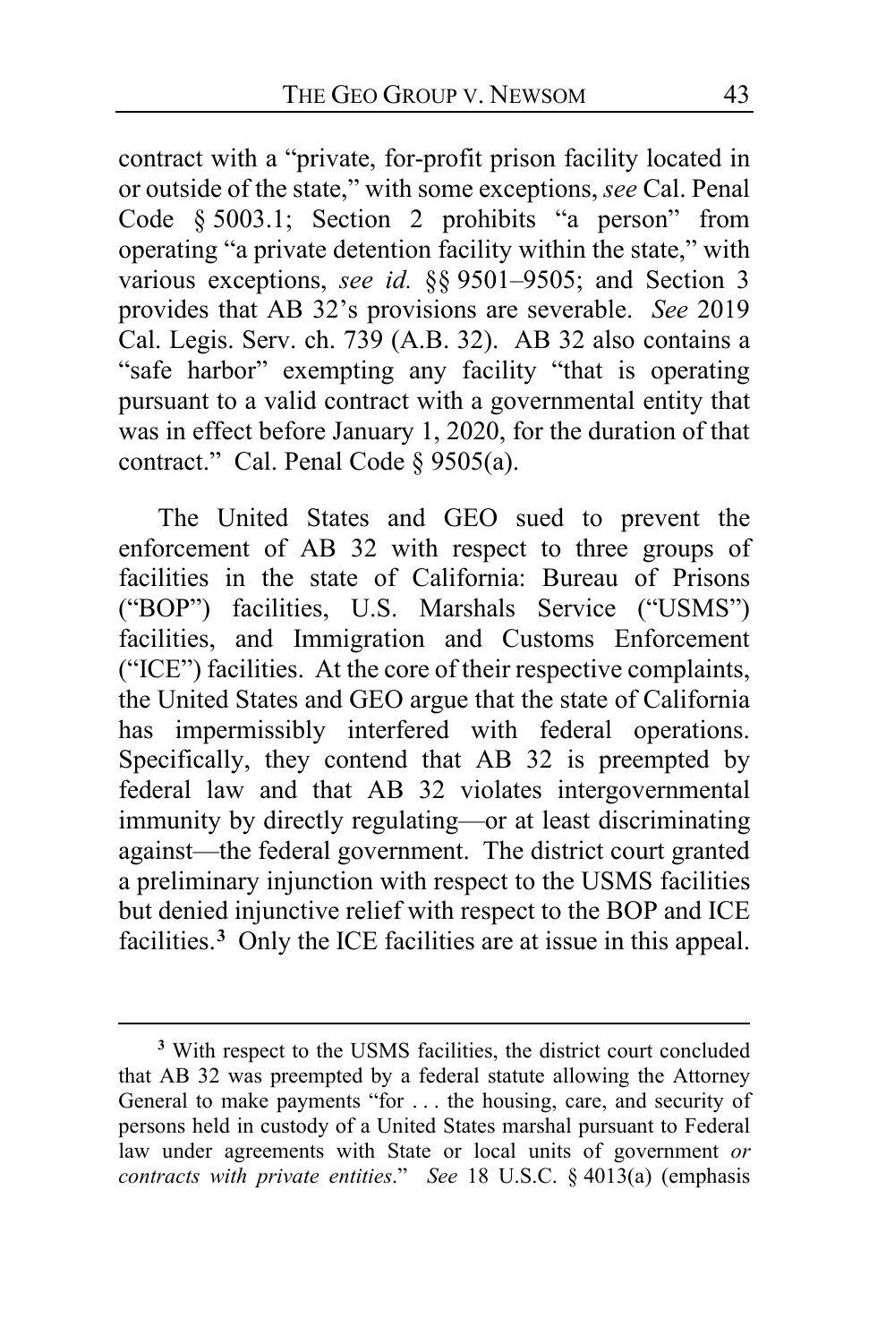contract with a "private, for-profit prison facility located in or outside of the state," with some exceptions, *see* Cal. Penal Code § 5003.1; Section 2 prohibits "a person" from operating "a private detention facility within the state," with various exceptions, *see id.* §§ 9501–9505; and Section 3 provides that AB 32's provisions are severable. *See* 2019 Cal. Legis. Serv. ch. 739 (A.B. 32). AB 32 also contains a "safe harbor" exempting any facility "that is operating pursuant to a valid contract with a governmental entity that was in effect before January 1, 2020, for the duration of that contract." Cal. Penal Code § 9505(a).

The United States and GEO sued to prevent the enforcement of AB 32 with respect to three groups of facilities in the state of California: Bureau of Prisons ("BOP") facilities, U.S. Marshals Service ("USMS") facilities, and Immigration and Customs Enforcement ("ICE") facilities. At the core of their respective complaints, the United States and GEO argue that the state of California has impermissibly interfered with federal operations. Specifically, they contend that AB 32 is preempted by federal law and that AB 32 violates intergovernmental immunity by directly regulating—or at least discriminating against—the federal government. The district court granted a preliminary injunction with respect to the USMS facilities but denied injunctive relief with respect to the BOP and ICE facilities.[3] Only the ICE facilities are at issue in this appeal.

[3] With respect to the USMS facilities, the district court concluded that AB 32 was preempted by a federal statute allowing the Attorney General to make payments "for . . . the housing, care, and security of persons held in custody of a United States marshal pursuant to Federal law under agreements with State or local units of government *or contracts with private entities*." *See* 18 U.S.C. § 4013(a) (emphasis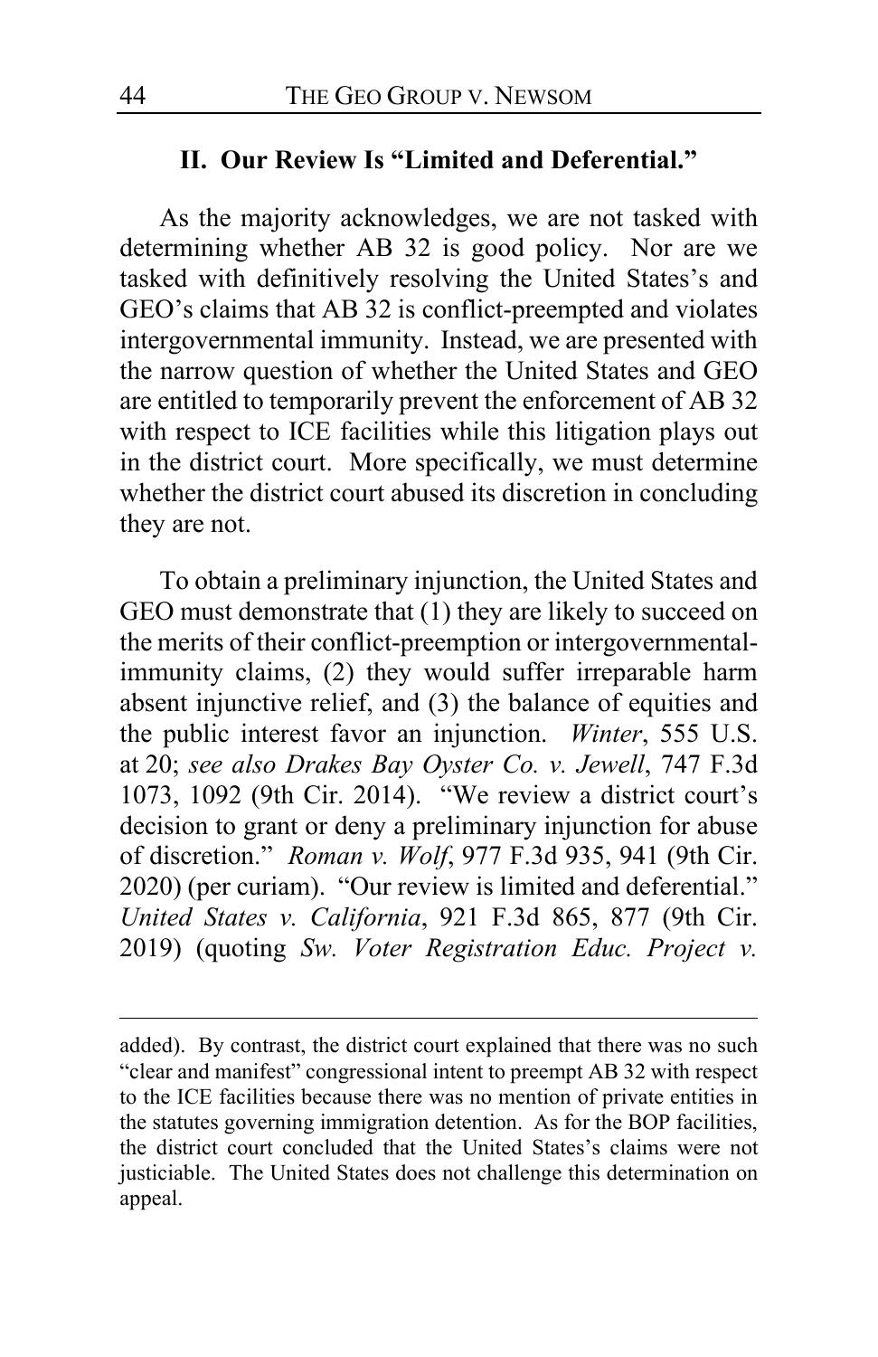## II. Our Review Is "Limited and Deferential."

As the majority acknowledges, we are not tasked with determining whether AB 32 is good policy. Nor are we tasked with definitively resolving the United States's and GEO's claims that AB 32 is conflict-preempted and violates intergovernmental immunity. Instead, we are presented with the narrow question of whether the United States and GEO are entitled to temporarily prevent the enforcement of AB 32 with respect to ICE facilities while this litigation plays out in the district court. More specifically, we must determine whether the district court abused its discretion in concluding they are not.

To obtain a preliminary injunction, the United States and GEO must demonstrate that (1) they are likely to succeed on the merits of their conflict-preemption or intergovernmental-immunity claims, (2) they would suffer irreparable harm absent injunctive relief, and (3) the balance of equities and the public interest favor an injunction. *Winter*, 555 U.S. at 20; *see also Drakes Bay Oyster Co. v. Jewell*, 747 F.3d 1073, 1092 (9th Cir. 2014). "We review a district court's decision to grant or deny a preliminary injunction for abuse of discretion." *Roman v. Wolf*, 977 F.3d 935, 941 (9th Cir. 2020) (per curiam). "Our review is limited and deferential." *United States v. California*, 921 F.3d 865, 877 (9th Cir. 2019) (quoting *Sw. Voter Registration Educ. Project v.*

added). By contrast, the district court explained that there was no such "clear and manifest" congressional intent to preempt AB 32 with respect to the ICE facilities because there was no mention of private entities in the statutes governing immigration detention. As for the BOP facilities, the district court concluded that the United States's claims were not justiciable. The United States does not challenge this determination on appeal.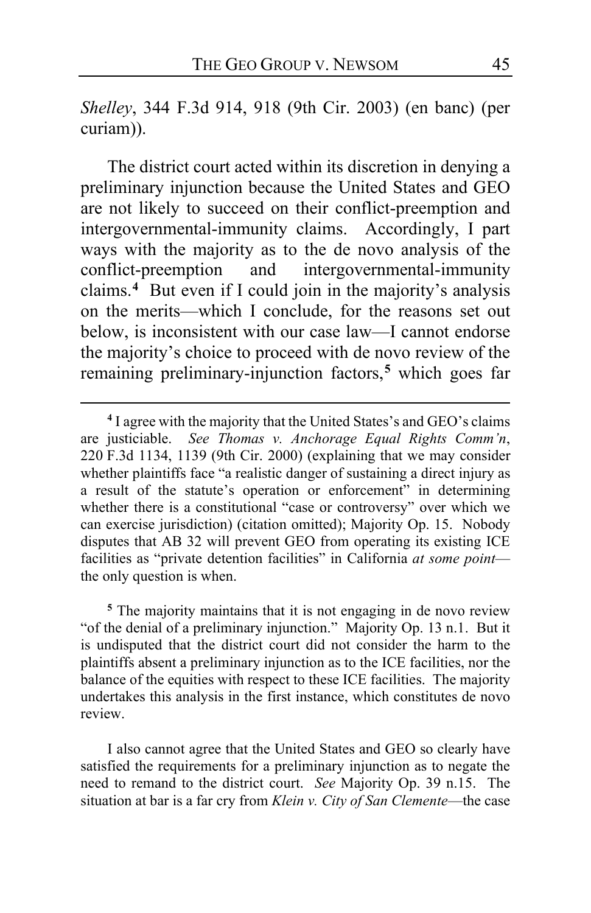*Shelley*, 344 F.3d 914, 918 (9th Cir. 2003) (en banc) (per curiam)).

The district court acted within its discretion in denying a preliminary injunction because the United States and GEO are not likely to succeed on their conflict-preemption and intergovernmental-immunity claims. Accordingly, I part ways with the majority as to the de novo analysis of the conflict-preemption and intergovernmental-immunity claims.[4] But even if I could join in the majority's analysis on the merits—which I conclude, for the reasons set out below, is inconsistent with our case law—I cannot endorse the majority's choice to proceed with de novo review of the remaining preliminary-injunction factors,[5] which goes far

---

[4] I agree with the majority that the United States's and GEO's claims are justiciable. *See Thomas v. Anchorage Equal Rights Comm'n*, 220 F.3d 1134, 1139 (9th Cir. 2000) (explaining that we may consider whether plaintiffs face "a realistic danger of sustaining a direct injury as a result of the statute's operation or enforcement" in determining whether there is a constitutional "case or controversy" over which we can exercise jurisdiction) (citation omitted); Majority Op. 15. Nobody disputes that AB 32 will prevent GEO from operating its existing ICE facilities as "private detention facilities" in California *at some point*—the only question is when.

[5] The majority maintains that it is not engaging in de novo review "of the denial of a preliminary injunction." Majority Op. 13 n.1. But it is undisputed that the district court did not consider the harm to the plaintiffs absent a preliminary injunction as to the ICE facilities, nor the balance of the equities with respect to these ICE facilities. The majority undertakes this analysis in the first instance, which constitutes de novo review.

I also cannot agree that the United States and GEO so clearly have satisfied the requirements for a preliminary injunction as to negate the need to remand to the district court. *See* Majority Op. 39 n.15. The situation at bar is a far cry from *Klein v. City of San Clemente*—the case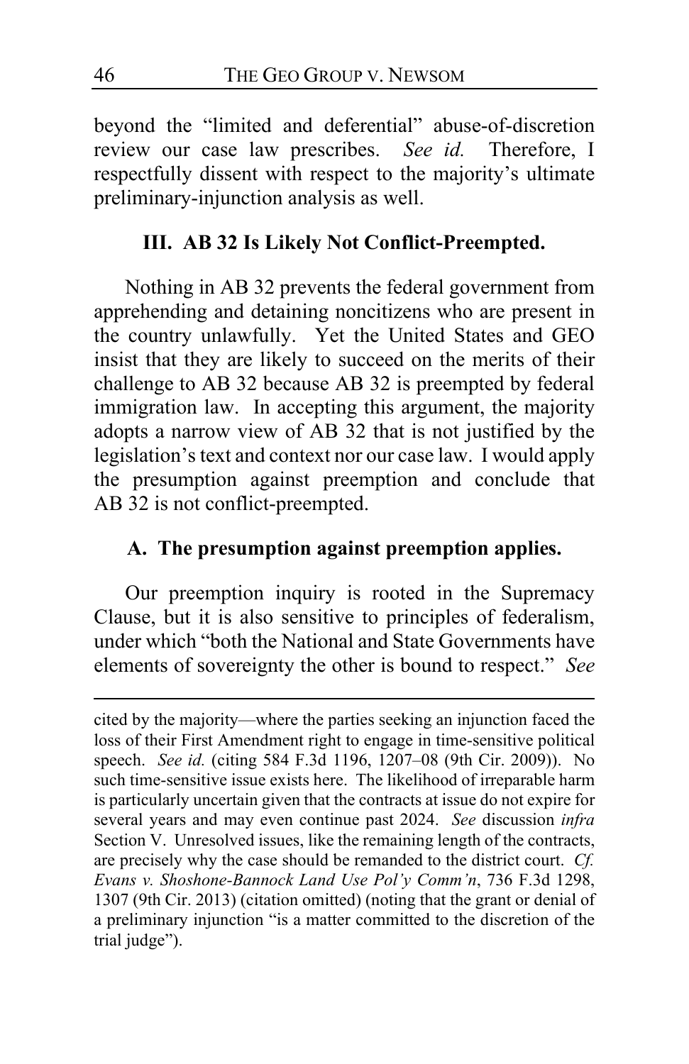beyond the "limited and deferential" abuse-of-discretion review our case law prescribes. *See id.* Therefore, I respectfully dissent with respect to the majority's ultimate preliminary-injunction analysis as well.

## III. AB 32 Is Likely Not Conflict-Preempted.

Nothing in AB 32 prevents the federal government from apprehending and detaining noncitizens who are present in the country unlawfully. Yet the United States and GEO insist that they are likely to succeed on the merits of their challenge to AB 32 because AB 32 is preempted by federal immigration law. In accepting this argument, the majority adopts a narrow view of AB 32 that is not justified by the legislation's text and context nor our case law. I would apply the presumption against preemption and conclude that AB 32 is not conflict-preempted.

### A. The presumption against preemption applies.

Our preemption inquiry is rooted in the Supremacy Clause, but it is also sensitive to principles of federalism, under which "both the National and State Governments have elements of sovereignty the other is bound to respect." *See*

---

cited by the majority—where the parties seeking an injunction faced the loss of their First Amendment right to engage in time-sensitive political speech. *See id.* (citing 584 F.3d 1196, 1207–08 (9th Cir. 2009)). No such time-sensitive issue exists here. The likelihood of irreparable harm is particularly uncertain given that the contracts at issue do not expire for several years and may even continue past 2024. *See* discussion *infra* Section V. Unresolved issues, like the remaining length of the contracts, are precisely why the case should be remanded to the district court. *Cf. Evans v. Shoshone-Bannock Land Use Pol'y Comm'n*, 736 F.3d 1298, 1307 (9th Cir. 2013) (citation omitted) (noting that the grant or denial of a preliminary injunction "is a matter committed to the discretion of the trial judge").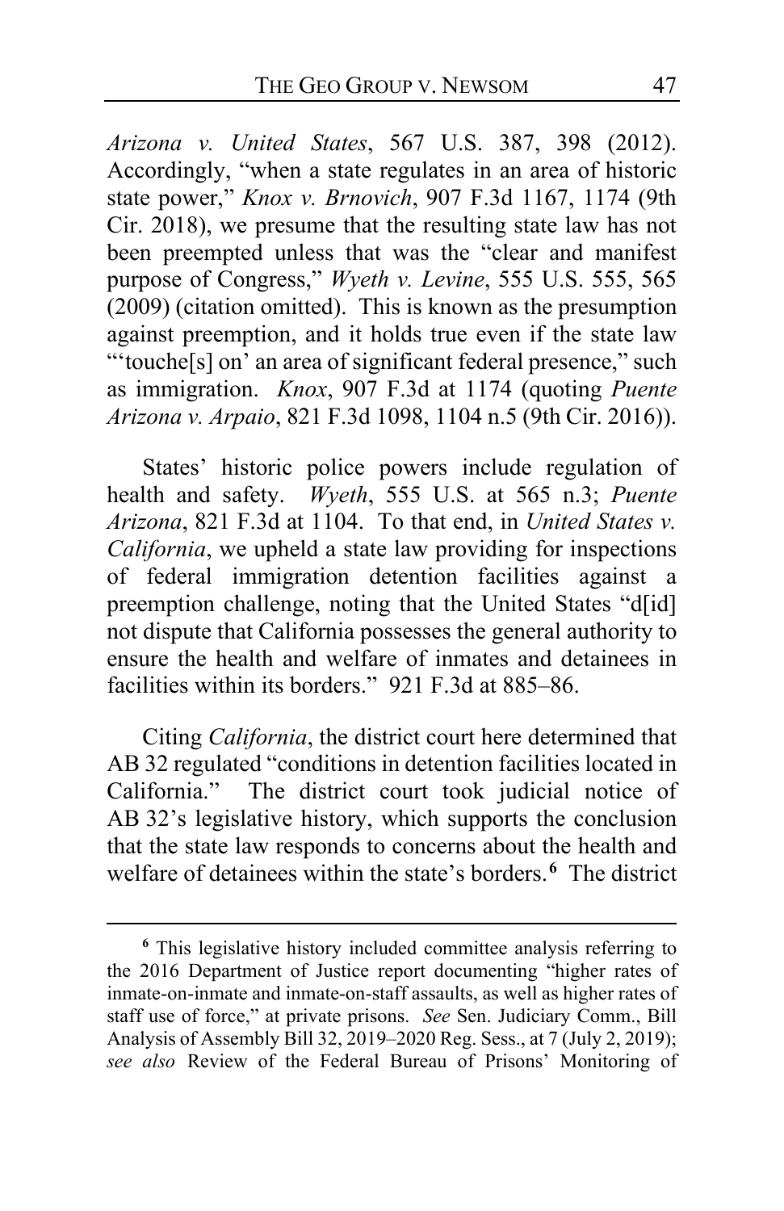*Arizona v. United States*, 567 U.S. 387, 398 (2012). Accordingly, "when a state regulates in an area of historic state power," *Knox v. Brnovich*, 907 F.3d 1167, 1174 (9th Cir. 2018), we presume that the resulting state law has not been preempted unless that was the "clear and manifest purpose of Congress," *Wyeth v. Levine*, 555 U.S. 555, 565 (2009) (citation omitted). This is known as the presumption against preemption, and it holds true even if the state law "'touche[s]' on' an area of significant federal presence," such as immigration. *Knox*, 907 F.3d at 1174 (quoting *Puente Arizona v. Arpaio*, 821 F.3d 1098, 1104 n.5 (9th Cir. 2016)).

States' historic police powers include regulation of health and safety. *Wyeth*, 555 U.S. at 565 n.3; *Puente Arizona*, 821 F.3d at 1104. To that end, in *United States v. California*, we upheld a state law providing for inspections of federal immigration detention facilities against a preemption challenge, noting that the United States "d[id] not dispute that California possesses the general authority to ensure the health and welfare of inmates and detainees in facilities within its borders." 921 F.3d at 885–86.

Citing *California*, the district court here determined that AB 32 regulated "conditions in detention facilities located in California." The district court took judicial notice of AB 32's legislative history, which supports the conclusion that the state law responds to concerns about the health and welfare of detainees within the state's borders.[6] The district

---

[6] This legislative history included committee analysis referring to the 2016 Department of Justice report documenting "higher rates of inmate-on-inmate and inmate-on-staff assaults, as well as higher rates of staff use of force," at private prisons. *See* Sen. Judiciary Comm., Bill Analysis of Assembly Bill 32, 2019–2020 Reg. Sess., at 7 (July 2, 2019); *see also* Review of the Federal Bureau of Prisons' Monitoring of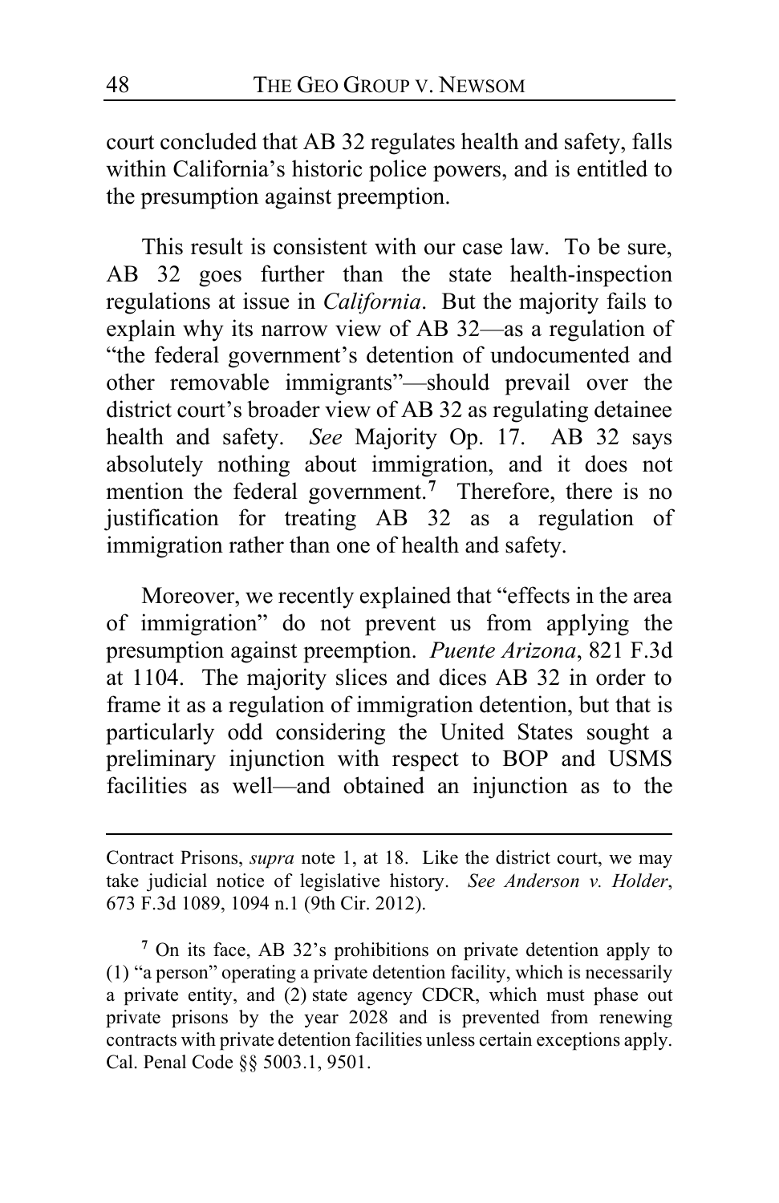court concluded that AB 32 regulates health and safety, falls within California's historic police powers, and is entitled to the presumption against preemption.

This result is consistent with our case law. To be sure, AB 32 goes further than the state health-inspection regulations at issue in *California*. But the majority fails to explain why its narrow view of AB 32—as a regulation of "the federal government's detention of undocumented and other removable immigrants"—should prevail over the district court's broader view of AB 32 as regulating detainee health and safety. *See* Majority Op. 17. AB 32 says absolutely nothing about immigration, and it does not mention the federal government.[7] Therefore, there is no justification for treating AB 32 as a regulation of immigration rather than one of health and safety.

Moreover, we recently explained that "effects in the area of immigration" do not prevent us from applying the presumption against preemption. *Puente Arizona*, 821 F.3d at 1104. The majority slices and dices AB 32 in order to frame it as a regulation of immigration detention, but that is particularly odd considering the United States sought a preliminary injunction with respect to BOP and USMS facilities as well—and obtained an injunction as to the

---

Contract Prisons, *supra* note 1, at 18. Like the district court, we may take judicial notice of legislative history. *See Anderson v. Holder*, 673 F.3d 1089, 1094 n.1 (9th Cir. 2012).

[7] On its face, AB 32's prohibitions on private detention apply to (1) "a person" operating a private detention facility, which is necessarily a private entity, and (2) state agency CDCR, which must phase out private prisons by the year 2028 and is prevented from renewing contracts with private detention facilities unless certain exceptions apply. Cal. Penal Code §§ 5003.1, 9501.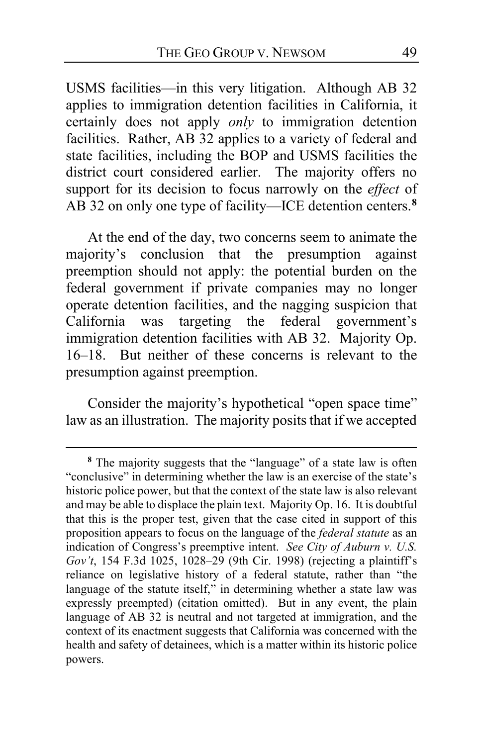USMS facilities—in this very litigation. Although AB 32 applies to immigration detention facilities in California, it certainly does not apply *only* to immigration detention facilities. Rather, AB 32 applies to a variety of federal and state facilities, including the BOP and USMS facilities the district court considered earlier. The majority offers no support for its decision to focus narrowly on the *effect* of AB 32 on only one type of facility—ICE detention centers.[8]

At the end of the day, two concerns seem to animate the majority's conclusion that the presumption against preemption should not apply: the potential burden on the federal government if private companies may no longer operate detention facilities, and the nagging suspicion that California was targeting the federal government's immigration detention facilities with AB 32. Majority Op. 16–18. But neither of these concerns is relevant to the presumption against preemption.

Consider the majority's hypothetical "open space time" law as an illustration. The majority posits that if we accepted

---

[8] The majority suggests that the "language" of a state law is often "conclusive" in determining whether the law is an exercise of the state's historic police power, but that the context of the state law is also relevant and may be able to displace the plain text. Majority Op. 16. It is doubtful that this is the proper test, given that the case cited in support of this proposition appears to focus on the language of the *federal statute* as an indication of Congress's preemptive intent. *See City of Auburn v. U.S. Gov't*, 154 F.3d 1025, 1028–29 (9th Cir. 1998) (rejecting a plaintiff's reliance on legislative history of a federal statute, rather than "the language of the statute itself," in determining whether a state law was expressly preempted) (citation omitted). But in any event, the plain language of AB 32 is neutral and not targeted at immigration, and the context of its enactment suggests that California was concerned with the health and safety of detainees, which is a matter within its historic police powers.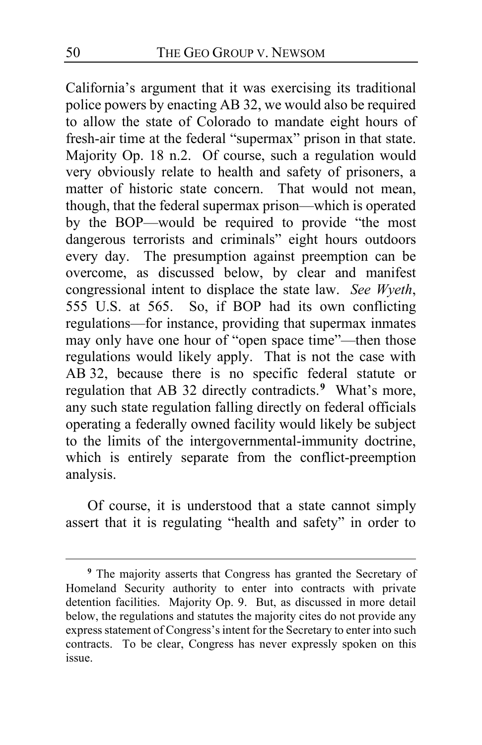California's argument that it was exercising its traditional police powers by enacting AB 32, we would also be required to allow the state of Colorado to mandate eight hours of fresh-air time at the federal "supermax" prison in that state. Majority Op. 18 n.2. Of course, such a regulation would very obviously relate to health and safety of prisoners, a matter of historic state concern. That would not mean, though, that the federal supermax prison—which is operated by the BOP—would be required to provide "the most dangerous terrorists and criminals" eight hours outdoors every day. The presumption against preemption can be overcome, as discussed below, by clear and manifest congressional intent to displace the state law. *See Wyeth*, 555 U.S. at 565. So, if BOP had its own conflicting regulations—for instance, providing that supermax inmates may only have one hour of "open space time"—then those regulations would likely apply. That is not the case with AB 32, because there is no specific federal statute or regulation that AB 32 directly contradicts.[9] What's more, any such state regulation falling directly on federal officials operating a federally owned facility would likely be subject to the limits of the intergovernmental-immunity doctrine, which is entirely separate from the conflict-preemption analysis.

Of course, it is understood that a state cannot simply assert that it is regulating "health and safety" in order to

---

[9] The majority asserts that Congress has granted the Secretary of Homeland Security authority to enter into contracts with private detention facilities. Majority Op. 9. But, as discussed in more detail below, the regulations and statutes the majority cites do not provide any express statement of Congress's intent for the Secretary to enter into such contracts. To be clear, Congress has never expressly spoken on this issue.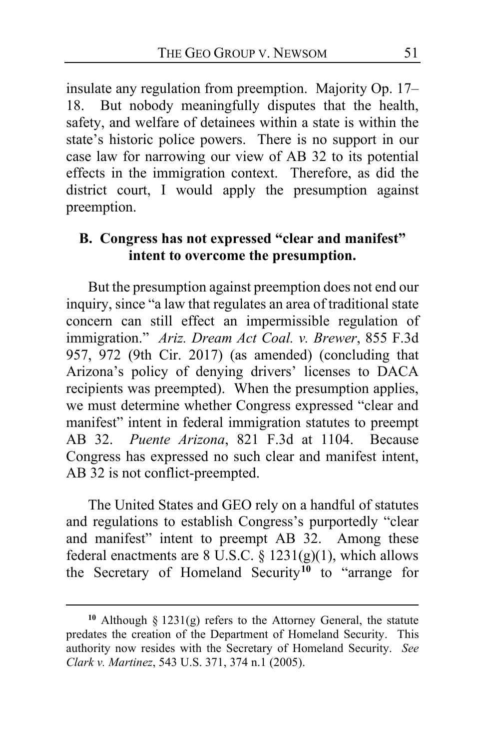insulate any regulation from preemption. Majority Op. 17–18. But nobody meaningfully disputes that the health, safety, and welfare of detainees within a state is within the state's historic police powers. There is no support in our case law for narrowing our view of AB 32 to its potential effects in the immigration context. Therefore, as did the district court, I would apply the presumption against preemption.

### B. Congress has not expressed "clear and manifest" intent to overcome the presumption.

But the presumption against preemption does not end our inquiry, since "a law that regulates an area of traditional state concern can still effect an impermissible regulation of immigration." *Ariz. Dream Act Coal. v. Brewer*, 855 F.3d 957, 972 (9th Cir. 2017) (as amended) (concluding that Arizona's policy of denying drivers' licenses to DACA recipients was preempted). When the presumption applies, we must determine whether Congress expressed "clear and manifest" intent in federal immigration statutes to preempt AB 32. *Puente Arizona*, 821 F.3d at 1104. Because Congress has expressed no such clear and manifest intent, AB 32 is not conflict-preempted.

The United States and GEO rely on a handful of statutes and regulations to establish Congress's purportedly "clear and manifest" intent to preempt AB 32. Among these federal enactments are 8 U.S.C. § 1231(g)(1), which allows the Secretary of Homeland Security[10] to "arrange for

---

[10] Although § 1231(g) refers to the Attorney General, the statute predates the creation of the Department of Homeland Security. This authority now resides with the Secretary of Homeland Security. *See Clark v. Martinez*, 543 U.S. 371, 374 n.1 (2005).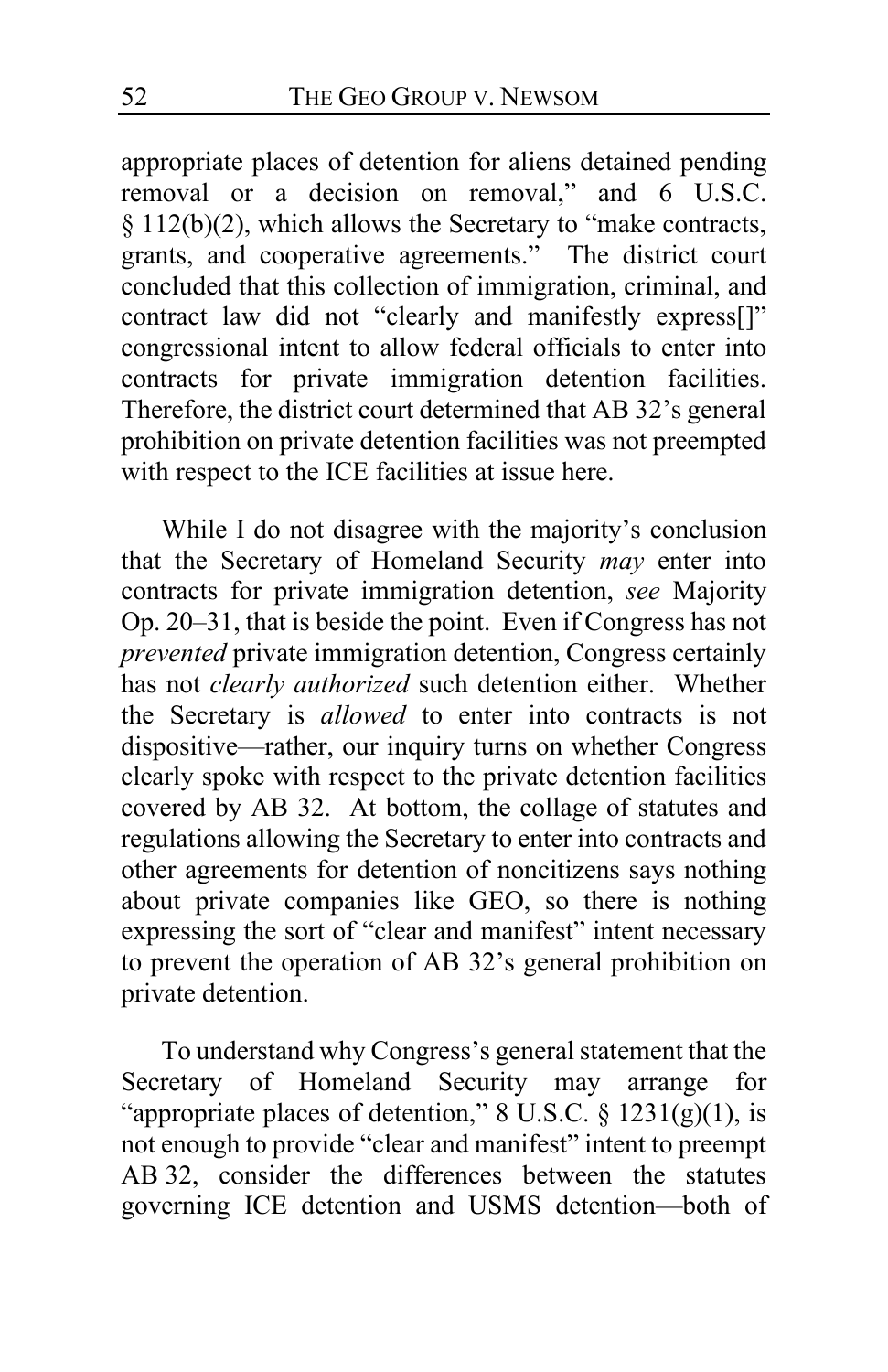appropriate places of detention for aliens detained pending removal or a decision on removal," and 6 U.S.C. § 112(b)(2), which allows the Secretary to "make contracts, grants, and cooperative agreements." The district court concluded that this collection of immigration, criminal, and contract law did not "clearly and manifestly express[]" congressional intent to allow federal officials to enter into contracts for private immigration detention facilities. Therefore, the district court determined that AB 32's general prohibition on private detention facilities was not preempted with respect to the ICE facilities at issue here.

While I do not disagree with the majority's conclusion that the Secretary of Homeland Security *may* enter into contracts for private immigration detention, *see* Majority Op. 20–31, that is beside the point. Even if Congress has not *prevented* private immigration detention, Congress certainly has not *clearly authorized* such detention either. Whether the Secretary is *allowed* to enter into contracts is not dispositive—rather, our inquiry turns on whether Congress clearly spoke with respect to the private detention facilities covered by AB 32. At bottom, the collage of statutes and regulations allowing the Secretary to enter into contracts and other agreements for detention of noncitizens says nothing about private companies like GEO, so there is nothing expressing the sort of "clear and manifest" intent necessary to prevent the operation of AB 32's general prohibition on private detention.

To understand why Congress's general statement that the Secretary of Homeland Security may arrange for "appropriate places of detention," 8 U.S.C. § 1231(g)(1), is not enough to provide "clear and manifest" intent to preempt AB 32, consider the differences between the statutes governing ICE detention and USMS detention—both of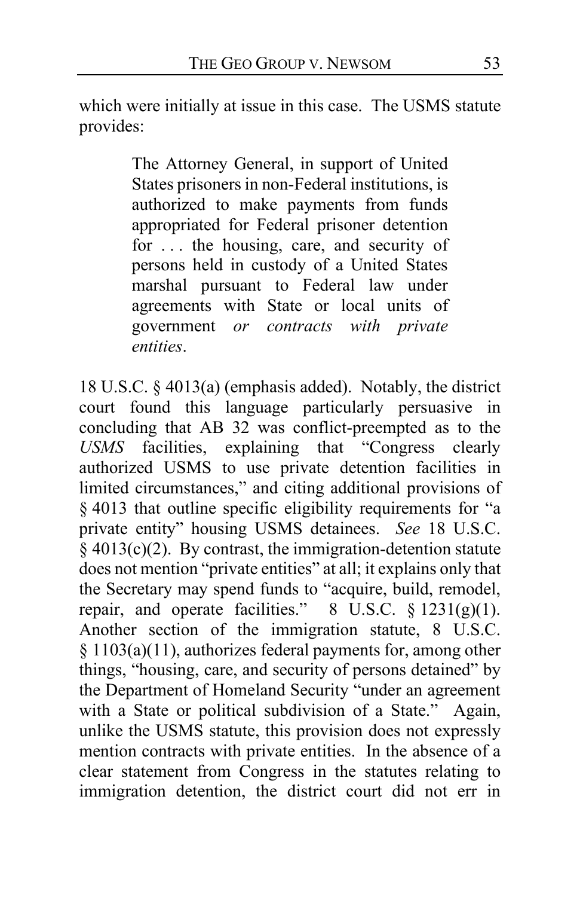which were initially at issue in this case. The USMS statute provides:

> The Attorney General, in support of United States prisoners in non-Federal institutions, is authorized to make payments from funds appropriated for Federal prisoner detention for . . . the housing, care, and security of persons held in custody of a United States marshal pursuant to Federal law under agreements with State or local units of government *or contracts with private entities*.

18 U.S.C. § 4013(a) (emphasis added). Notably, the district court found this language particularly persuasive in concluding that AB 32 was conflict-preempted as to the *USMS* facilities, explaining that "Congress clearly authorized USMS to use private detention facilities in limited circumstances," and citing additional provisions of § 4013 that outline specific eligibility requirements for "a private entity" housing USMS detainees. *See* 18 U.S.C. § 4013(c)(2). By contrast, the immigration-detention statute does not mention "private entities" at all; it explains only that the Secretary may spend funds to "acquire, build, remodel, repair, and operate facilities." 8 U.S.C. § 1231(g)(1). Another section of the immigration statute, 8 U.S.C. § 1103(a)(11), authorizes federal payments for, among other things, "housing, care, and security of persons detained" by the Department of Homeland Security "under an agreement with a State or political subdivision of a State." Again, unlike the USMS statute, this provision does not expressly mention contracts with private entities. In the absence of a clear statement from Congress in the statutes relating to immigration detention, the district court did not err in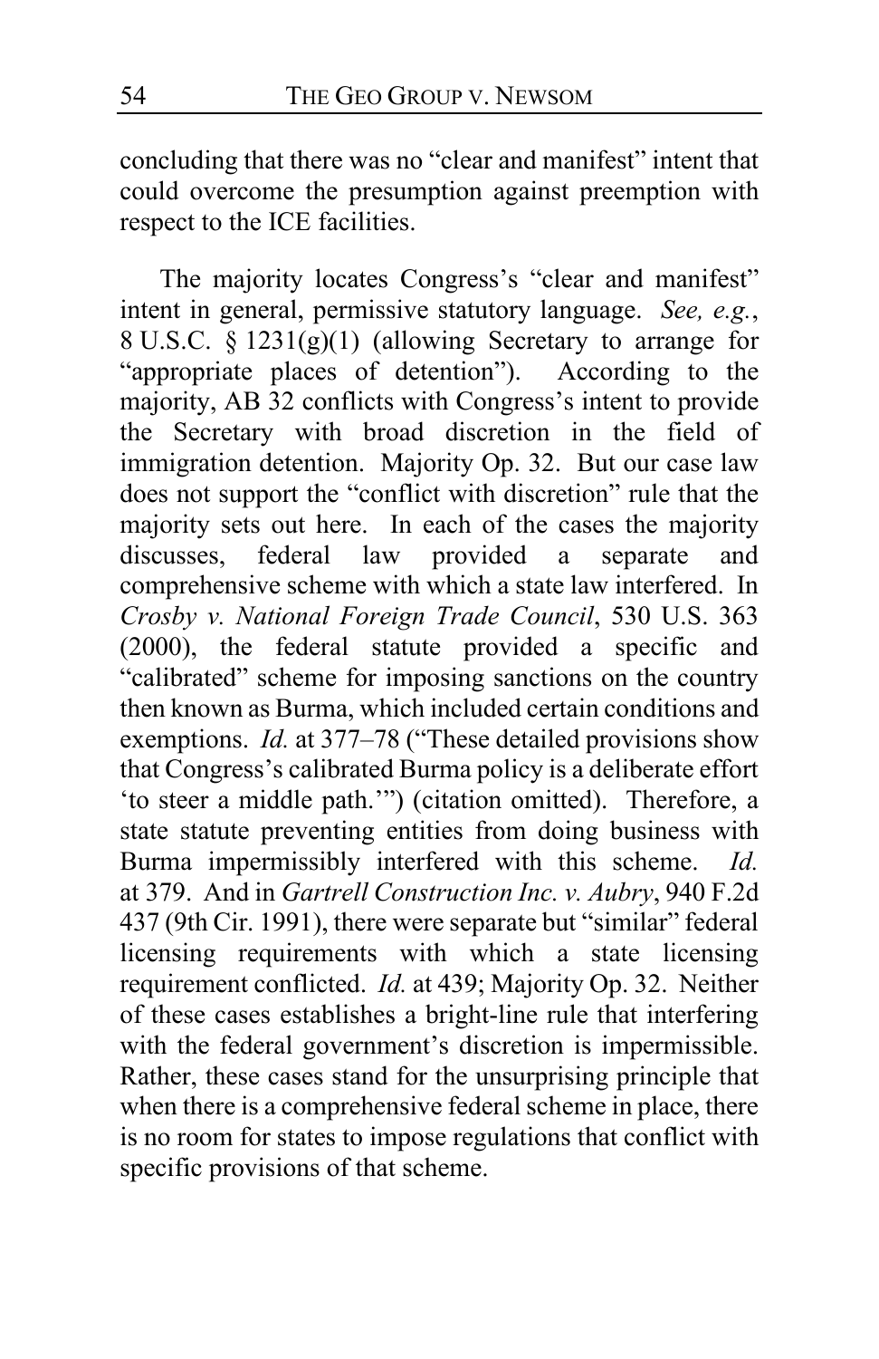concluding that there was no "clear and manifest" intent that could overcome the presumption against preemption with respect to the ICE facilities.

The majority locates Congress's "clear and manifest" intent in general, permissive statutory language. *See, e.g.*, 8 U.S.C. § 1231(g)(1) (allowing Secretary to arrange for "appropriate places of detention"). According to the majority, AB 32 conflicts with Congress's intent to provide the Secretary with broad discretion in the field of immigration detention. Majority Op. 32. But our case law does not support the "conflict with discretion" rule that the majority sets out here. In each of the cases the majority discusses, federal law provided a separate and comprehensive scheme with which a state law interfered. In *Crosby v. National Foreign Trade Council*, 530 U.S. 363 (2000), the federal statute provided a specific and "calibrated" scheme for imposing sanctions on the country then known as Burma, which included certain conditions and exemptions. *Id.* at 377–78 ("These detailed provisions show that Congress's calibrated Burma policy is a deliberate effort 'to steer a middle path.'") (citation omitted). Therefore, a state statute preventing entities from doing business with Burma impermissibly interfered with this scheme. *Id.* at 379. And in *Gartrell Construction Inc. v. Aubry*, 940 F.2d 437 (9th Cir. 1991), there were separate but "similar" federal licensing requirements with which a state licensing requirement conflicted. *Id.* at 439; Majority Op. 32. Neither of these cases establishes a bright-line rule that interfering with the federal government's discretion is impermissible. Rather, these cases stand for the unsurprising principle that when there is a comprehensive federal scheme in place, there is no room for states to impose regulations that conflict with specific provisions of that scheme.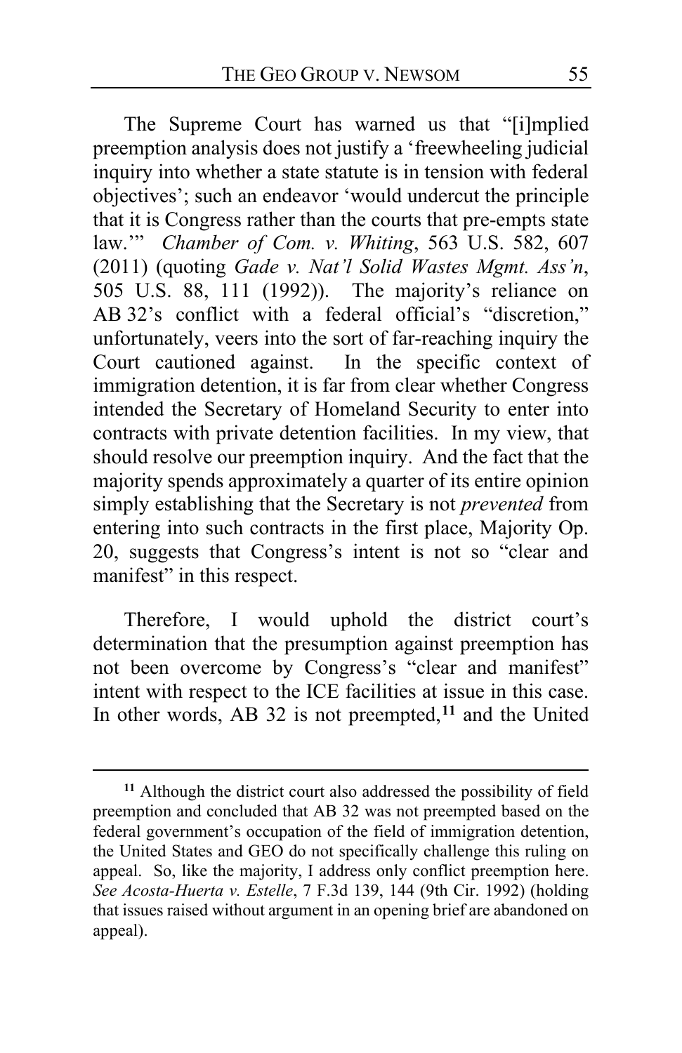The Supreme Court has warned us that "[i]mplied preemption analysis does not justify a 'freewheeling judicial inquiry into whether a state statute is in tension with federal objectives'; such an endeavor 'would undercut the principle that it is Congress rather than the courts that pre-empts state law.'" *Chamber of Com. v. Whiting*, 563 U.S. 582, 607 (2011) (quoting *Gade v. Nat'l Solid Wastes Mgmt. Ass'n*, 505 U.S. 88, 111 (1992)). The majority's reliance on AB 32's conflict with a federal official's "discretion," unfortunately, veers into the sort of far-reaching inquiry the Court cautioned against. In the specific context of immigration detention, it is far from clear whether Congress intended the Secretary of Homeland Security to enter into contracts with private detention facilities. In my view, that should resolve our preemption inquiry. And the fact that the majority spends approximately a quarter of its entire opinion simply establishing that the Secretary is not *prevented* from entering into such contracts in the first place, Majority Op. 20, suggests that Congress's intent is not so "clear and manifest" in this respect.

Therefore, I would uphold the district court's determination that the presumption against preemption has not been overcome by Congress's "clear and manifest" intent with respect to the ICE facilities at issue in this case. In other words, AB 32 is not preempted,[11] and the United

---

[11] Although the district court also addressed the possibility of field preemption and concluded that AB 32 was not preempted based on the federal government's occupation of the field of immigration detention, the United States and GEO do not specifically challenge this ruling on appeal. So, like the majority, I address only conflict preemption here. *See Acosta-Huerta v. Estelle*, 7 F.3d 139, 144 (9th Cir. 1992) (holding that issues raised without argument in an opening brief are abandoned on appeal).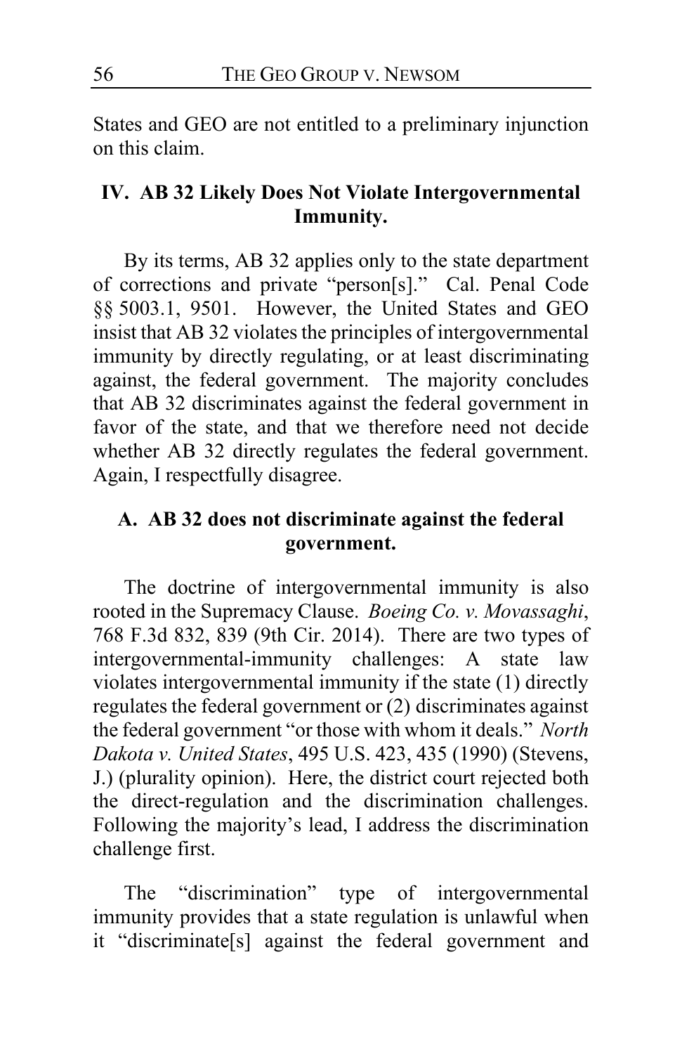States and GEO are not entitled to a preliminary injunction on this claim.

## IV. AB 32 Likely Does Not Violate Intergovernmental Immunity.

By its terms, AB 32 applies only to the state department of corrections and private "person[s]." Cal. Penal Code §§ 5003.1, 9501. However, the United States and GEO insist that AB 32 violates the principles of intergovernmental immunity by directly regulating, or at least discriminating against, the federal government. The majority concludes that AB 32 discriminates against the federal government in favor of the state, and that we therefore need not decide whether AB 32 directly regulates the federal government. Again, I respectfully disagree.

### A. AB 32 does not discriminate against the federal government.

The doctrine of intergovernmental immunity is also rooted in the Supremacy Clause. *Boeing Co. v. Movassaghi*, 768 F.3d 832, 839 (9th Cir. 2014). There are two types of intergovernmental-immunity challenges: A state law violates intergovernmental immunity if the state (1) directly regulates the federal government or (2) discriminates against the federal government "or those with whom it deals." *North Dakota v. United States*, 495 U.S. 423, 435 (1990) (Stevens, J.) (plurality opinion). Here, the district court rejected both the direct-regulation and the discrimination challenges. Following the majority's lead, I address the discrimination challenge first.

The "discrimination" type of intergovernmental immunity provides that a state regulation is unlawful when it "discriminate[s] against the federal government and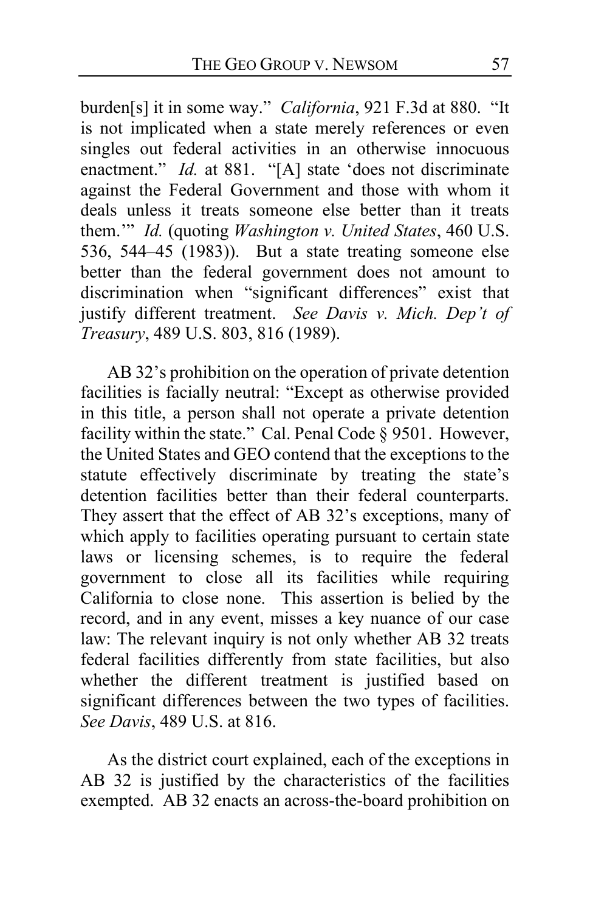burden[s] it in some way." *California*, 921 F.3d at 880. "It is not implicated when a state merely references or even singles out federal activities in an otherwise innocuous enactment." *Id.* at 881. "[A] state 'does not discriminate against the Federal Government and those with whom it deals unless it treats someone else better than it treats them.'" *Id.* (quoting *Washington v. United States*, 460 U.S. 536, 544–45 (1983)). But a state treating someone else better than the federal government does not amount to discrimination when "significant differences" exist that justify different treatment. *See Davis v. Mich. Dep't of Treasury*, 489 U.S. 803, 816 (1989).

AB 32's prohibition on the operation of private detention facilities is facially neutral: "Except as otherwise provided in this title, a person shall not operate a private detention facility within the state." Cal. Penal Code § 9501. However, the United States and GEO contend that the exceptions to the statute effectively discriminate by treating the state's detention facilities better than their federal counterparts. They assert that the effect of AB 32's exceptions, many of which apply to facilities operating pursuant to certain state laws or licensing schemes, is to require the federal government to close all its facilities while requiring California to close none. This assertion is belied by the record, and in any event, misses a key nuance of our case law: The relevant inquiry is not only whether AB 32 treats federal facilities differently from state facilities, but also whether the different treatment is justified based on significant differences between the two types of facilities. *See Davis*, 489 U.S. at 816.

As the district court explained, each of the exceptions in AB 32 is justified by the characteristics of the facilities exempted. AB 32 enacts an across-the-board prohibition on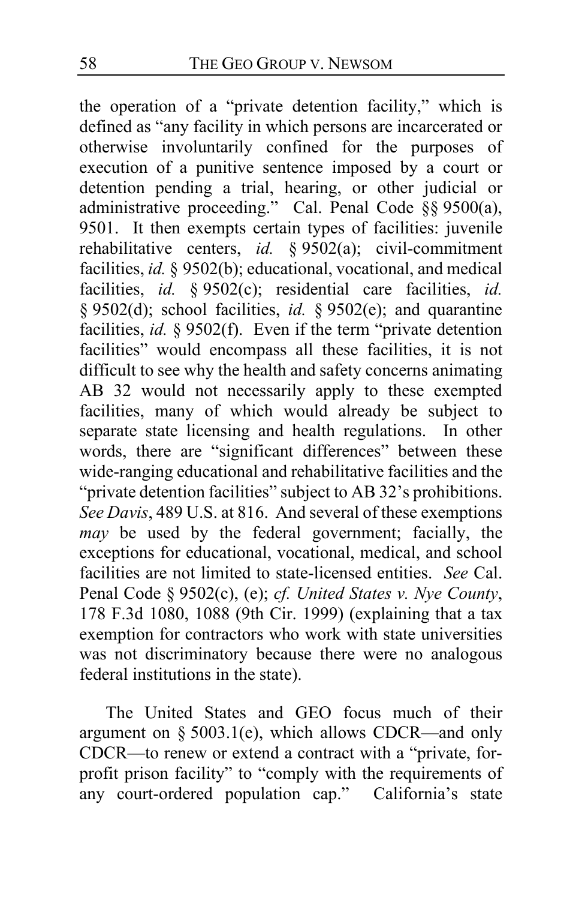the operation of a "private detention facility," which is defined as "any facility in which persons are incarcerated or otherwise involuntarily confined for the purposes of execution of a punitive sentence imposed by a court or detention pending a trial, hearing, or other judicial or administrative proceeding." Cal. Penal Code §§ 9500(a), 9501. It then exempts certain types of facilities: juvenile rehabilitative centers, *id.* § 9502(a); civil-commitment facilities, *id.* § 9502(b); educational, vocational, and medical facilities, *id.* § 9502(c); residential care facilities, *id.* § 9502(d); school facilities, *id.* § 9502(e); and quarantine facilities, *id.* § 9502(f). Even if the term "private detention facilities" would encompass all these facilities, it is not difficult to see why the health and safety concerns animating AB 32 would not necessarily apply to these exempted facilities, many of which would already be subject to separate state licensing and health regulations. In other words, there are "significant differences" between these wide-ranging educational and rehabilitative facilities and the "private detention facilities" subject to AB 32's prohibitions. *See Davis*, 489 U.S. at 816. And several of these exemptions *may* be used by the federal government; facially, the exceptions for educational, vocational, medical, and school facilities are not limited to state-licensed entities. *See* Cal. Penal Code § 9502(c), (e); *cf. United States v. Nye County*, 178 F.3d 1080, 1088 (9th Cir. 1999) (explaining that a tax exemption for contractors who work with state universities was not discriminatory because there were no analogous federal institutions in the state).

The United States and GEO focus much of their argument on § 5003.1(e), which allows CDCR—and only CDCR—to renew or extend a contract with a "private, for-profit prison facility" to "comply with the requirements of any court-ordered population cap." California's state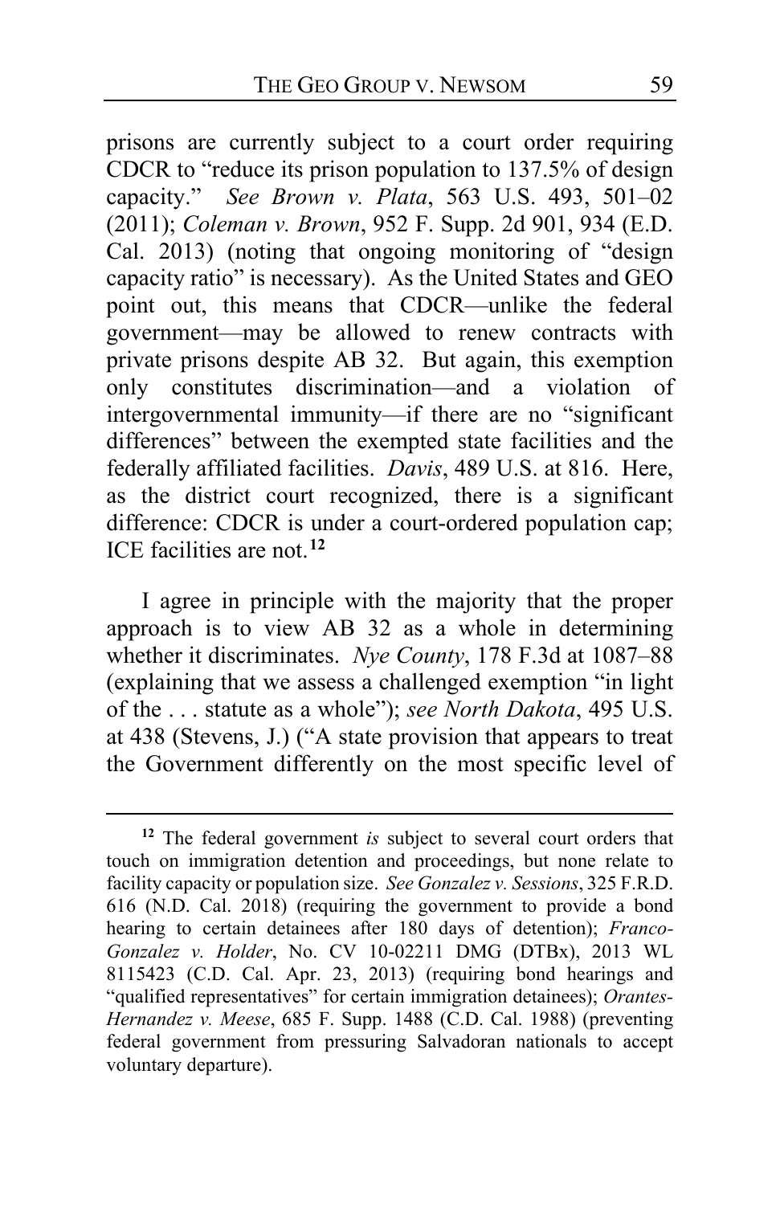prisons are currently subject to a court order requiring CDCR to "reduce its prison population to 137.5% of design capacity." *See Brown v. Plata*, 563 U.S. 493, 501–02 (2011); *Coleman v. Brown*, 952 F. Supp. 2d 901, 934 (E.D. Cal. 2013) (noting that ongoing monitoring of "design capacity ratio" is necessary). As the United States and GEO point out, this means that CDCR—unlike the federal government—may be allowed to renew contracts with private prisons despite AB 32. But again, this exemption only constitutes discrimination—and a violation of intergovernmental immunity—if there are no "significant differences" between the exempted state facilities and the federally affiliated facilities. *Davis*, 489 U.S. at 816. Here, as the district court recognized, there is a significant difference: CDCR is under a court-ordered population cap; ICE facilities are not.[12]

I agree in principle with the majority that the proper approach is to view AB 32 as a whole in determining whether it discriminates. *Nye County*, 178 F.3d at 1087–88 (explaining that we assess a challenged exemption "in light of the . . . statute as a whole"); *see North Dakota*, 495 U.S. at 438 (Stevens, J.) ("A state provision that appears to treat the Government differently on the most specific level of

---

[12] The federal government *is* subject to several court orders that touch on immigration detention and proceedings, but none relate to facility capacity or population size. *See Gonzalez v. Sessions*, 325 F.R.D. 616 (N.D. Cal. 2018) (requiring the government to provide a bond hearing to certain detainees after 180 days of detention); *Franco-Gonzalez v. Holder*, No. CV 10-02211 DMG (DTBx), 2013 WL 8115423 (C.D. Cal. Apr. 23, 2013) (requiring bond hearings and "qualified representatives" for certain immigration detainees); *Orantes-Hernandez v. Meese*, 685 F. Supp. 1488 (C.D. Cal. 1988) (preventing federal government from pressuring Salvadoran nationals to accept voluntary departure).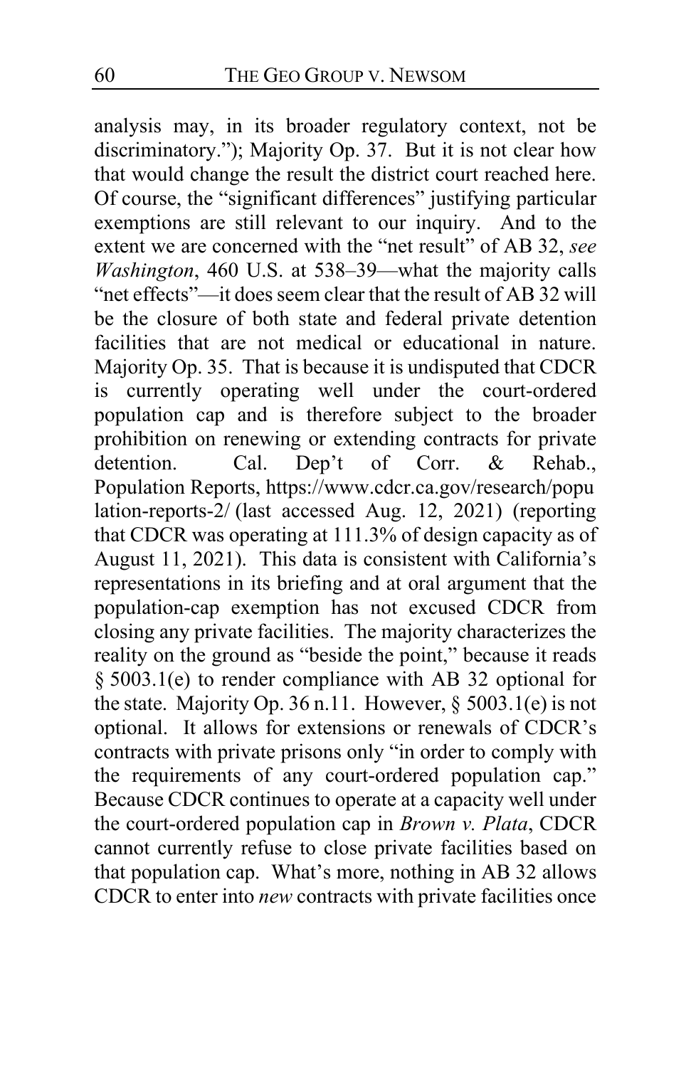analysis may, in its broader regulatory context, not be discriminatory."); Majority Op. 37. But it is not clear how that would change the result the district court reached here. Of course, the "significant differences" justifying particular exemptions are still relevant to our inquiry. And to the extent we are concerned with the "net result" of AB 32, *see Washington*, 460 U.S. at 538–39—what the majority calls "net effects"—it does seem clear that the result of AB 32 will be the closure of both state and federal private detention facilities that are not medical or educational in nature. Majority Op. 35. That is because it is undisputed that CDCR is currently operating well under the court-ordered population cap and is therefore subject to the broader prohibition on renewing or extending contracts for private detention. Cal. Dep't of Corr. & Rehab., Population Reports, https://www.cdcr.ca.gov/research/population-reports-2/ (last accessed Aug. 12, 2021) (reporting that CDCR was operating at 111.3% of design capacity as of August 11, 2021). This data is consistent with California's representations in its briefing and at oral argument that the population-cap exemption has not excused CDCR from closing any private facilities. The majority characterizes the reality on the ground as "beside the point," because it reads § 5003.1(e) to render compliance with AB 32 optional for the state. Majority Op. 36 n.11. However, § 5003.1(e) is not optional. It allows for extensions or renewals of CDCR's contracts with private prisons only "in order to comply with the requirements of any court-ordered population cap." Because CDCR continues to operate at a capacity well under the court-ordered population cap in *Brown v. Plata*, CDCR cannot currently refuse to close private facilities based on that population cap. What's more, nothing in AB 32 allows CDCR to enter into *new* contracts with private facilities once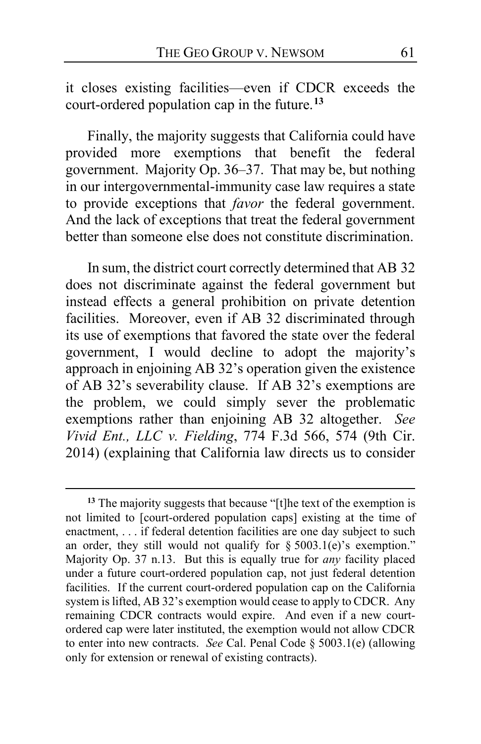it closes existing facilities—even if CDCR exceeds the court-ordered population cap in the future.[13]

Finally, the majority suggests that California could have provided more exemptions that benefit the federal government. Majority Op. 36–37. That may be, but nothing in our intergovernmental-immunity case law requires a state to provide exceptions that *favor* the federal government. And the lack of exceptions that treat the federal government better than someone else does not constitute discrimination.

In sum, the district court correctly determined that AB 32 does not discriminate against the federal government but instead effects a general prohibition on private detention facilities. Moreover, even if AB 32 discriminated through its use of exemptions that favored the state over the federal government, I would decline to adopt the majority's approach in enjoining AB 32's operation given the existence of AB 32's severability clause. If AB 32's exemptions are the problem, we could simply sever the problematic exemptions rather than enjoining AB 32 altogether. *See Vivid Ent., LLC v. Fielding*, 774 F.3d 566, 574 (9th Cir. 2014) (explaining that California law directs us to consider

---

[13] The majority suggests that because "[t]he text of the exemption is not limited to [court-ordered population caps] existing at the time of enactment, . . . if federal detention facilities are one day subject to such an order, they still would not qualify for § 5003.1(e)'s exemption." Majority Op. 37 n.13. But this is equally true for *any* facility placed under a future court-ordered population cap, not just federal detention facilities. If the current court-ordered population cap on the California system is lifted, AB 32's exemption would cease to apply to CDCR. Any remaining CDCR contracts would expire. And even if a new court-ordered cap were later instituted, the exemption would not allow CDCR to enter into new contracts. *See* Cal. Penal Code § 5003.1(e) (allowing only for extension or renewal of existing contracts).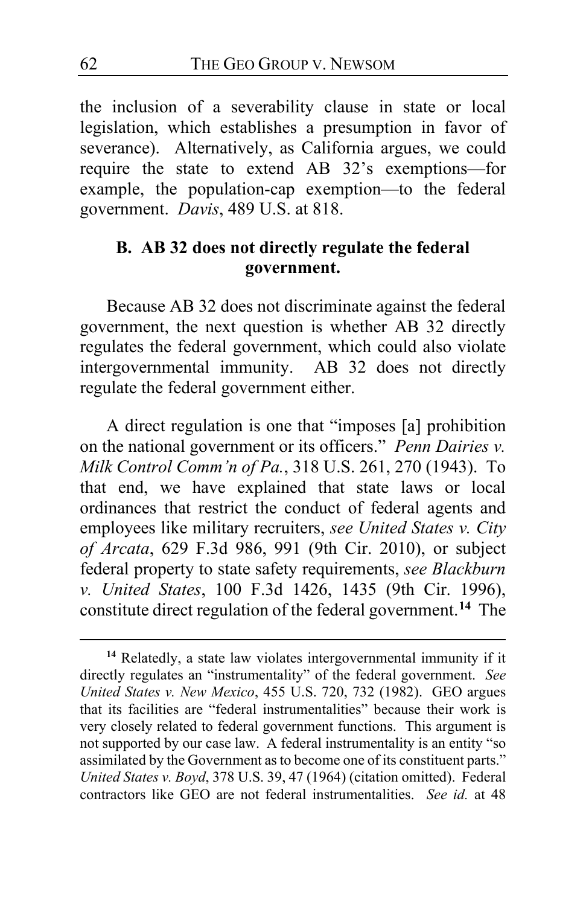the inclusion of a severability clause in state or local legislation, which establishes a presumption in favor of severance). Alternatively, as California argues, we could require the state to extend AB 32's exemptions—for example, the population-cap exemption—to the federal government. *Davis*, 489 U.S. at 818.

### B. AB 32 does not directly regulate the federal government.

Because AB 32 does not discriminate against the federal government, the next question is whether AB 32 directly regulates the federal government, which could also violate intergovernmental immunity. AB 32 does not directly regulate the federal government either.

A direct regulation is one that "imposes [a] prohibition on the national government or its officers." *Penn Dairies v. Milk Control Comm'n of Pa.*, 318 U.S. 261, 270 (1943). To that end, we have explained that state laws or local ordinances that restrict the conduct of federal agents and employees like military recruiters, *see United States v. City of Arcata*, 629 F.3d 986, 991 (9th Cir. 2010), or subject federal property to state safety requirements, *see Blackburn v. United States*, 100 F.3d 1426, 1435 (9th Cir. 1996), constitute direct regulation of the federal government.[14] The

---

[14] Relatedly, a state law violates intergovernmental immunity if it directly regulates an "instrumentality" of the federal government. *See United States v. New Mexico*, 455 U.S. 720, 732 (1982). GEO argues that its facilities are "federal instrumentalities" because their work is very closely related to federal government functions. This argument is not supported by our case law. A federal instrumentality is an entity "so assimilated by the Government as to become one of its constituent parts." *United States v. Boyd*, 378 U.S. 39, 47 (1964) (citation omitted). Federal contractors like GEO are not federal instrumentalities. *See id.* at 48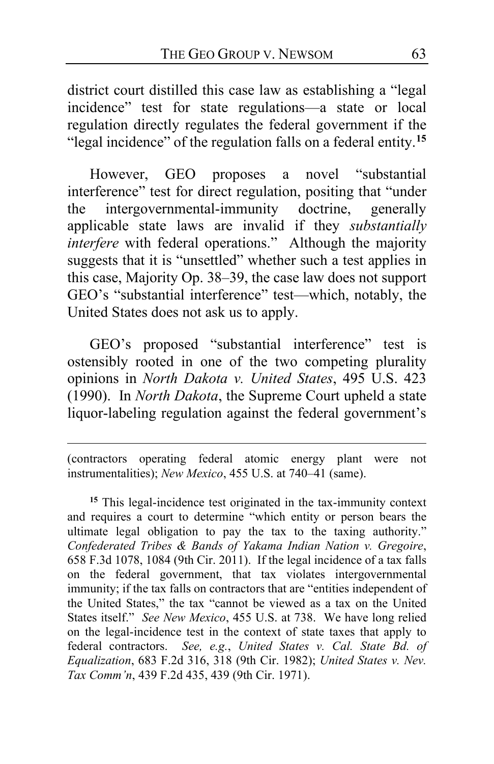district court distilled this case law as establishing a "legal incidence" test for state regulations—a state or local regulation directly regulates the federal government if the "legal incidence" of the regulation falls on a federal entity.[15]

However, GEO proposes a novel "substantial interference" test for direct regulation, positing that "under the intergovernmental-immunity doctrine, generally applicable state laws are invalid if they *substantially interfere* with federal operations." Although the majority suggests that it is "unsettled" whether such a test applies in this case, Majority Op. 38–39, the case law does not support GEO's "substantial interference" test—which, notably, the United States does not ask us to apply.

GEO's proposed "substantial interference" test is ostensibly rooted in one of the two competing plurality opinions in *North Dakota v. United States*, 495 U.S. 423 (1990). In *North Dakota*, the Supreme Court upheld a state liquor-labeling regulation against the federal government's

---

(contractors operating federal atomic energy plant were not instrumentalities); *New Mexico*, 455 U.S. at 740–41 (same).

[15] This legal-incidence test originated in the tax-immunity context and requires a court to determine "which entity or person bears the ultimate legal obligation to pay the tax to the taxing authority." *Confederated Tribes & Bands of Yakama Indian Nation v. Gregoire*, 658 F.3d 1078, 1084 (9th Cir. 2011). If the legal incidence of a tax falls on the federal government, that tax violates intergovernmental immunity; if the tax falls on contractors that are "entities independent of the United States," the tax "cannot be viewed as a tax on the United States itself." *See New Mexico*, 455 U.S. at 738. We have long relied on the legal-incidence test in the context of state taxes that apply to federal contractors. *See, e.g.*, *United States v. Cal. State Bd. of Equalization*, 683 F.2d 316, 318 (9th Cir. 1982); *United States v. Nev. Tax Comm'n*, 439 F.2d 435, 439 (9th Cir. 1971).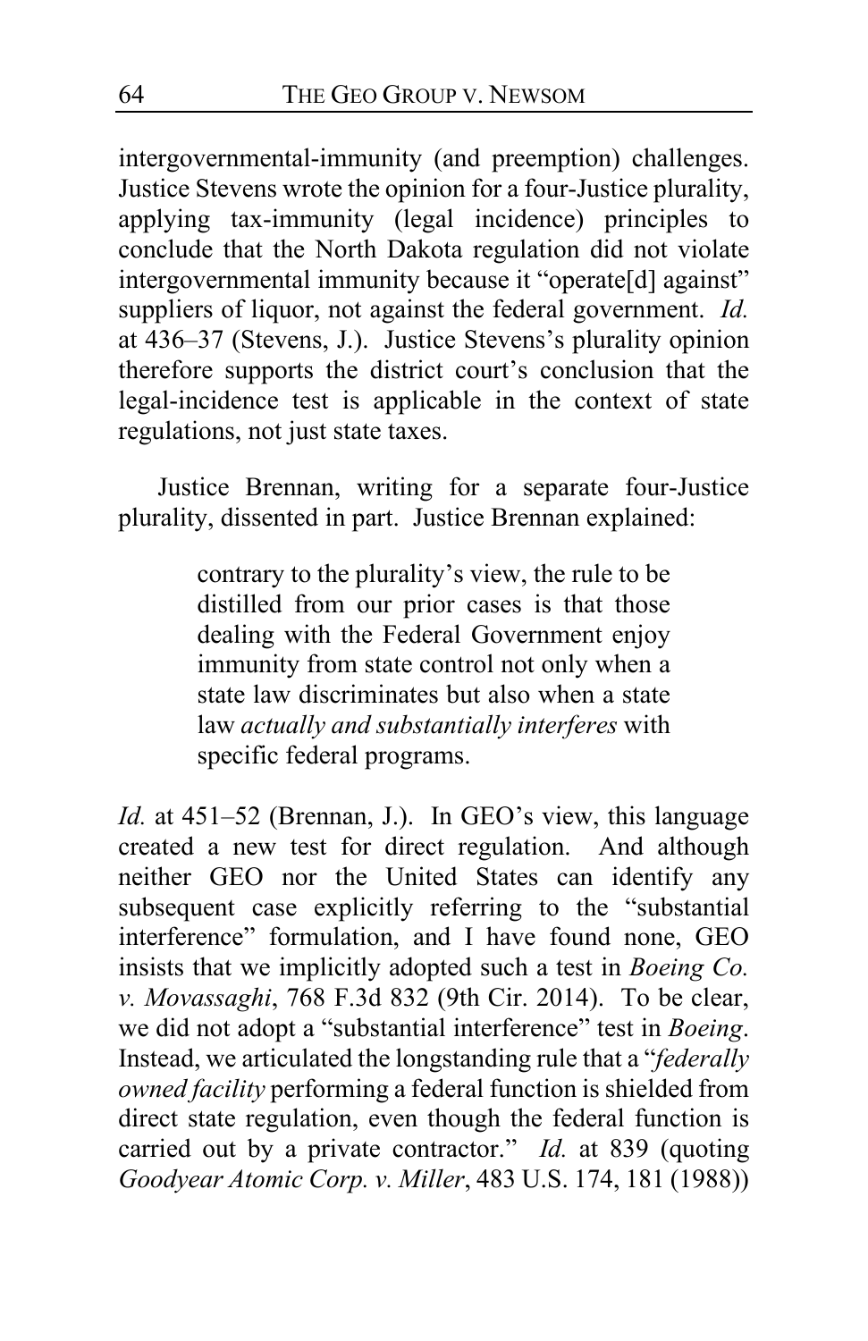intergovernmental-immunity (and preemption) challenges. Justice Stevens wrote the opinion for a four-Justice plurality, applying tax-immunity (legal incidence) principles to conclude that the North Dakota regulation did not violate intergovernmental immunity because it "operate[d] against" suppliers of liquor, not against the federal government. *Id.* at 436–37 (Stevens, J.). Justice Stevens's plurality opinion therefore supports the district court's conclusion that the legal-incidence test is applicable in the context of state regulations, not just state taxes.

Justice Brennan, writing for a separate four-Justice plurality, dissented in part. Justice Brennan explained:

> contrary to the plurality's view, the rule to be distilled from our prior cases is that those dealing with the Federal Government enjoy immunity from state control not only when a state law discriminates but also when a state law *actually and substantially interferes* with specific federal programs.

*Id.* at 451–52 (Brennan, J.). In GEO's view, this language created a new test for direct regulation. And although neither GEO nor the United States can identify any subsequent case explicitly referring to the "substantial interference" formulation, and I have found none, GEO insists that we implicitly adopted such a test in *Boeing Co. v. Movassaghi*, 768 F.3d 832 (9th Cir. 2014). To be clear, we did not adopt a "substantial interference" test in *Boeing*. Instead, we articulated the longstanding rule that a "*federally owned facility* performing a federal function is shielded from direct state regulation, even though the federal function is carried out by a private contractor." *Id.* at 839 (quoting *Goodyear Atomic Corp. v. Miller*, 483 U.S. 174, 181 (1988))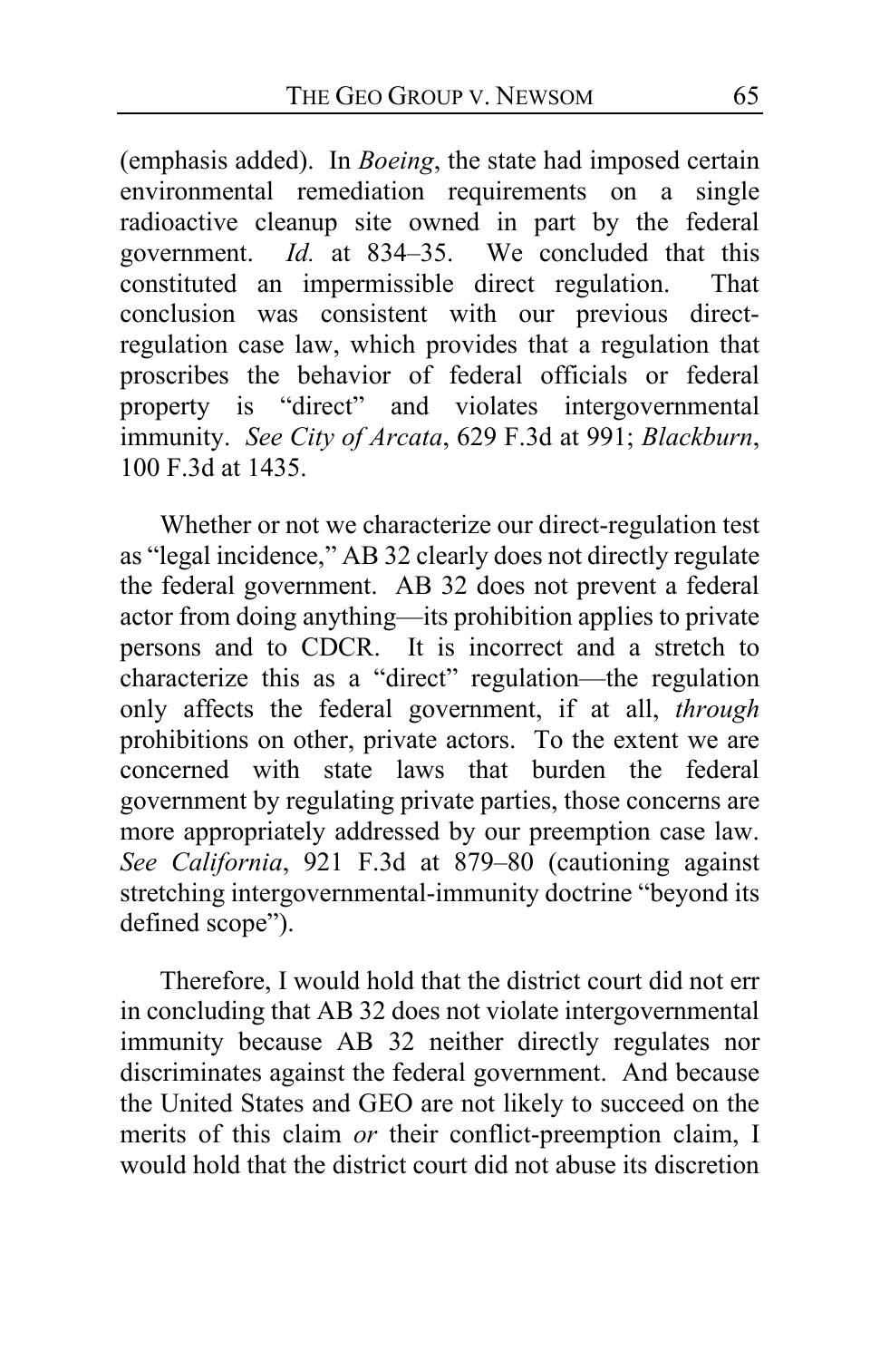(emphasis added). In *Boeing*, the state had imposed certain environmental remediation requirements on a single radioactive cleanup site owned in part by the federal government. *Id.* at 834–35. We concluded that this constituted an impermissible direct regulation. That conclusion was consistent with our previous direct-regulation case law, which provides that a regulation that proscribes the behavior of federal officials or federal property is "direct" and violates intergovernmental immunity. *See City of Arcata*, 629 F.3d at 991; *Blackburn*, 100 F.3d at 1435.

Whether or not we characterize our direct-regulation test as "legal incidence," AB 32 clearly does not directly regulate the federal government. AB 32 does not prevent a federal actor from doing anything—its prohibition applies to private persons and to CDCR. It is incorrect and a stretch to characterize this as a "direct" regulation—the regulation only affects the federal government, if at all, *through* prohibitions on other, private actors. To the extent we are concerned with state laws that burden the federal government by regulating private parties, those concerns are more appropriately addressed by our preemption case law. *See California*, 921 F.3d at 879–80 (cautioning against stretching intergovernmental-immunity doctrine "beyond its defined scope").

Therefore, I would hold that the district court did not err in concluding that AB 32 does not violate intergovernmental immunity because AB 32 neither directly regulates nor discriminates against the federal government. And because the United States and GEO are not likely to succeed on the merits of this claim *or* their conflict-preemption claim, I would hold that the district court did not abuse its discretion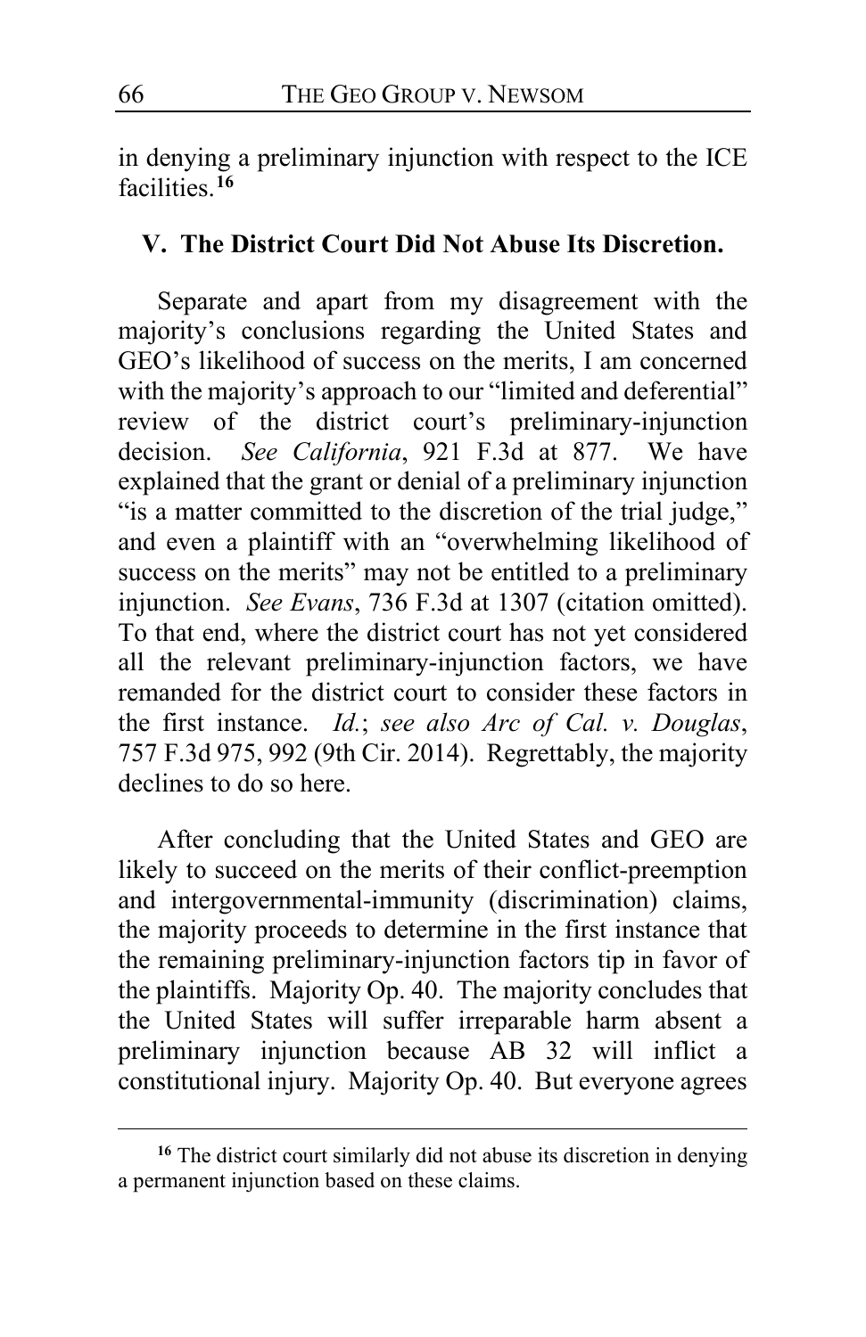in denying a preliminary injunction with respect to the ICE facilities.[16]

## V. The District Court Did Not Abuse Its Discretion.

Separate and apart from my disagreement with the majority's conclusions regarding the United States and GEO's likelihood of success on the merits, I am concerned with the majority's approach to our "limited and deferential" review of the district court's preliminary-injunction decision. *See California*, 921 F.3d at 877. We have explained that the grant or denial of a preliminary injunction "is a matter committed to the discretion of the trial judge," and even a plaintiff with an "overwhelming likelihood of success on the merits" may not be entitled to a preliminary injunction. *See Evans*, 736 F.3d at 1307 (citation omitted). To that end, where the district court has not yet considered all the relevant preliminary-injunction factors, we have remanded for the district court to consider these factors in the first instance. *Id.*; *see also Arc of Cal. v. Douglas*, 757 F.3d 975, 992 (9th Cir. 2014). Regrettably, the majority declines to do so here.

After concluding that the United States and GEO are likely to succeed on the merits of their conflict-preemption and intergovernmental-immunity (discrimination) claims, the majority proceeds to determine in the first instance that the remaining preliminary-injunction factors tip in favor of the plaintiffs. Majority Op. 40. The majority concludes that the United States will suffer irreparable harm absent a preliminary injunction because AB 32 will inflict a constitutional injury. Majority Op. 40. But everyone agrees

[16] The district court similarly did not abuse its discretion in denying a permanent injunction based on these claims.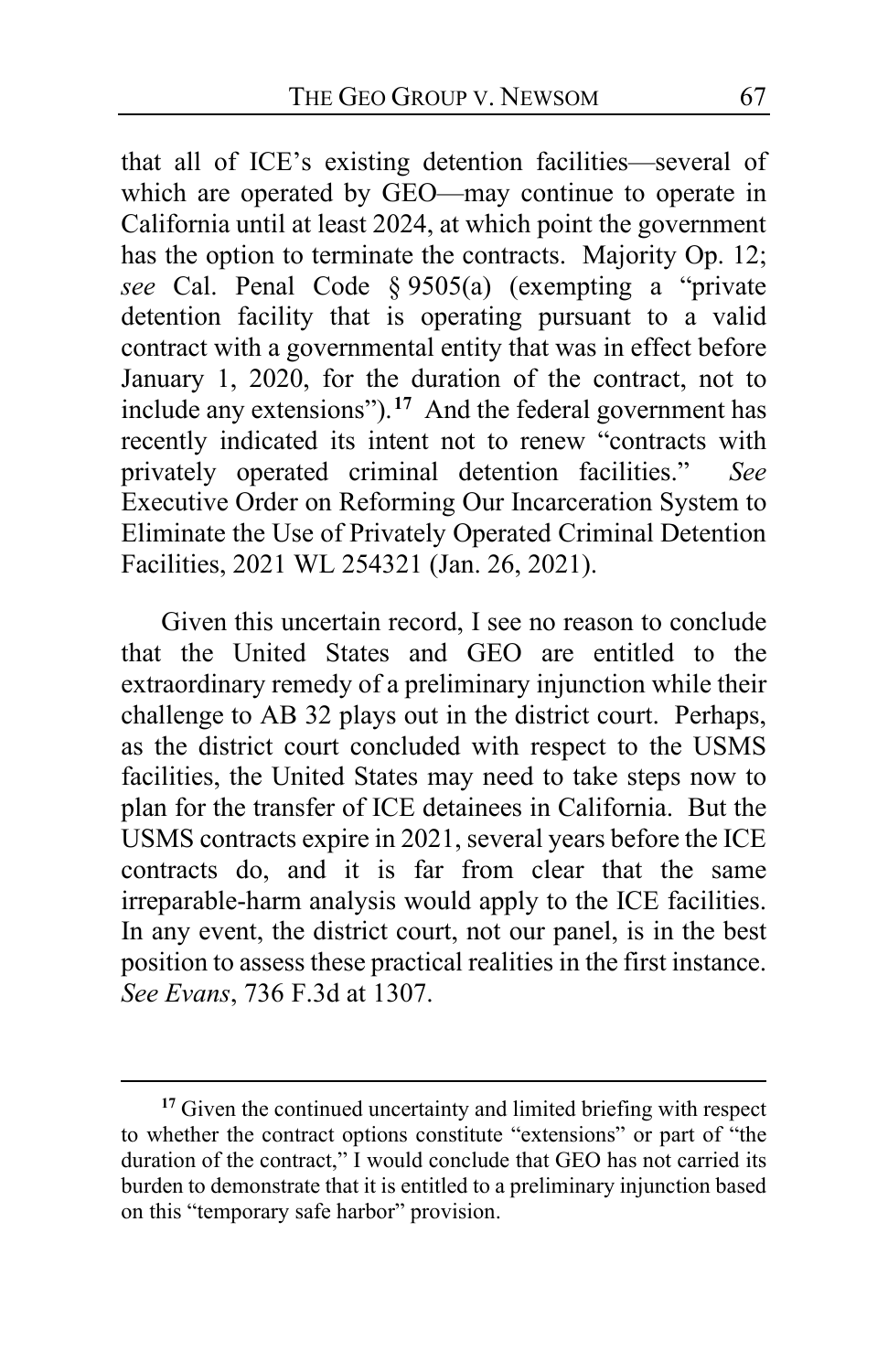that all of ICE's existing detention facilities—several of which are operated by GEO—may continue to operate in California until at least 2024, at which point the government has the option to terminate the contracts. Majority Op. 12; *see* Cal. Penal Code § 9505(a) (exempting a "private detention facility that is operating pursuant to a valid contract with a governmental entity that was in effect before January 1, 2020, for the duration of the contract, not to include any extensions").[17] And the federal government has recently indicated its intent not to renew "contracts with privately operated criminal detention facilities." *See* Executive Order on Reforming Our Incarceration System to Eliminate the Use of Privately Operated Criminal Detention Facilities, 2021 WL 254321 (Jan. 26, 2021).

Given this uncertain record, I see no reason to conclude that the United States and GEO are entitled to the extraordinary remedy of a preliminary injunction while their challenge to AB 32 plays out in the district court. Perhaps, as the district court concluded with respect to the USMS facilities, the United States may need to take steps now to plan for the transfer of ICE detainees in California. But the USMS contracts expire in 2021, several years before the ICE contracts do, and it is far from clear that the same irreparable-harm analysis would apply to the ICE facilities. In any event, the district court, not our panel, is in the best position to assess these practical realities in the first instance. *See Evans*, 736 F.3d at 1307.

---

[17] Given the continued uncertainty and limited briefing with respect to whether the contract options constitute "extensions" or part of "the duration of the contract," I would conclude that GEO has not carried its burden to demonstrate that it is entitled to a preliminary injunction based on this "temporary safe harbor" provision.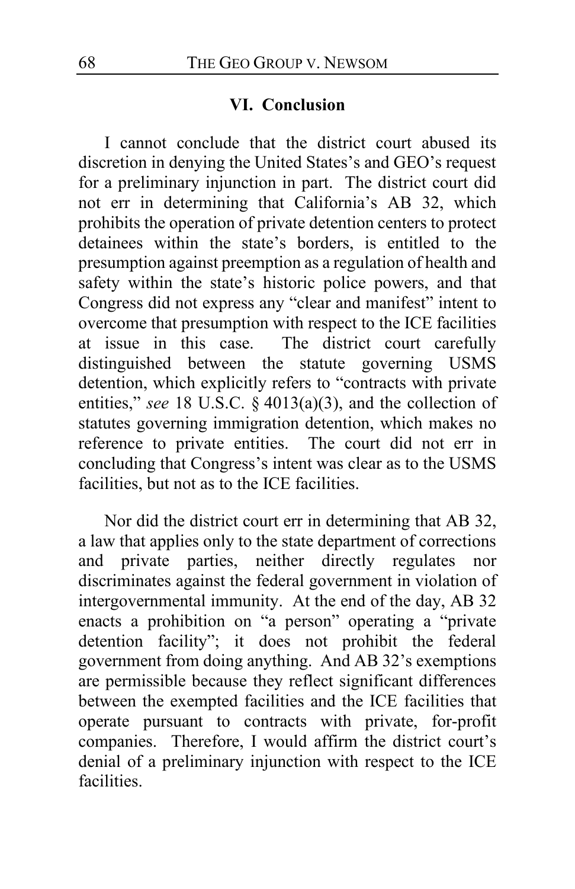## VI. Conclusion

I cannot conclude that the district court abused its discretion in denying the United States's and GEO's request for a preliminary injunction in part. The district court did not err in determining that California's AB 32, which prohibits the operation of private detention centers to protect detainees within the state's borders, is entitled to the presumption against preemption as a regulation of health and safety within the state's historic police powers, and that Congress did not express any "clear and manifest" intent to overcome that presumption with respect to the ICE facilities at issue in this case. The district court carefully distinguished between the statute governing USMS detention, which explicitly refers to "contracts with private entities," *see* 18 U.S.C. § 4013(a)(3), and the collection of statutes governing immigration detention, which makes no reference to private entities. The court did not err in concluding that Congress's intent was clear as to the USMS facilities, but not as to the ICE facilities.

Nor did the district court err in determining that AB 32, a law that applies only to the state department of corrections and private parties, neither directly regulates nor discriminates against the federal government in violation of intergovernmental immunity. At the end of the day, AB 32 enacts a prohibition on "a person" operating a "private detention facility"; it does not prohibit the federal government from doing anything. And AB 32's exemptions are permissible because they reflect significant differences between the exempted facilities and the ICE facilities that operate pursuant to contracts with private, for-profit companies. Therefore, I would affirm the district court's denial of a preliminary injunction with respect to the ICE facilities.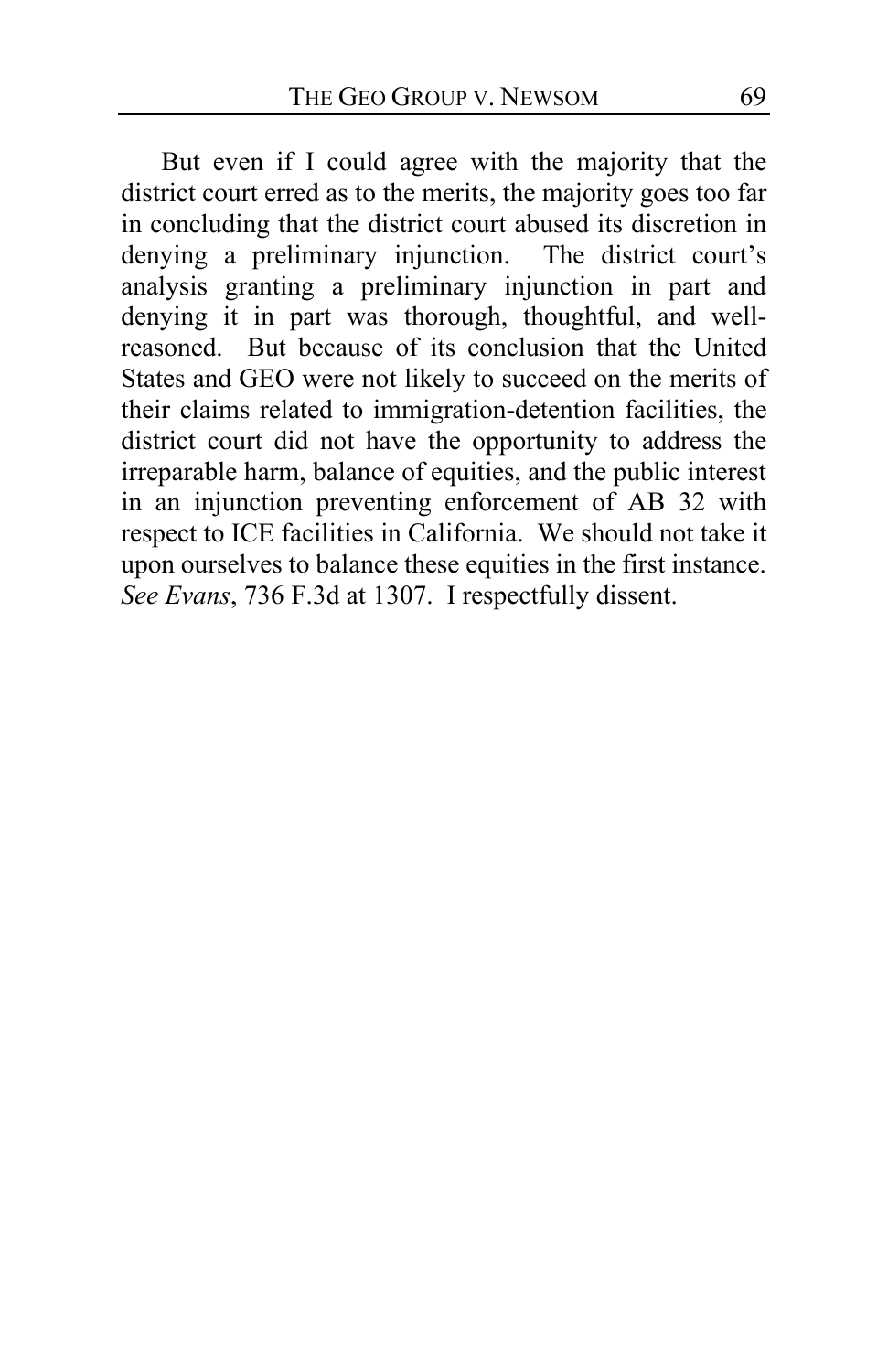But even if I could agree with the majority that the district court erred as to the merits, the majority goes too far in concluding that the district court abused its discretion in denying a preliminary injunction. The district court's analysis granting a preliminary injunction in part and denying it in part was thorough, thoughtful, and well-reasoned. But because of its conclusion that the United States and GEO were not likely to succeed on the merits of their claims related to immigration-detention facilities, the district court did not have the opportunity to address the irreparable harm, balance of equities, and the public interest in an injunction preventing enforcement of AB 32 with respect to ICE facilities in California. We should not take it upon ourselves to balance these equities in the first instance. *See Evans*, 736 F.3d at 1307. I respectfully dissent.